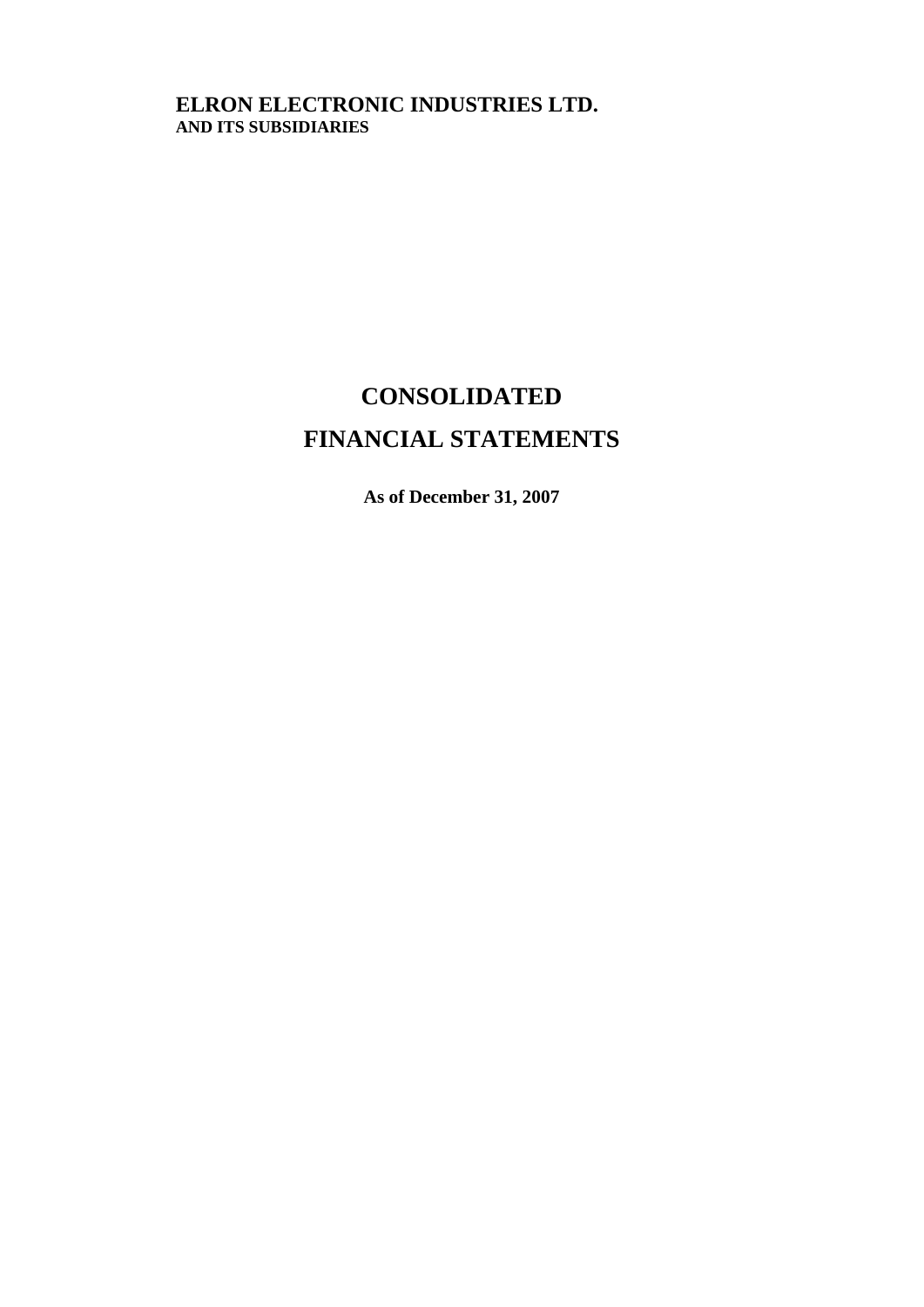**ELRON ELECTRONIC INDUSTRIES LTD.**
**AND ITS SUBSIDIARIES**

# CONSOLIDATED
# FINANCIAL STATEMENTS

**As of December 31, 2007**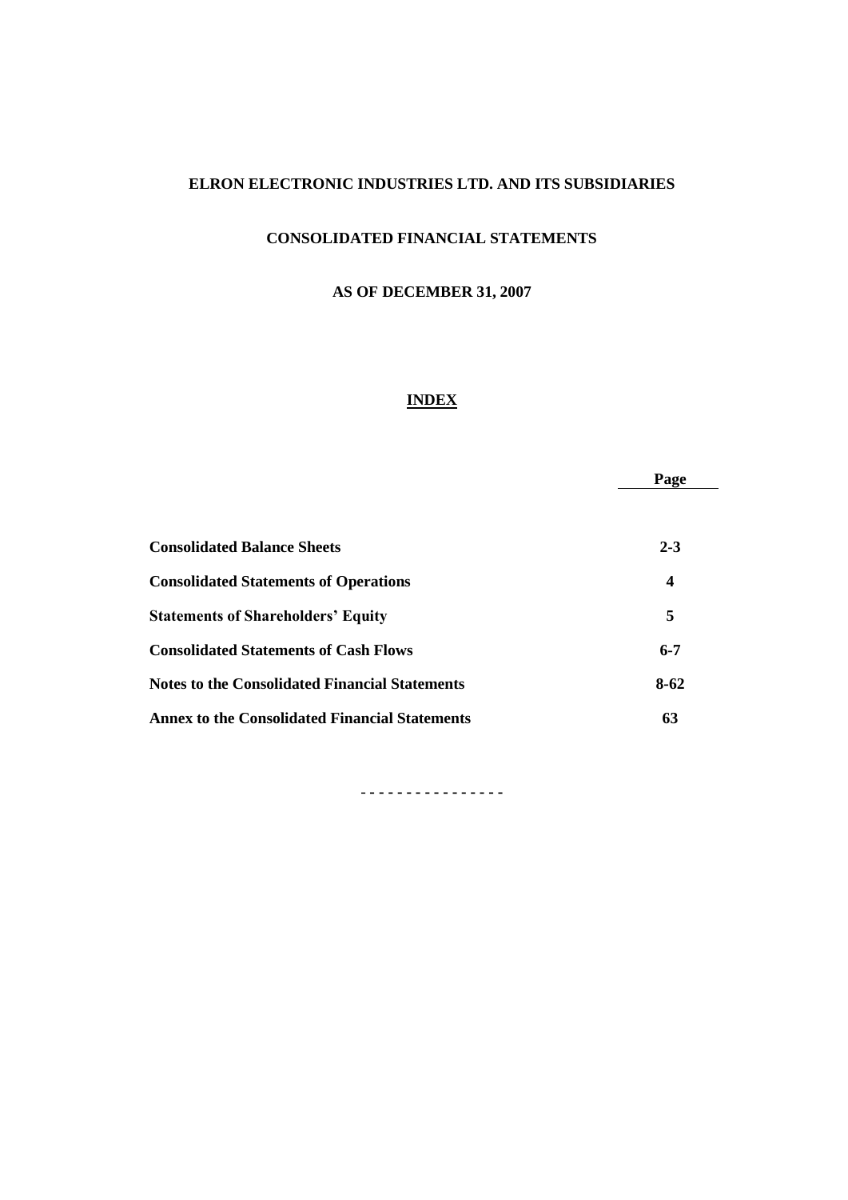# ELRON ELECTRONIC INDUSTRIES LTD. AND ITS SUBSIDIARIES

## CONSOLIDATED FINANCIAL STATEMENTS

## AS OF DECEMBER 31, 2007

### INDEX

| | Page |
|---|---|
| **Consolidated Balance Sheets** | **2-3** |
| **Consolidated Statements of Operations** | **4** |
| **Statements of Shareholders' Equity** | **5** |
| **Consolidated Statements of Cash Flows** | **6-7** |
| **Notes to the Consolidated Financial Statements** | **8-62** |
| **Annex to the Consolidated Financial Statements** | **63** |

- - - - - - - - - - - - - - - -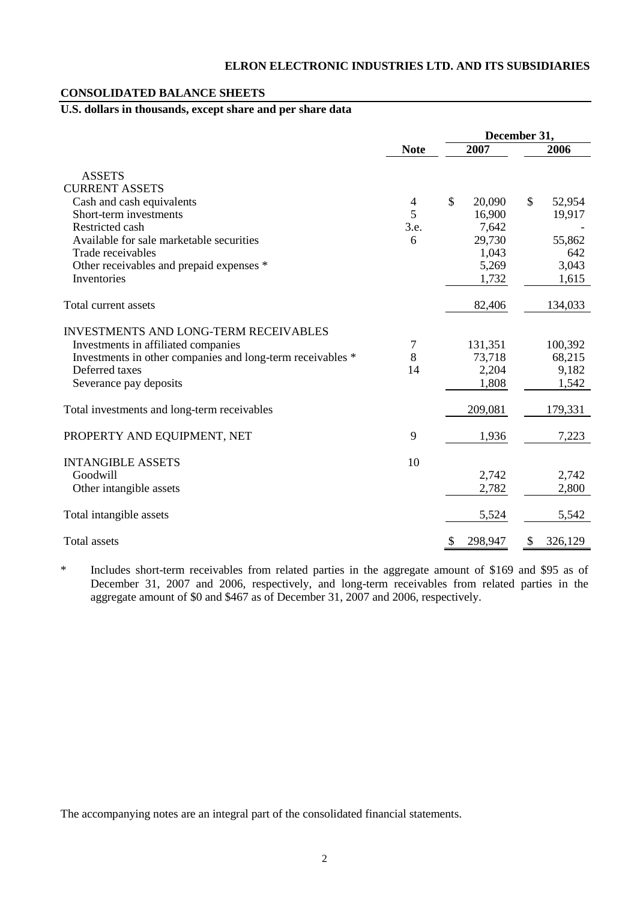**ELRON ELECTRONIC INDUSTRIES LTD. AND ITS SUBSIDIARIES**

**CONSOLIDATED BALANCE SHEETS**

**U.S. dollars in thousands, except share and per share data**

| | Note | December 31, 2007 | December 31, 2006 |
|---|---|---|---|
| **ASSETS** | | | |
| CURRENT ASSETS | | | |
| Cash and cash equivalents | 4 | $ 20,090 | $ 52,954 |
| Short-term investments | 5 | 16,900 | 19,917 |
| Restricted cash | 3.e. | 7,642 | - |
| Available for sale marketable securities | 6 | 29,730 | 55,862 |
| Trade receivables | | 1,043 | 642 |
| Other receivables and prepaid expenses * | | 5,269 | 3,043 |
| Inventories | | 1,732 | 1,615 |
| Total current assets | | 82,406 | 134,033 |
| INVESTMENTS AND LONG-TERM RECEIVABLES | | | |
| Investments in affiliated companies | 7 | 131,351 | 100,392 |
| Investments in other companies and long-term receivables * | 8 | 73,718 | 68,215 |
| Deferred taxes | 14 | 2,204 | 9,182 |
| Severance pay deposits | | 1,808 | 1,542 |
| Total investments and long-term receivables | | 209,081 | 179,331 |
| PROPERTY AND EQUIPMENT, NET | 9 | 1,936 | 7,223 |
| INTANGIBLE ASSETS | 10 | | |
| Goodwill | | 2,742 | 2,742 |
| Other intangible assets | | 2,782 | 2,800 |
| Total intangible assets | | 5,524 | 5,542 |
| Total assets | | $ 298,947 | $ 326,129 |

\* Includes short-term receivables from related parties in the aggregate amount of $169 and $95 as of December 31, 2007 and 2006, respectively, and long-term receivables from related parties in the aggregate amount of $0 and $467 as of December 31, 2007 and 2006, respectively.

The accompanying notes are an integral part of the consolidated financial statements.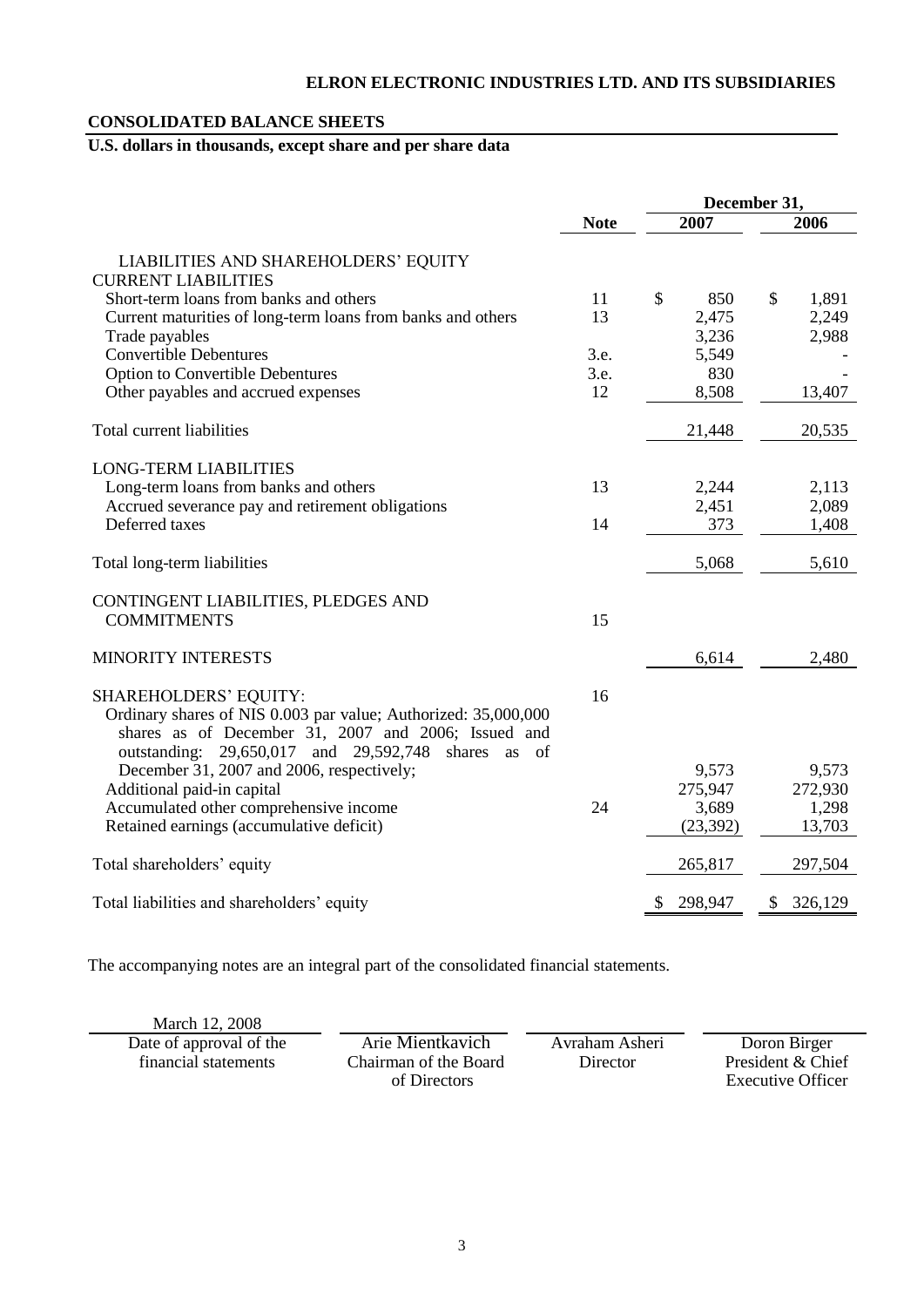**ELRON ELECTRONIC INDUSTRIES LTD. AND ITS SUBSIDIARIES**

## CONSOLIDATED BALANCE SHEETS

**U.S. dollars in thousands, except share and per share data**

| | Note | December 31, 2007 | December 31, 2006 |
|---|---|---|---|
| LIABILITIES AND SHAREHOLDERS' EQUITY | | | |
| CURRENT LIABILITIES | | | |
| Short-term loans from banks and others | 11 | $ 850 | $ 1,891 |
| Current maturities of long-term loans from banks and others | 13 | 2,475 | 2,249 |
| Trade payables | | 3,236 | 2,988 |
| Convertible Debentures | 3.e. | 5,549 | - |
| Option to Convertible Debentures | 3.e. | 830 | - |
| Other payables and accrued expenses | 12 | 8,508 | 13,407 |
| Total current liabilities | | 21,448 | 20,535 |
| LONG-TERM LIABILITIES | | | |
| Long-term loans from banks and others | 13 | 2,244 | 2,113 |
| Accrued severance pay and retirement obligations | | 2,451 | 2,089 |
| Deferred taxes | 14 | 373 | 1,408 |
| Total long-term liabilities | | 5,068 | 5,610 |
| CONTINGENT LIABILITIES, PLEDGES AND COMMITMENTS | 15 | | |
| MINORITY INTERESTS | | 6,614 | 2,480 |
| SHAREHOLDERS' EQUITY: | 16 | | |
| Ordinary shares of NIS 0.003 par value; Authorized: 35,000,000 shares as of December 31, 2007 and 2006; Issued and outstanding: 29,650,017 and 29,592,748 shares as of December 31, 2007 and 2006, respectively; | | 9,573 | 9,573 |
| Additional paid-in capital | | 275,947 | 272,930 |
| Accumulated other comprehensive income | 24 | 3,689 | 1,298 |
| Retained earnings (accumulative deficit) | | (23,392) | 13,703 |
| Total shareholders' equity | | 265,817 | 297,504 |
| Total liabilities and shareholders' equity | | $ 298,947 | $ 326,129 |

The accompanying notes are an integral part of the consolidated financial statements.

| March 12, 2008 | | | |
|---|---|---|---|
| Date of approval of the financial statements | Arie Mientkavich<br>Chairman of the Board of Directors | Avraham Asheri<br>Director | Doron Birger<br>President & Chief Executive Officer |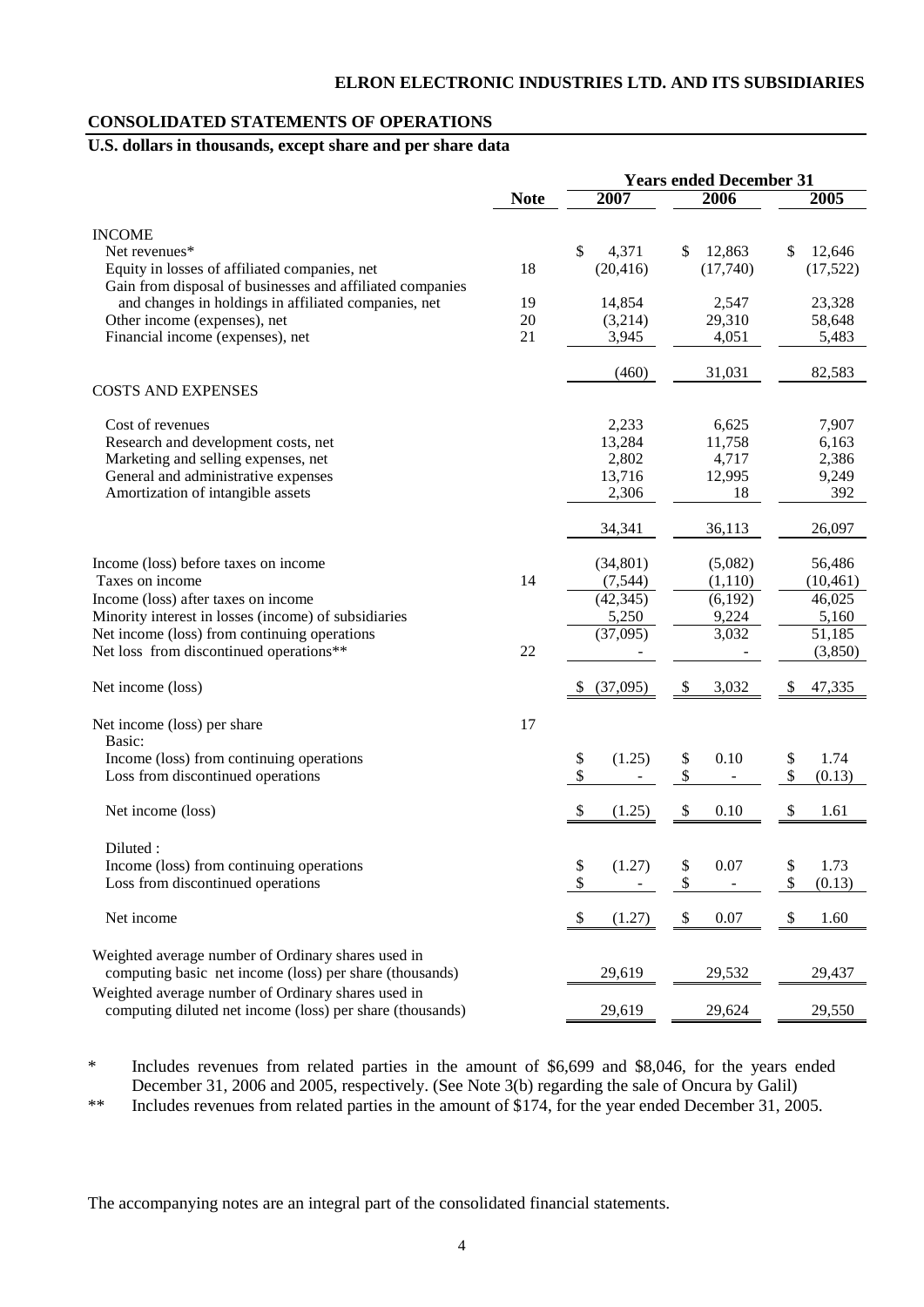**ELRON ELECTRONIC INDUSTRIES LTD. AND ITS SUBSIDIARIES**

## CONSOLIDATED STATEMENTS OF OPERATIONS

**U.S. dollars in thousands, except share and per share data**

| | Note | Years ended December 31 | | |
|---|---|---|---|---|
| | | 2007 | 2006 | 2005 |
| INCOME | | | | |
| Net revenues* | | $ 4,371 | $ 12,863 | $ 12,646 |
| Equity in losses of affiliated companies, net | 18 | (20,416) | (17,740) | (17,522) |
| Gain from disposal of businesses and affiliated companies and changes in holdings in affiliated companies, net | 19 | 14,854 | 2,547 | 23,328 |
| Other income (expenses), net | 20 | (3,214) | 29,310 | 58,648 |
| Financial income (expenses), net | 21 | 3,945 | 4,051 | 5,483 |
| | | (460) | 31,031 | 82,583 |
| COSTS AND EXPENSES | | | | |
| Cost of revenues | | 2,233 | 6,625 | 7,907 |
| Research and development costs, net | | 13,284 | 11,758 | 6,163 |
| Marketing and selling expenses, net | | 2,802 | 4,717 | 2,386 |
| General and administrative expenses | | 13,716 | 12,995 | 9,249 |
| Amortization of intangible assets | | 2,306 | 18 | 392 |
| | | 34,341 | 36,113 | 26,097 |
| Income (loss) before taxes on income | | (34,801) | (5,082) | 56,486 |
| Taxes on income | 14 | (7,544) | (1,110) | (10,461) |
| Income (loss) after taxes on income | | (42,345) | (6,192) | 46,025 |
| Minority interest in losses (income) of subsidiaries | | 5,250 | 9,224 | 5,160 |
| Net income (loss) from continuing operations | | (37,095) | 3,032 | 51,185 |
| Net loss from discontinued operations** | 22 | - | - | (3,850) |
| Net income (loss) | | $ (37,095) | $ 3,032 | $ 47,335 |
| Net income (loss) per share | 17 | | | |
| Basic: | | | | |
| Income (loss) from continuing operations | | $ (1.25) | $ 0.10 | $ 1.74 |
| Loss from discontinued operations | | $ - | $ - | $ (0.13) |
| Net income (loss) | | $ (1.25) | $ 0.10 | $ 1.61 |
| Diluted : | | | | |
| Income (loss) from continuing operations | | $ (1.27) | $ 0.07 | $ 1.73 |
| Loss from discontinued operations | | $ - | $ - | $ (0.13) |
| Net income | | $ (1.27) | $ 0.07 | $ 1.60 |
| Weighted average number of Ordinary shares used in computing basic net income (loss) per share (thousands) | | 29,619 | 29,532 | 29,437 |
| Weighted average number of Ordinary shares used in computing diluted net income (loss) per share (thousands) | | 29,619 | 29,624 | 29,550 |

\* Includes revenues from related parties in the amount of $6,699 and $8,046, for the years ended December 31, 2006 and 2005, respectively. (See Note 3(b) regarding the sale of Oncura by Galil)

** Includes revenues from related parties in the amount of $174, for the year ended December 31, 2005.

The accompanying notes are an integral part of the consolidated financial statements.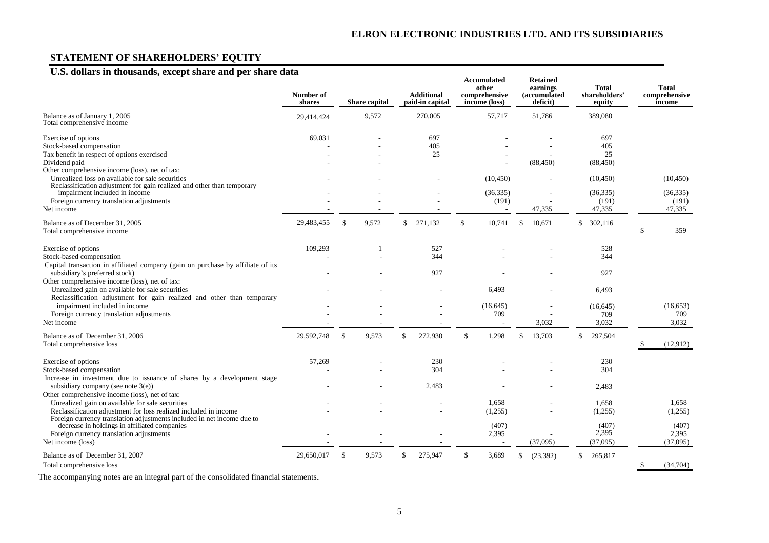# ELRON ELECTRONIC INDUSTRIES LTD. AND ITS SUBSIDIARIES

## STATEMENT OF SHAREHOLDERS' EQUITY

### U.S. dollars in thousands, except share and per share data

| | Number of shares | Share capital | Additional paid-in capital | Accumulated other comprehensive income (loss) | Retained earnings (accumulated deficit) | Total shareholders' equity | Total comprehensive income |
|---|---|---|---|---|---|---|---|
| Balance as of January 1, 2005 | 29,414,424 | 9,572 | 270,005 | 57,717 | 51,786 | 389,080 | |
| Total comprehensive income | | | | | | | |
| Exercise of options | 69,031 | - | 697 | - | - | 697 | |
| Stock-based compensation | - | - | 405 | - | - | 405 | |
| Tax benefit in respect of options exercised | - | - | 25 | - | - | 25 | |
| Dividend paid | - | - | | - | (88,450) | (88,450) | |
| Other comprehensive income (loss), net of tax: | | | | | | | |
| Unrealized loss on available for sale securities | - | - | - | (10,450) | - | (10,450) | (10,450) |
| Reclassification adjustment for gain realized and other than temporary impairment included in income | - | - | - | (36,335) | - | (36,335) | (36,335) |
| Foreign currency translation adjustments | - | - | - | (191) | - | (191) | (191) |
| Net income | - | - | - | - | 47,335 | 47,335 | 47,335 |
| Balance as of December 31, 2005 | 29,483,455 | $ 9,572 | $ 271,132 | $ 10,741 | $ 10,671 | $ 302,116 | |
| Total comprehensive income | | | | | | | $ 359 |
| Exercise of options | 109,293 | 1 | 527 | - | - | 528 | |
| Stock-based compensation | - | - | 344 | - | - | 344 | |
| Capital transaction in affiliated company (gain on purchase by affiliate of its subsidiary's preferred stock) | - | - | 927 | - | - | 927 | |
| Other comprehensive income (loss), net of tax: | | | | | | | |
| Unrealized gain on available for sale securities | - | - | - | 6,493 | - | 6,493 | |
| Reclassification adjustment for gain realized and other than temporary impairment included in income | - | - | - | (16,645) | - | (16,645) | (16,653) |
| Foreign currency translation adjustments | - | - | - | 709 | - | 709 | 709 |
| Net income | - | - | - | - | 3,032 | 3,032 | 3,032 |
| Balance as of December 31, 2006 | 29,592,748 | $ 9,573 | $ 272,930 | $ 1,298 | $ 13,703 | $ 297,504 | |
| Total comprehensive loss | | | | | | | $ (12,912) |
| Exercise of options | 57,269 | - | 230 | - | - | 230 | |
| Stock-based compensation | - | - | 304 | - | - | 304 | |
| Increase in investment due to issuance of shares by a development stage subsidiary company (see note 3(e)) | - | - | 2,483 | - | - | 2,483 | |
| Other comprehensive income (loss), net of tax: | | | | | | | |
| Unrealized gain on available for sale securities | - | - | - | 1,658 | - | 1,658 | 1,658 |
| Reclassification adjustment for loss realized included in income | - | - | - | (1,255) | - | (1,255) | (1,255) |
| Foreign currency translation adjustments included in net income due to decrease in holdings in affiliated companies | | | | (407) | | (407) | (407) |
| Foreign currency translation adjustments | - | - | - | 2,395 | - | 2,395 | 2,395 |
| Net income (loss) | - | - | - | - | (37,095) | (37,095) | (37,095) |
| Balance as of December 31, 2007 | 29,650,017 | $ 9,573 | $ 275,947 | $ 3,689 | $ (23,392) | $ 265,817 | |
| Total comprehensive loss | | | | | | | $ (34,704) |

The accompanying notes are an integral part of the consolidated financial statements.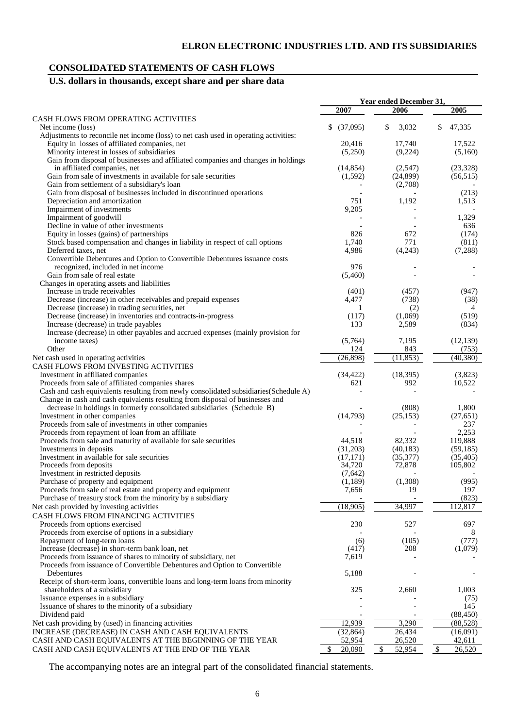## ELRON ELECTRONIC INDUSTRIES LTD. AND ITS SUBSIDIARIES

## CONSOLIDATED STATEMENTS OF CASH FLOWS

### U.S. dollars in thousands, except share and per share data

| | Year ended December 31, | | |
|---|---|---|---|
| | 2007 | 2006 | 2005 |
| CASH FLOWS FROM OPERATING ACTIVITIES | | | |
| Net income (loss) | $ (37,095) | $ 3,032 | $ 47,335 |
| Adjustments to reconcile net income (loss) to net cash used in operating activities: | | | |
| Equity in losses of affiliated companies, net | 20,416 | 17,740 | 17,522 |
| Minority interest in losses of subsidiaries | (5,250) | (9,224) | (5,160) |
| Gain from disposal of businesses and affiliated companies and changes in holdings in affiliated companies, net | (14,854) | (2,547) | (23,328) |
| Gain from sale of investments in available for sale securities | (1,592) | (24,899) | (56,515) |
| Gain from settlement of a subsidiary's loan | - | (2,708) | - |
| Gain from disposal of businesses included in discontinued operations | - | - | (213) |
| Depreciation and amortization | 751 | 1,192 | 1,513 |
| Impairment of investments | 9,205 | - | - |
| Impairment of goodwill | - | - | 1,329 |
| Decline in value of other investments | - | - | 636 |
| Equity in losses (gains) of partnerships | 826 | 672 | (174) |
| Stock based compensation and changes in liability in respect of call options | 1,740 | 771 | (811) |
| Deferred taxes, net | 4,986 | (4,243) | (7,288) |
| Convertible Debentures and Option to Convertible Debentures issuance costs recognized, included in net income | 976 | - | - |
| Gain from sale of real estate | (5,460) | - | - |
| Changes in operating assets and liabilities | | | |
| Increase in trade receivables | (401) | (457) | (947) |
| Decrease (increase) in other receivables and prepaid expenses | 4,477 | (738) | (38) |
| Decrease (increase) in trading securities, net | 1 | (2) | 4 |
| Decrease (increase) in inventories and contracts-in-progress | (117) | (1,069) | (519) |
| Increase (decrease) in trade payables | 133 | 2,589 | (834) |
| Increase (decrease) in other payables and accrued expenses (mainly provision for income taxes) | (5,764) | 7,195 | (12,139) |
| Other | 124 | 843 | (753) |
| Net cash used in operating activities | (26,898) | (11,853) | (40,380) |
| CASH FLOWS FROM INVESTING ACTIVITIES | | | |
| Investment in affiliated companies | (34,422) | (18,395) | (3,823) |
| Proceeds from sale of affiliated companies shares | 621 | 992 | 10,522 |
| Cash and cash equivalents resulting from newly consolidated subsidiaries(Schedule A) | - | - | - |
| Change in cash and cash equivalents resulting from disposal of businesses and decrease in holdings in formerly consolidated subsidiaries (Schedule B) | - | (808) | 1,800 |
| Investment in other companies | (14,793) | (25,153) | (27,651) |
| Proceeds from sale of investments in other companies | - | - | 237 |
| Proceeds from repayment of loan from an affiliate | - | - | 2,253 |
| Proceeds from sale and maturity of available for sale securities | 44,518 | 82,332 | 119,888 |
| Investments in deposits | (31,203) | (40,183) | (59,185) |
| Investment in available for sale securities | (17,171) | (35,377) | (35,405) |
| Proceeds from deposits | 34,720 | 72,878 | 105,802 |
| Investment in restricted deposits | (7,642) | - | - |
| Purchase of property and equipment | (1,189) | (1,308) | (995) |
| Proceeds from sale of real estate and property and equipment | 7,656 | 19 | 197 |
| Purchase of treasury stock from the minority by a subsidiary | - | - | (823) |
| Net cash provided by investing activities | (18,905) | 34,997 | 112,817 |
| CASH FLOWS FROM FINANCING ACTIVITIES | | | |
| Proceeds from options exercised | 230 | 527 | 697 |
| Proceeds from exercise of options in a subsidiary | - | - | 8 |
| Repayment of long-term loans | (6) | (105) | (777) |
| Increase (decrease) in short-term bank loan, net | (417) | 208 | (1,079) |
| Proceeds from issuance of shares to minority of subsidiary, net | 7,619 | - | - |
| Proceeds from issuance of Convertible Debentures and Option to Convertible Debentures | 5,188 | - | - |
| Receipt of short-term loans, convertible loans and long-term loans from minority shareholders of a subsidiary | 325 | 2,660 | 1,003 |
| Issuance expenses in a subsidiary | - | - | (75) |
| Issuance of shares to the minority of a subsidiary | - | - | 145 |
| Dividend paid | - | - | (88,450) |
| Net cash providing by (used) in financing activities | 12,939 | 3,290 | (88,528) |
| INCREASE (DECREASE) IN CASH AND CASH EQUIVALENTS | (32,864) | 26,434 | (16,091) |
| CASH AND CASH EQUIVALENTS AT THE BEGINNING OF THE YEAR | 52,954 | 26,520 | 42,611 |
| CASH AND CASH EQUIVALENTS AT THE END OF THE YEAR | $ 20,090 | $ 52,954 | $ 26,520 |

The accompanying notes are an integral part of the consolidated financial statements.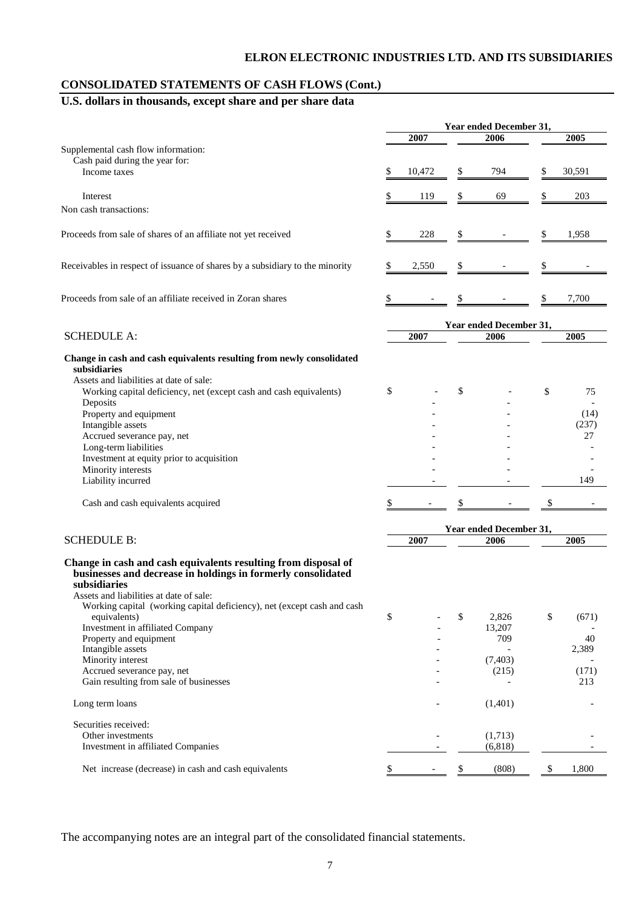## ELRON ELECTRONIC INDUSTRIES LTD. AND ITS SUBSIDIARIES

## CONSOLIDATED STATEMENTS OF CASH FLOWS (Cont.)

### U.S. dollars in thousands, except share and per share data

| | Year ended December 31, | | |
|---|---|---|---|
| | 2007 | 2006 | 2005 |
| Supplemental cash flow information: | | | |
| Cash paid during the year for: | | | |
| Income taxes | $ 10,472 | $ 794 | $ 30,591 |
| Interest | $ 119 | $ 69 | $ 203 |
| Non cash transactions: | | | |
| Proceeds from sale of shares of an affiliate not yet received | $ 228 | $ - | $ 1,958 |
| Receivables in respect of issuance of shares by a subsidiary to the minority | $ 2,550 | $ - | $ - |
| Proceeds from sale of an affiliate received in Zoran shares | $ - | $ - | $ 7,700 |

| SCHEDULE A: | Year ended December 31, | | |
|---|---|---|---|
| | 2007 | 2006 | 2005 |
| **Change in cash and cash equivalents resulting from newly consolidated subsidiaries** | | | |
| Assets and liabilities at date of sale: | | | |
| Working capital deficiency, net (except cash and cash equivalents) | $ - | $ - | $ 75 |
| Deposits | - | - | - |
| Property and equipment | - | - | (14) |
| Intangible assets | - | - | (237) |
| Accrued severance pay, net | - | - | 27 |
| Long-term liabilities | - | - | - |
| Investment at equity prior to acquisition | - | - | - |
| Minority interests | - | - | - |
| Liability incurred | - | - | 149 |
| Cash and cash equivalents acquired | $ - | $ - | $ - |

| SCHEDULE B: | Year ended December 31, | | |
|---|---|---|---|
| | 2007 | 2006 | 2005 |
| **Change in cash and cash equivalents resulting from disposal of businesses and decrease in holdings in formerly consolidated subsidiaries** | | | |
| Assets and liabilities at date of sale: | | | |
| Working capital (working capital deficiency), net (except cash and cash equivalents) | $ - | $ 2,826 | $ (671) |
| Investment in affiliated Company | - | 13,207 | - |
| Property and equipment | - | 709 | 40 |
| Intangible assets | - | - | 2,389 |
| Minority interest | - | (7,403) | - |
| Accrued severance pay, net | - | (215) | (171) |
| Gain resulting from sale of businesses | - | - | 213 |
| Long term loans | - | (1,401) | - |
| Securities received: | | | |
| Other investments | - | (1,713) | - |
| Investment in affiliated Companies | - | (6,818) | - |
| Net increase (decrease) in cash and cash equivalents | $ - | $ (808) | $ 1,800 |

The accompanying notes are an integral part of the consolidated financial statements.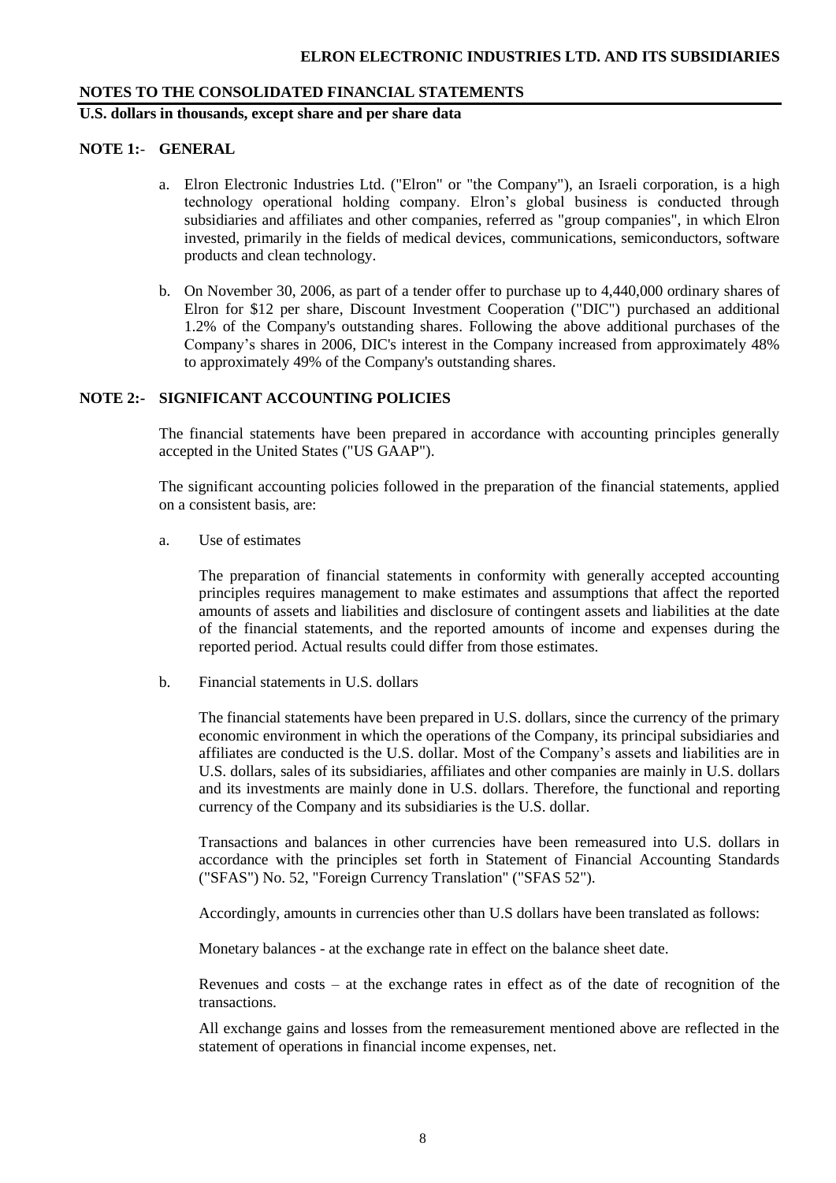**NOTES TO THE CONSOLIDATED FINANCIAL STATEMENTS**

**U.S. dollars in thousands, except share and per share data**

## NOTE 1:- GENERAL

a. Elron Electronic Industries Ltd. ("Elron" or "the Company"), an Israeli corporation, is a high technology operational holding company. Elron's global business is conducted through subsidiaries and affiliates and other companies, referred as "group companies", in which Elron invested, primarily in the fields of medical devices, communications, semiconductors, software products and clean technology.

b. On November 30, 2006, as part of a tender offer to purchase up to 4,440,000 ordinary shares of Elron for $12 per share, Discount Investment Cooperation ("DIC") purchased an additional 1.2% of the Company's outstanding shares. Following the above additional purchases of the Company's shares in 2006, DIC's interest in the Company increased from approximately 48% to approximately 49% of the Company's outstanding shares.

## NOTE 2:- SIGNIFICANT ACCOUNTING POLICIES

The financial statements have been prepared in accordance with accounting principles generally accepted in the United States ("US GAAP").

The significant accounting policies followed in the preparation of the financial statements, applied on a consistent basis, are:

a. Use of estimates

The preparation of financial statements in conformity with generally accepted accounting principles requires management to make estimates and assumptions that affect the reported amounts of assets and liabilities and disclosure of contingent assets and liabilities at the date of the financial statements, and the reported amounts of income and expenses during the reported period. Actual results could differ from those estimates.

b. Financial statements in U.S. dollars

The financial statements have been prepared in U.S. dollars, since the currency of the primary economic environment in which the operations of the Company, its principal subsidiaries and affiliates are conducted is the U.S. dollar. Most of the Company's assets and liabilities are in U.S. dollars, sales of its subsidiaries, affiliates and other companies are mainly in U.S. dollars and its investments are mainly done in U.S. dollars. Therefore, the functional and reporting currency of the Company and its subsidiaries is the U.S. dollar.

Transactions and balances in other currencies have been remeasured into U.S. dollars in accordance with the principles set forth in Statement of Financial Accounting Standards ("SFAS") No. 52, "Foreign Currency Translation" ("SFAS 52").

Accordingly, amounts in currencies other than U.S dollars have been translated as follows:

Monetary balances - at the exchange rate in effect on the balance sheet date.

Revenues and costs – at the exchange rates in effect as of the date of recognition of the transactions.

All exchange gains and losses from the remeasurement mentioned above are reflected in the statement of operations in financial income expenses, net.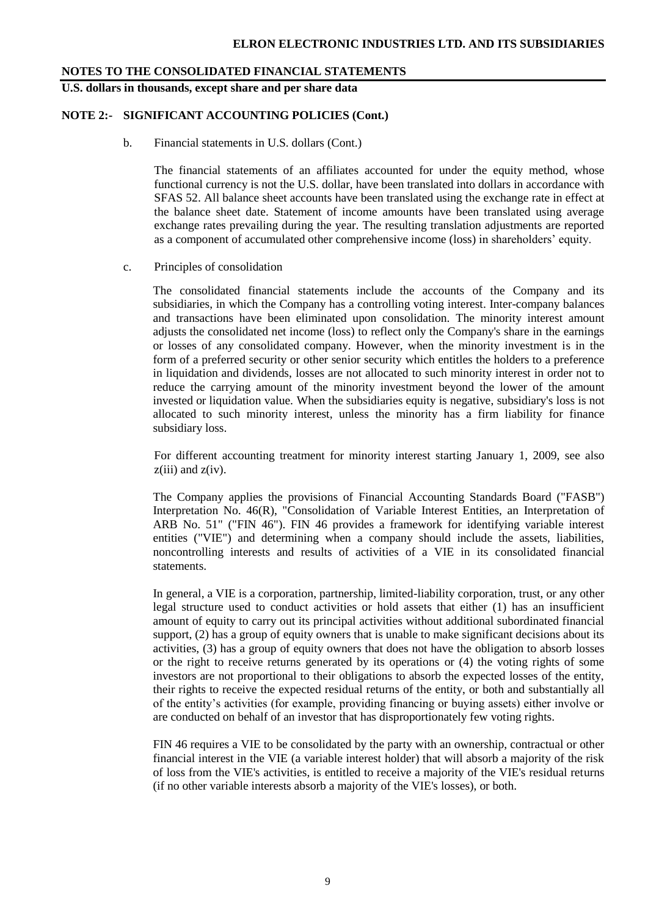**NOTES TO THE CONSOLIDATED FINANCIAL STATEMENTS**

**U.S. dollars in thousands, except share and per share data**

**NOTE 2:- SIGNIFICANT ACCOUNTING POLICIES (Cont.)**

b. Financial statements in U.S. dollars (Cont.)

The financial statements of an affiliates accounted for under the equity method, whose functional currency is not the U.S. dollar, have been translated into dollars in accordance with SFAS 52. All balance sheet accounts have been translated using the exchange rate in effect at the balance sheet date. Statement of income amounts have been translated using average exchange rates prevailing during the year. The resulting translation adjustments are reported as a component of accumulated other comprehensive income (loss) in shareholders' equity.

c. Principles of consolidation

The consolidated financial statements include the accounts of the Company and its subsidiaries, in which the Company has a controlling voting interest. Inter-company balances and transactions have been eliminated upon consolidation. The minority interest amount adjusts the consolidated net income (loss) to reflect only the Company's share in the earnings or losses of any consolidated company. However, when the minority investment is in the form of a preferred security or other senior security which entitles the holders to a preference in liquidation and dividends, losses are not allocated to such minority interest in order not to reduce the carrying amount of the minority investment beyond the lower of the amount invested or liquidation value. When the subsidiaries equity is negative, subsidiary's loss is not allocated to such minority interest, unless the minority has a firm liability for finance subsidiary loss.

For different accounting treatment for minority interest starting January 1, 2009, see also z(iii) and z(iv).

The Company applies the provisions of Financial Accounting Standards Board ("FASB") Interpretation No. 46(R), "Consolidation of Variable Interest Entities, an Interpretation of ARB No. 51" ("FIN 46"). FIN 46 provides a framework for identifying variable interest entities ("VIE") and determining when a company should include the assets, liabilities, noncontrolling interests and results of activities of a VIE in its consolidated financial statements.

In general, a VIE is a corporation, partnership, limited-liability corporation, trust, or any other legal structure used to conduct activities or hold assets that either (1) has an insufficient amount of equity to carry out its principal activities without additional subordinated financial support, (2) has a group of equity owners that is unable to make significant decisions about its activities, (3) has a group of equity owners that does not have the obligation to absorb losses or the right to receive returns generated by its operations or (4) the voting rights of some investors are not proportional to their obligations to absorb the expected losses of the entity, their rights to receive the expected residual returns of the entity, or both and substantially all of the entity's activities (for example, providing financing or buying assets) either involve or are conducted on behalf of an investor that has disproportionately few voting rights.

FIN 46 requires a VIE to be consolidated by the party with an ownership, contractual or other financial interest in the VIE (a variable interest holder) that will absorb a majority of the risk of loss from the VIE's activities, is entitled to receive a majority of the VIE's residual returns (if no other variable interests absorb a majority of the VIE's losses), or both.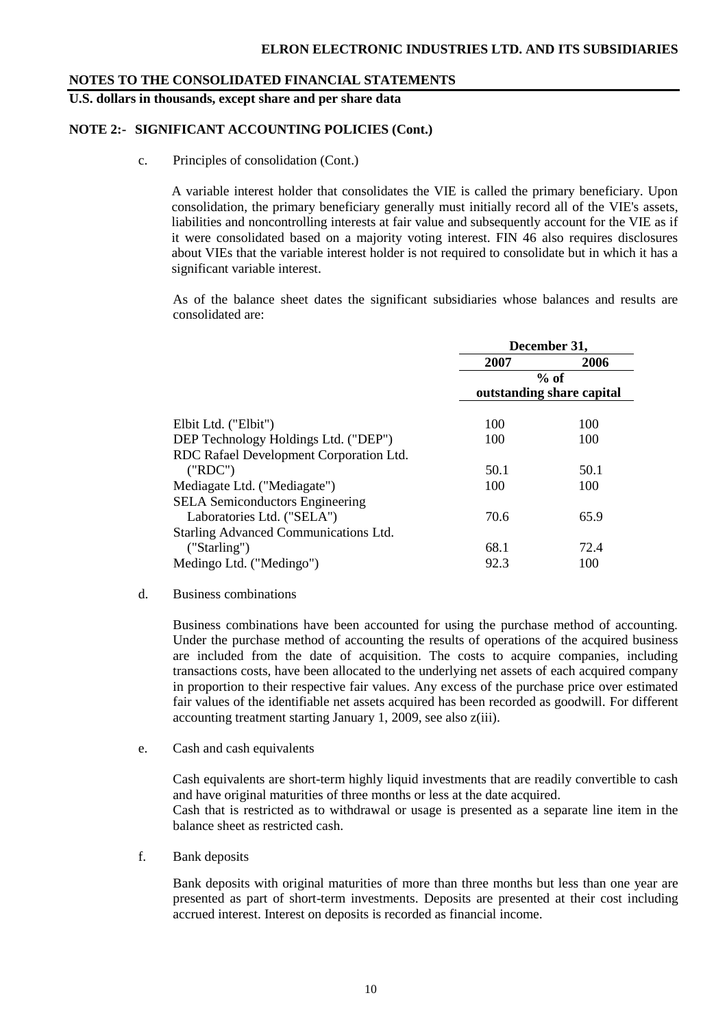**NOTES TO THE CONSOLIDATED FINANCIAL STATEMENTS**

**U.S. dollars in thousands, except share and per share data**

**NOTE 2:- SIGNIFICANT ACCOUNTING POLICIES (Cont.)**

c. Principles of consolidation (Cont.)

A variable interest holder that consolidates the VIE is called the primary beneficiary. Upon consolidation, the primary beneficiary generally must initially record all of the VIE's assets, liabilities and noncontrolling interests at fair value and subsequently account for the VIE as if it were consolidated based on a majority voting interest. FIN 46 also requires disclosures about VIEs that the variable interest holder is not required to consolidate but in which it has a significant variable interest.

As of the balance sheet dates the significant subsidiaries whose balances and results are consolidated are:

| | December 31, | |
|---|---|---|
| | **2007** | **2006** |
| | **% of outstanding share capital** | |
| Elbit Ltd. ("Elbit") | 100 | 100 |
| DEP Technology Holdings Ltd. ("DEP") | 100 | 100 |
| RDC Rafael Development Corporation Ltd. ("RDC") | 50.1 | 50.1 |
| Mediagate Ltd. ("Mediagate") | 100 | 100 |
| SELA Semiconductors Engineering Laboratories Ltd. ("SELA") | 70.6 | 65.9 |
| Starling Advanced Communications Ltd. ("Starling") | 68.1 | 72.4 |
| Medingo Ltd. ("Medingo") | 92.3 | 100 |

d. Business combinations

Business combinations have been accounted for using the purchase method of accounting. Under the purchase method of accounting the results of operations of the acquired business are included from the date of acquisition. The costs to acquire companies, including transactions costs, have been allocated to the underlying net assets of each acquired company in proportion to their respective fair values. Any excess of the purchase price over estimated fair values of the identifiable net assets acquired has been recorded as goodwill. For different accounting treatment starting January 1, 2009, see also z(iii).

e. Cash and cash equivalents

Cash equivalents are short-term highly liquid investments that are readily convertible to cash and have original maturities of three months or less at the date acquired.
Cash that is restricted as to withdrawal or usage is presented as a separate line item in the balance sheet as restricted cash.

f. Bank deposits

Bank deposits with original maturities of more than three months but less than one year are presented as part of short-term investments. Deposits are presented at their cost including accrued interest. Interest on deposits is recorded as financial income.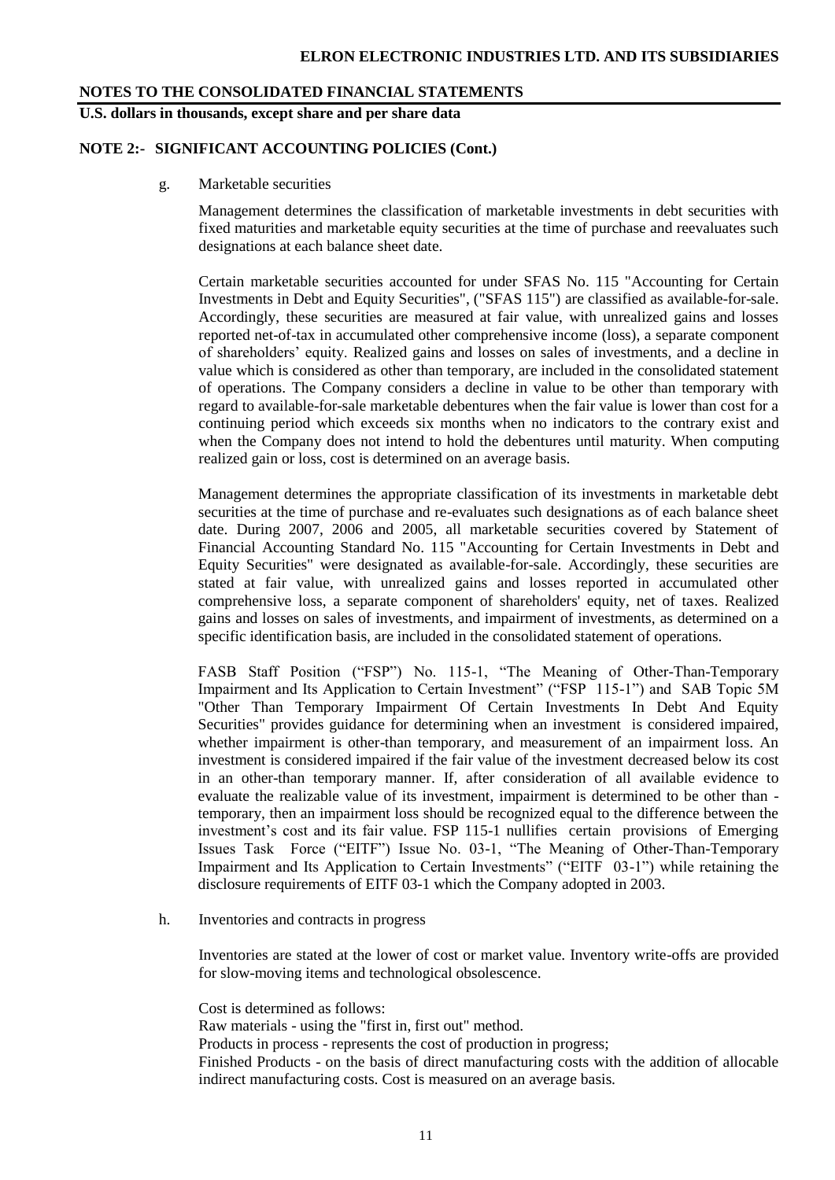**NOTES TO THE CONSOLIDATED FINANCIAL STATEMENTS**

**U.S. dollars in thousands, except share and per share data**

**NOTE 2:- SIGNIFICANT ACCOUNTING POLICIES (Cont.)**

g. Marketable securities

Management determines the classification of marketable investments in debt securities with fixed maturities and marketable equity securities at the time of purchase and reevaluates such designations at each balance sheet date.

Certain marketable securities accounted for under SFAS No. 115 "Accounting for Certain Investments in Debt and Equity Securities", ("SFAS 115") are classified as available-for-sale. Accordingly, these securities are measured at fair value, with unrealized gains and losses reported net-of-tax in accumulated other comprehensive income (loss), a separate component of shareholders' equity. Realized gains and losses on sales of investments, and a decline in value which is considered as other than temporary, are included in the consolidated statement of operations. The Company considers a decline in value to be other than temporary with regard to available-for-sale marketable debentures when the fair value is lower than cost for a continuing period which exceeds six months when no indicators to the contrary exist and when the Company does not intend to hold the debentures until maturity. When computing realized gain or loss, cost is determined on an average basis.

Management determines the appropriate classification of its investments in marketable debt securities at the time of purchase and re-evaluates such designations as of each balance sheet date. During 2007, 2006 and 2005, all marketable securities covered by Statement of Financial Accounting Standard No. 115 "Accounting for Certain Investments in Debt and Equity Securities" were designated as available-for-sale. Accordingly, these securities are stated at fair value, with unrealized gains and losses reported in accumulated other comprehensive loss, a separate component of shareholders' equity, net of taxes. Realized gains and losses on sales of investments, and impairment of investments, as determined on a specific identification basis, are included in the consolidated statement of operations.

FASB Staff Position ("FSP") No. 115-1, "The Meaning of Other-Than-Temporary Impairment and Its Application to Certain Investment" ("FSP 115-1") and SAB Topic 5M "Other Than Temporary Impairment Of Certain Investments In Debt And Equity Securities" provides guidance for determining when an investment is considered impaired, whether impairment is other-than temporary, and measurement of an impairment loss. An investment is considered impaired if the fair value of the investment decreased below its cost in an other-than temporary manner. If, after consideration of all available evidence to evaluate the realizable value of its investment, impairment is determined to be other than - temporary, then an impairment loss should be recognized equal to the difference between the investment's cost and its fair value. FSP 115-1 nullifies certain provisions of Emerging Issues Task Force ("EITF") Issue No. 03-1, "The Meaning of Other-Than-Temporary Impairment and Its Application to Certain Investments" ("EITF 03-1") while retaining the disclosure requirements of EITF 03-1 which the Company adopted in 2003.

h. Inventories and contracts in progress

Inventories are stated at the lower of cost or market value. Inventory write-offs are provided for slow-moving items and technological obsolescence.

Cost is determined as follows:
Raw materials - using the "first in, first out" method.
Products in process - represents the cost of production in progress;
Finished Products - on the basis of direct manufacturing costs with the addition of allocable indirect manufacturing costs. Cost is measured on an average basis.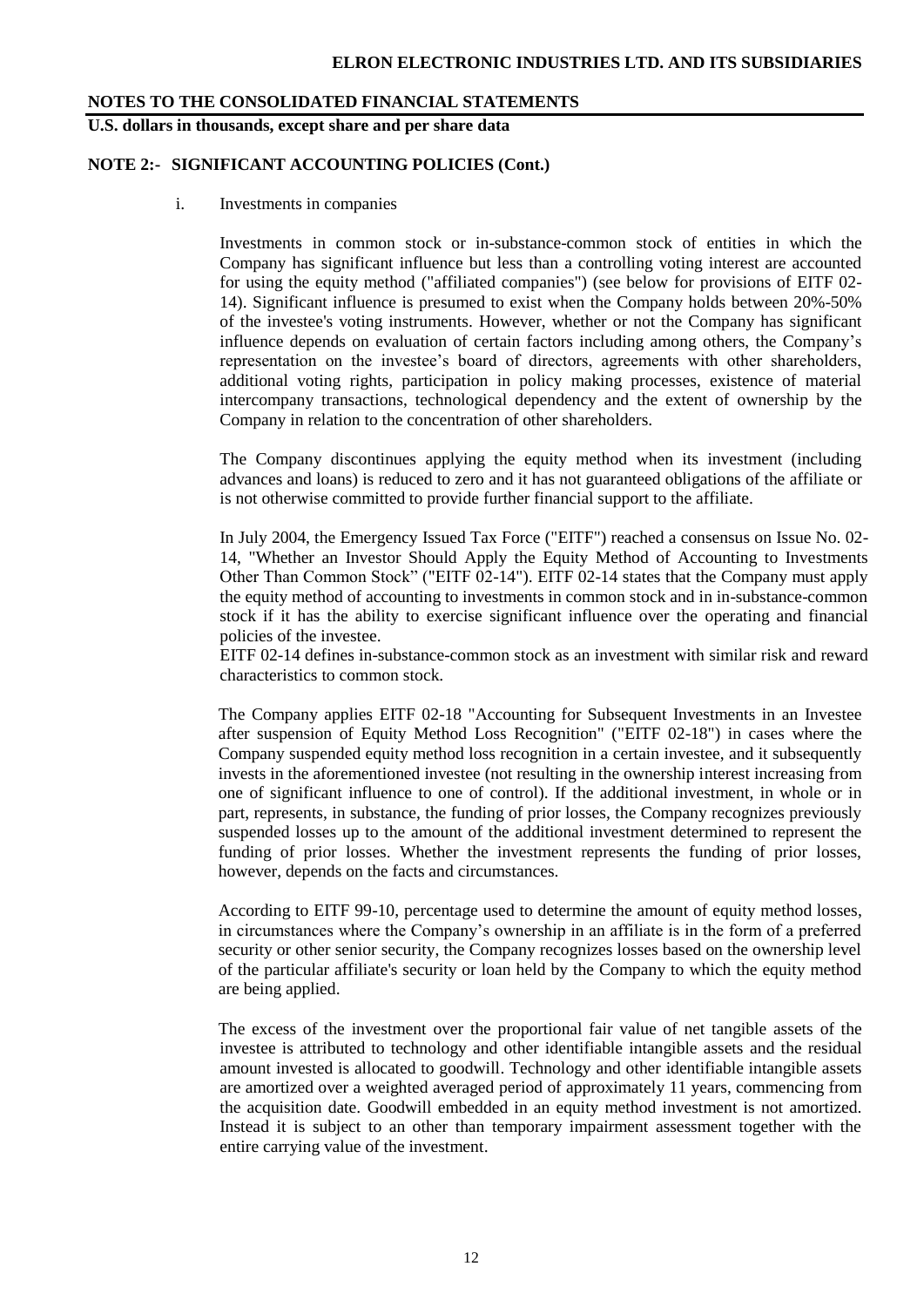**NOTES TO THE CONSOLIDATED FINANCIAL STATEMENTS**

**U.S. dollars in thousands, except share and per share data**

**NOTE 2:- SIGNIFICANT ACCOUNTING POLICIES (Cont.)**

i. Investments in companies

Investments in common stock or in-substance-common stock of entities in which the Company has significant influence but less than a controlling voting interest are accounted for using the equity method ("affiliated companies") (see below for provisions of EITF 02-14). Significant influence is presumed to exist when the Company holds between 20%-50% of the investee's voting instruments. However, whether or not the Company has significant influence depends on evaluation of certain factors including among others, the Company's representation on the investee's board of directors, agreements with other shareholders, additional voting rights, participation in policy making processes, existence of material intercompany transactions, technological dependency and the extent of ownership by the Company in relation to the concentration of other shareholders.

The Company discontinues applying the equity method when its investment (including advances and loans) is reduced to zero and it has not guaranteed obligations of the affiliate or is not otherwise committed to provide further financial support to the affiliate.

In July 2004, the Emergency Issued Tax Force ("EITF") reached a consensus on Issue No. 02-14, "Whether an Investor Should Apply the Equity Method of Accounting to Investments Other Than Common Stock" ("EITF 02-14"). EITF 02-14 states that the Company must apply the equity method of accounting to investments in common stock and in in-substance-common stock if it has the ability to exercise significant influence over the operating and financial policies of the investee.
EITF 02-14 defines in-substance-common stock as an investment with similar risk and reward characteristics to common stock.

The Company applies EITF 02-18 "Accounting for Subsequent Investments in an Investee after suspension of Equity Method Loss Recognition" ("EITF 02-18") in cases where the Company suspended equity method loss recognition in a certain investee, and it subsequently invests in the aforementioned investee (not resulting in the ownership interest increasing from one of significant influence to one of control). If the additional investment, in whole or in part, represents, in substance, the funding of prior losses, the Company recognizes previously suspended losses up to the amount of the additional investment determined to represent the funding of prior losses. Whether the investment represents the funding of prior losses, however, depends on the facts and circumstances.

According to EITF 99-10, percentage used to determine the amount of equity method losses, in circumstances where the Company's ownership in an affiliate is in the form of a preferred security or other senior security, the Company recognizes losses based on the ownership level of the particular affiliate's security or loan held by the Company to which the equity method are being applied.

The excess of the investment over the proportional fair value of net tangible assets of the investee is attributed to technology and other identifiable intangible assets and the residual amount invested is allocated to goodwill. Technology and other identifiable intangible assets are amortized over a weighted averaged period of approximately 11 years, commencing from the acquisition date. Goodwill embedded in an equity method investment is not amortized. Instead it is subject to an other than temporary impairment assessment together with the entire carrying value of the investment.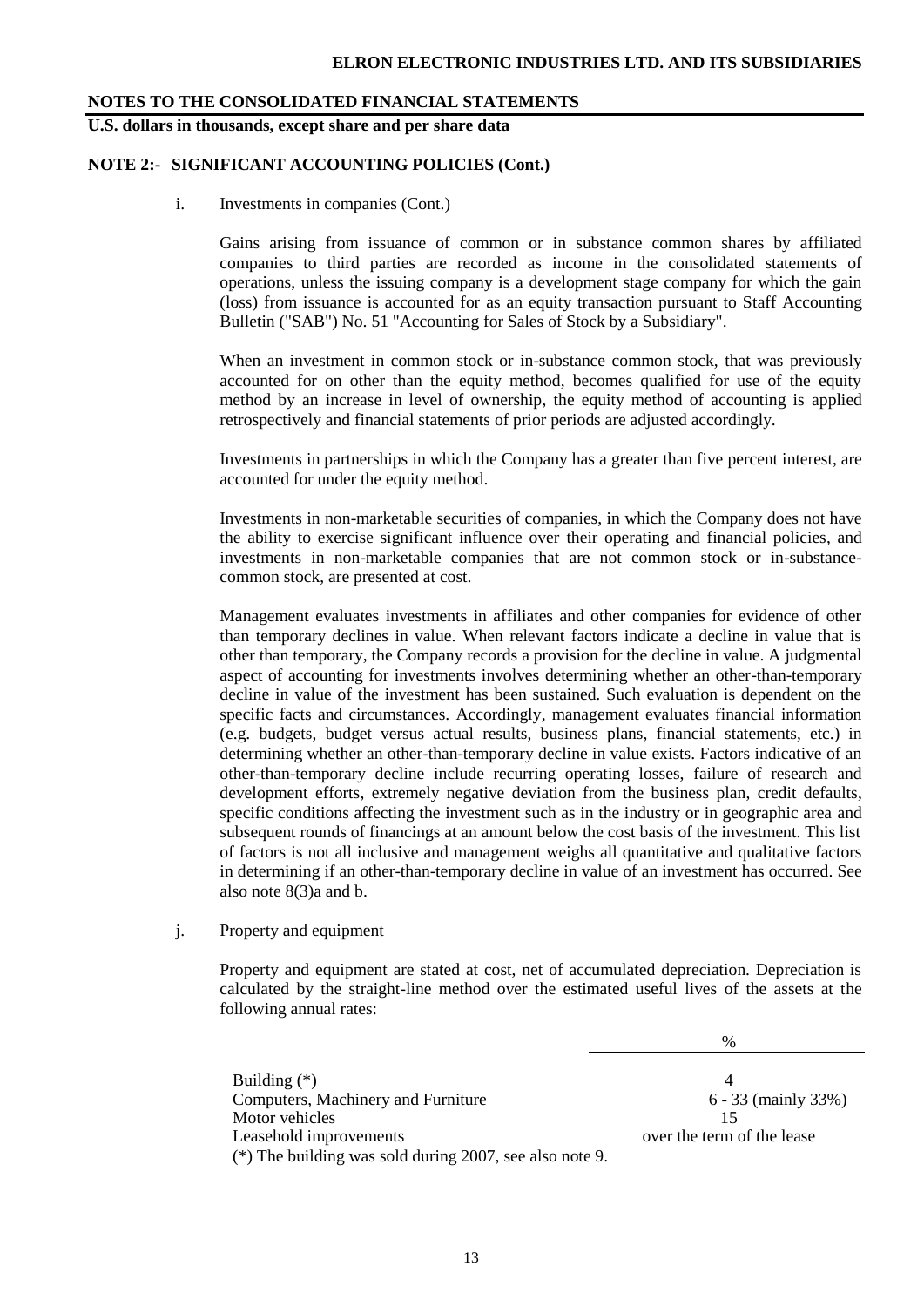**NOTES TO THE CONSOLIDATED FINANCIAL STATEMENTS**

**U.S. dollars in thousands, except share and per share data**

**NOTE 2:- SIGNIFICANT ACCOUNTING POLICIES (Cont.)**

i. Investments in companies (Cont.)

Gains arising from issuance of common or in substance common shares by affiliated companies to third parties are recorded as income in the consolidated statements of operations, unless the issuing company is a development stage company for which the gain (loss) from issuance is accounted for as an equity transaction pursuant to Staff Accounting Bulletin ("SAB") No. 51 "Accounting for Sales of Stock by a Subsidiary".

When an investment in common stock or in-substance common stock, that was previously accounted for on other than the equity method, becomes qualified for use of the equity method by an increase in level of ownership, the equity method of accounting is applied retrospectively and financial statements of prior periods are adjusted accordingly.

Investments in partnerships in which the Company has a greater than five percent interest, are accounted for under the equity method.

Investments in non-marketable securities of companies, in which the Company does not have the ability to exercise significant influence over their operating and financial policies, and investments in non-marketable companies that are not common stock or in-substance-common stock, are presented at cost.

Management evaluates investments in affiliates and other companies for evidence of other than temporary declines in value. When relevant factors indicate a decline in value that is other than temporary, the Company records a provision for the decline in value. A judgmental aspect of accounting for investments involves determining whether an other-than-temporary decline in value of the investment has been sustained. Such evaluation is dependent on the specific facts and circumstances. Accordingly, management evaluates financial information (e.g. budgets, budget versus actual results, business plans, financial statements, etc.) in determining whether an other-than-temporary decline in value exists. Factors indicative of an other-than-temporary decline include recurring operating losses, failure of research and development efforts, extremely negative deviation from the business plan, credit defaults, specific conditions affecting the investment such as in the industry or in geographic area and subsequent rounds of financings at an amount below the cost basis of the investment. This list of factors is not all inclusive and management weighs all quantitative and qualitative factors in determining if an other-than-temporary decline in value of an investment has occurred. See also note 8(3)a and b.

j. Property and equipment

Property and equipment are stated at cost, net of accumulated depreciation. Depreciation is calculated by the straight-line method over the estimated useful lives of the assets at the following annual rates:

| | % |
|---|---|
| Building (*) | 4 |
| Computers, Machinery and Furniture | 6 - 33 (mainly 33%) |
| Motor vehicles | 15 |
| Leasehold improvements | over the term of the lease |

(*) The building was sold during 2007, see also note 9.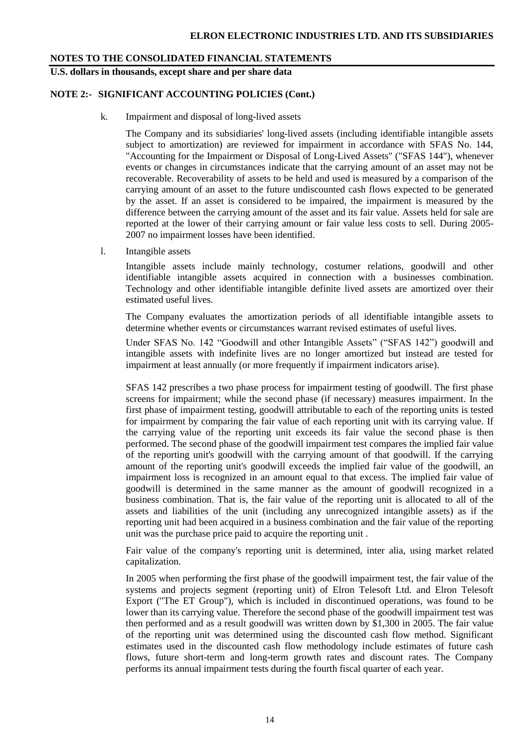**NOTES TO THE CONSOLIDATED FINANCIAL STATEMENTS**

**U.S. dollars in thousands, except share and per share data**

**NOTE 2:- SIGNIFICANT ACCOUNTING POLICIES (Cont.)**

k. Impairment and disposal of long-lived assets

The Company and its subsidiaries' long-lived assets (including identifiable intangible assets subject to amortization) are reviewed for impairment in accordance with SFAS No. 144, "Accounting for the Impairment or Disposal of Long-Lived Assets" ("SFAS 144"), whenever events or changes in circumstances indicate that the carrying amount of an asset may not be recoverable. Recoverability of assets to be held and used is measured by a comparison of the carrying amount of an asset to the future undiscounted cash flows expected to be generated by the asset. If an asset is considered to be impaired, the impairment is measured by the difference between the carrying amount of the asset and its fair value. Assets held for sale are reported at the lower of their carrying amount or fair value less costs to sell. During 2005-2007 no impairment losses have been identified.

l. Intangible assets

Intangible assets include mainly technology, costumer relations, goodwill and other identifiable intangible assets acquired in connection with a businesses combination. Technology and other identifiable intangible definite lived assets are amortized over their estimated useful lives.

The Company evaluates the amortization periods of all identifiable intangible assets to determine whether events or circumstances warrant revised estimates of useful lives.

Under SFAS No. 142 "Goodwill and other Intangible Assets" ("SFAS 142") goodwill and intangible assets with indefinite lives are no longer amortized but instead are tested for impairment at least annually (or more frequently if impairment indicators arise).

SFAS 142 prescribes a two phase process for impairment testing of goodwill. The first phase screens for impairment; while the second phase (if necessary) measures impairment. In the first phase of impairment testing, goodwill attributable to each of the reporting units is tested for impairment by comparing the fair value of each reporting unit with its carrying value. If the carrying value of the reporting unit exceeds its fair value the second phase is then performed. The second phase of the goodwill impairment test compares the implied fair value of the reporting unit's goodwill with the carrying amount of that goodwill. If the carrying amount of the reporting unit's goodwill exceeds the implied fair value of the goodwill, an impairment loss is recognized in an amount equal to that excess. The implied fair value of goodwill is determined in the same manner as the amount of goodwill recognized in a business combination. That is, the fair value of the reporting unit is allocated to all of the assets and liabilities of the unit (including any unrecognized intangible assets) as if the reporting unit had been acquired in a business combination and the fair value of the reporting unit was the purchase price paid to acquire the reporting unit .

Fair value of the company's reporting unit is determined, inter alia, using market related capitalization.

In 2005 when performing the first phase of the goodwill impairment test, the fair value of the systems and projects segment (reporting unit) of Elron Telesoft Ltd. and Elron Telesoft Export ("The ET Group"), which is included in discontinued operations, was found to be lower than its carrying value. Therefore the second phase of the goodwill impairment test was then performed and as a result goodwill was written down by $1,300 in 2005. The fair value of the reporting unit was determined using the discounted cash flow method. Significant estimates used in the discounted cash flow methodology include estimates of future cash flows, future short-term and long-term growth rates and discount rates. The Company performs its annual impairment tests during the fourth fiscal quarter of each year.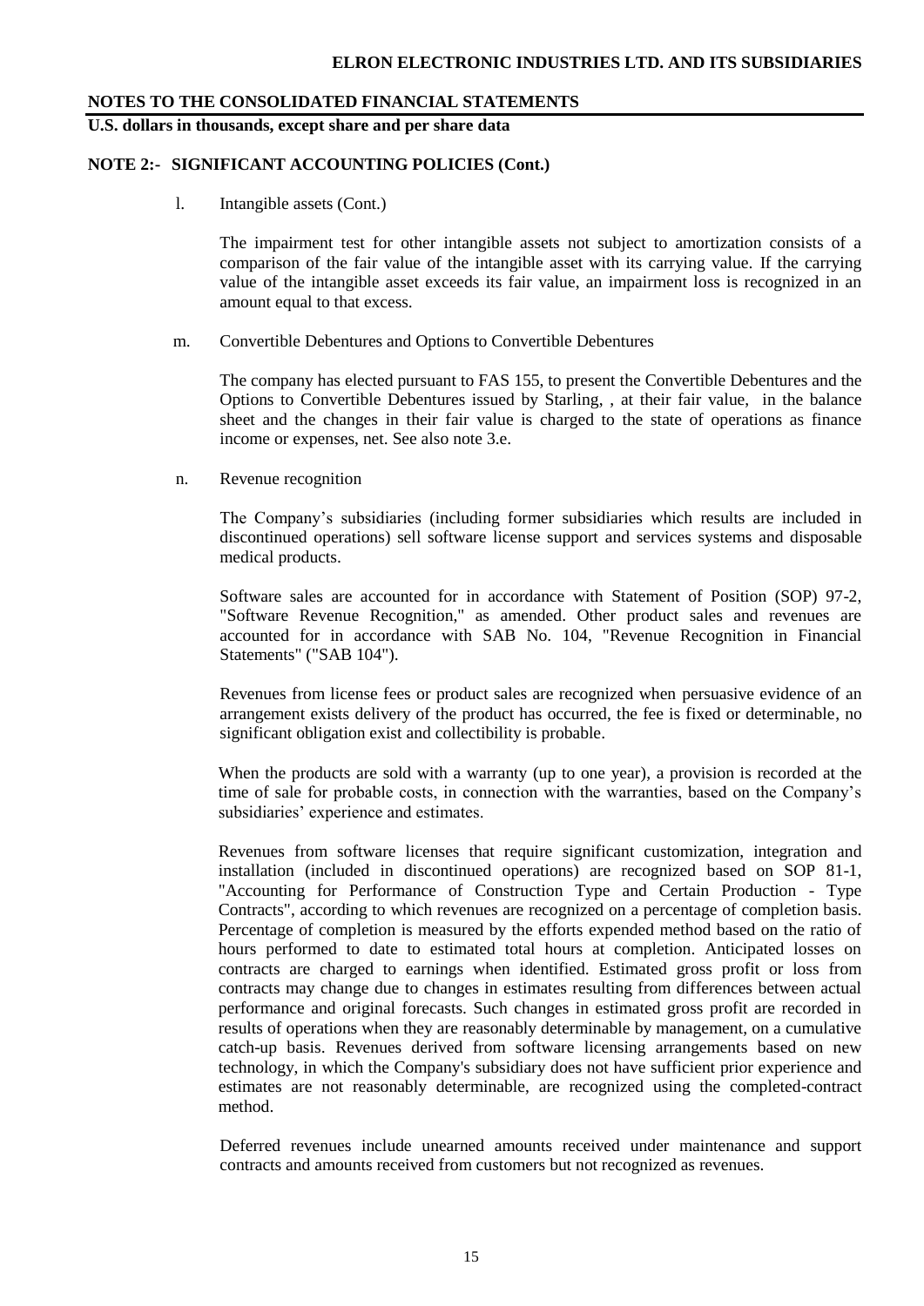**NOTE 2:- SIGNIFICANT ACCOUNTING POLICIES (Cont.)**

l. Intangible assets (Cont.)

The impairment test for other intangible assets not subject to amortization consists of a comparison of the fair value of the intangible asset with its carrying value. If the carrying value of the intangible asset exceeds its fair value, an impairment loss is recognized in an amount equal to that excess.

m. Convertible Debentures and Options to Convertible Debentures

The company has elected pursuant to FAS 155, to present the Convertible Debentures and the Options to Convertible Debentures issued by Starling, , at their fair value, in the balance sheet and the changes in their fair value is charged to the state of operations as finance income or expenses, net. See also note 3.e.

n. Revenue recognition

The Company's subsidiaries (including former subsidiaries which results are included in discontinued operations) sell software license support and services systems and disposable medical products.

Software sales are accounted for in accordance with Statement of Position (SOP) 97-2, "Software Revenue Recognition," as amended. Other product sales and revenues are accounted for in accordance with SAB No. 104, "Revenue Recognition in Financial Statements" ("SAB 104").

Revenues from license fees or product sales are recognized when persuasive evidence of an arrangement exists delivery of the product has occurred, the fee is fixed or determinable, no significant obligation exist and collectibility is probable.

When the products are sold with a warranty (up to one year), a provision is recorded at the time of sale for probable costs, in connection with the warranties, based on the Company's subsidiaries' experience and estimates.

Revenues from software licenses that require significant customization, integration and installation (included in discontinued operations) are recognized based on SOP 81-1, "Accounting for Performance of Construction Type and Certain Production - Type Contracts", according to which revenues are recognized on a percentage of completion basis. Percentage of completion is measured by the efforts expended method based on the ratio of hours performed to date to estimated total hours at completion. Anticipated losses on contracts are charged to earnings when identified. Estimated gross profit or loss from contracts may change due to changes in estimates resulting from differences between actual performance and original forecasts. Such changes in estimated gross profit are recorded in results of operations when they are reasonably determinable by management, on a cumulative catch-up basis. Revenues derived from software licensing arrangements based on new technology, in which the Company's subsidiary does not have sufficient prior experience and estimates are not reasonably determinable, are recognized using the completed-contract method.

Deferred revenues include unearned amounts received under maintenance and support contracts and amounts received from customers but not recognized as revenues.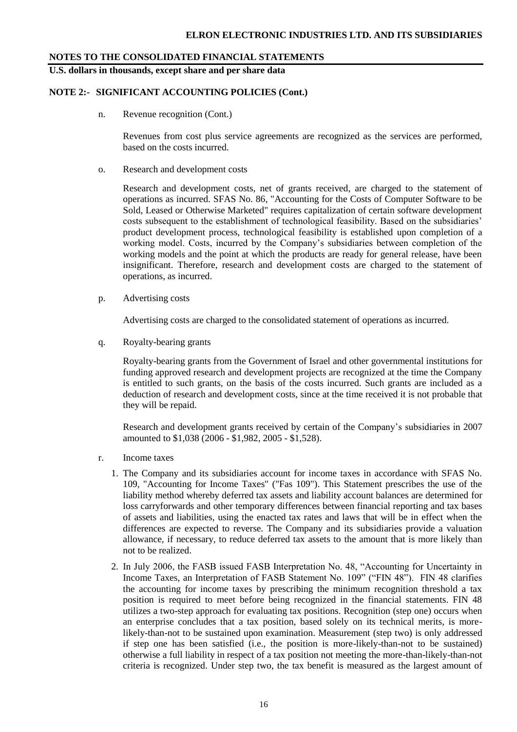## NOTE 2:- SIGNIFICANT ACCOUNTING POLICIES (Cont.)

n. Revenue recognition (Cont.)

Revenues from cost plus service agreements are recognized as the services are performed, based on the costs incurred.

o. Research and development costs

Research and development costs, net of grants received, are charged to the statement of operations as incurred. SFAS No. 86, "Accounting for the Costs of Computer Software to be Sold, Leased or Otherwise Marketed" requires capitalization of certain software development costs subsequent to the establishment of technological feasibility. Based on the subsidiaries' product development process, technological feasibility is established upon completion of a working model. Costs, incurred by the Company's subsidiaries between completion of the working models and the point at which the products are ready for general release, have been insignificant. Therefore, research and development costs are charged to the statement of operations, as incurred.

p. Advertising costs

Advertising costs are charged to the consolidated statement of operations as incurred.

q. Royalty-bearing grants

Royalty-bearing grants from the Government of Israel and other governmental institutions for funding approved research and development projects are recognized at the time the Company is entitled to such grants, on the basis of the costs incurred. Such grants are included as a deduction of research and development costs, since at the time received it is not probable that they will be repaid.

Research and development grants received by certain of the Company's subsidiaries in 2007 amounted to $1,038 (2006 - $1,982, 2005 - $1,528).

r. Income taxes

1. The Company and its subsidiaries account for income taxes in accordance with SFAS No. 109, "Accounting for Income Taxes" ("Fas 109"). This Statement prescribes the use of the liability method whereby deferred tax assets and liability account balances are determined for loss carryforwards and other temporary differences between financial reporting and tax bases of assets and liabilities, using the enacted tax rates and laws that will be in effect when the differences are expected to reverse. The Company and its subsidiaries provide a valuation allowance, if necessary, to reduce deferred tax assets to the amount that is more likely than not to be realized.

2. In July 2006, the FASB issued FASB Interpretation No. 48, "Accounting for Uncertainty in Income Taxes, an Interpretation of FASB Statement No. 109" ("FIN 48"). FIN 48 clarifies the accounting for income taxes by prescribing the minimum recognition threshold a tax position is required to meet before being recognized in the financial statements. FIN 48 utilizes a two-step approach for evaluating tax positions. Recognition (step one) occurs when an enterprise concludes that a tax position, based solely on its technical merits, is more-likely-than-not to be sustained upon examination. Measurement (step two) is only addressed if step one has been satisfied (i.e., the position is more-likely-than-not to be sustained) otherwise a full liability in respect of a tax position not meeting the more-than-likely-than-not criteria is recognized. Under step two, the tax benefit is measured as the largest amount of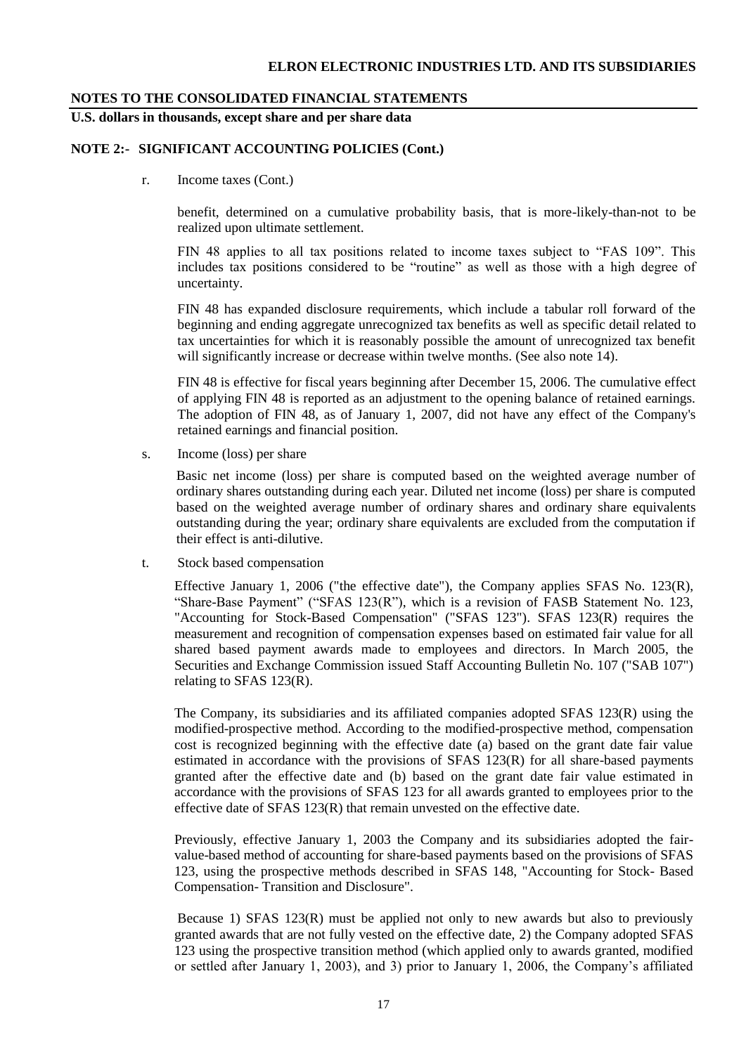## NOTE 2:- SIGNIFICANT ACCOUNTING POLICIES (Cont.)

r. Income taxes (Cont.)

benefit, determined on a cumulative probability basis, that is more-likely-than-not to be realized upon ultimate settlement.

FIN 48 applies to all tax positions related to income taxes subject to "FAS 109". This includes tax positions considered to be "routine" as well as those with a high degree of uncertainty.

FIN 48 has expanded disclosure requirements, which include a tabular roll forward of the beginning and ending aggregate unrecognized tax benefits as well as specific detail related to tax uncertainties for which it is reasonably possible the amount of unrecognized tax benefit will significantly increase or decrease within twelve months. (See also note 14).

FIN 48 is effective for fiscal years beginning after December 15, 2006. The cumulative effect of applying FIN 48 is reported as an adjustment to the opening balance of retained earnings. The adoption of FIN 48, as of January 1, 2007, did not have any effect of the Company's retained earnings and financial position.

s. Income (loss) per share

Basic net income (loss) per share is computed based on the weighted average number of ordinary shares outstanding during each year. Diluted net income (loss) per share is computed based on the weighted average number of ordinary shares and ordinary share equivalents outstanding during the year; ordinary share equivalents are excluded from the computation if their effect is anti-dilutive.

t. Stock based compensation

Effective January 1, 2006 ("the effective date"), the Company applies SFAS No. 123(R), "Share-Base Payment" ("SFAS 123(R"), which is a revision of FASB Statement No. 123, "Accounting for Stock-Based Compensation" ("SFAS 123"). SFAS 123(R) requires the measurement and recognition of compensation expenses based on estimated fair value for all shared based payment awards made to employees and directors. In March 2005, the Securities and Exchange Commission issued Staff Accounting Bulletin No. 107 ("SAB 107") relating to SFAS 123(R).

The Company, its subsidiaries and its affiliated companies adopted SFAS 123(R) using the modified-prospective method. According to the modified-prospective method, compensation cost is recognized beginning with the effective date (a) based on the grant date fair value estimated in accordance with the provisions of SFAS 123(R) for all share-based payments granted after the effective date and (b) based on the grant date fair value estimated in accordance with the provisions of SFAS 123 for all awards granted to employees prior to the effective date of SFAS 123(R) that remain unvested on the effective date.

Previously, effective January 1, 2003 the Company and its subsidiaries adopted the fair-value-based method of accounting for share-based payments based on the provisions of SFAS 123, using the prospective methods described in SFAS 148, "Accounting for Stock- Based Compensation- Transition and Disclosure".

Because 1) SFAS 123(R) must be applied not only to new awards but also to previously granted awards that are not fully vested on the effective date, 2) the Company adopted SFAS 123 using the prospective transition method (which applied only to awards granted, modified or settled after January 1, 2003), and 3) prior to January 1, 2006, the Company's affiliated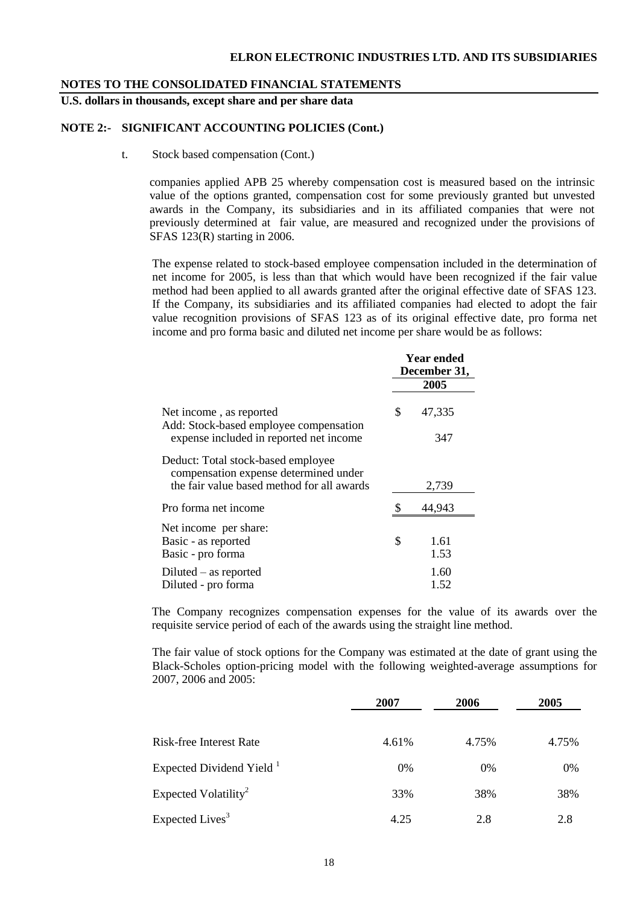## NOTES TO THE CONSOLIDATED FINANCIAL STATEMENTS

**U.S. dollars in thousands, except share and per share data**

### NOTE 2:- SIGNIFICANT ACCOUNTING POLICIES (Cont.)

t. Stock based compensation (Cont.)

companies applied APB 25 whereby compensation cost is measured based on the intrinsic value of the options granted, compensation cost for some previously granted but unvested awards in the Company, its subsidiaries and in its affiliated companies that were not previously determined at fair value, are measured and recognized under the provisions of SFAS 123(R) starting in 2006.

The expense related to stock-based employee compensation included in the determination of net income for 2005, is less than that which would have been recognized if the fair value method had been applied to all awards granted after the original effective date of SFAS 123. If the Company, its subsidiaries and its affiliated companies had elected to adopt the fair value recognition provisions of SFAS 123 as of its original effective date, pro forma net income and pro forma basic and diluted net income per share would be as follows:

| | Year ended December 31, 2005 |
|---|---|
| Net income , as reported | $ 47,335 |
| Add: Stock-based employee compensation expense included in reported net income | 347 |
| Deduct: Total stock-based employee compensation expense determined under the fair value based method for all awards | 2,739 |
| Pro forma net income | $ 44,943 |
| Net income per share: | |
| Basic - as reported | $ 1.61 |
| Basic - pro forma | 1.53 |
| Diluted – as reported | 1.60 |
| Diluted - pro forma | 1.52 |

The Company recognizes compensation expenses for the value of its awards over the requisite service period of each of the awards using the straight line method.

The fair value of stock options for the Company was estimated at the date of grant using the Black-Scholes option-pricing model with the following weighted-average assumptions for 2007, 2006 and 2005:

| | 2007 | 2006 | 2005 |
|---|---|---|---|
| Risk-free Interest Rate | 4.61% | 4.75% | 4.75% |
| Expected Dividend Yield [1] | 0% | 0% | 0% |
| Expected Volatility[2] | 33% | 38% | 38% |
| Expected Lives[3] | 4.25 | 2.8 | 2.8 |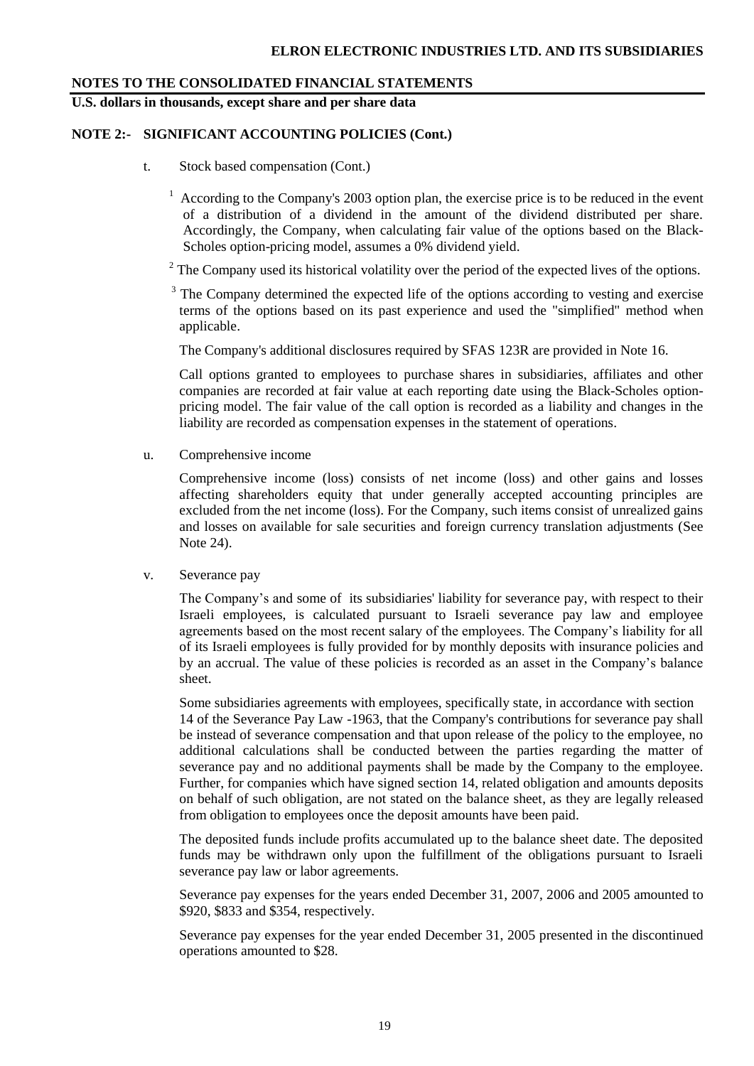## NOTE 2:- SIGNIFICANT ACCOUNTING POLICIES (Cont.)

t. Stock based compensation (Cont.)

[1] According to the Company's 2003 option plan, the exercise price is to be reduced in the event of a distribution of a dividend in the amount of the dividend distributed per share. Accordingly, the Company, when calculating fair value of the options based on the Black-Scholes option-pricing model, assumes a 0% dividend yield.

[2] The Company used its historical volatility over the period of the expected lives of the options.

[3] The Company determined the expected life of the options according to vesting and exercise terms of the options based on its past experience and used the "simplified" method when applicable.

The Company's additional disclosures required by SFAS 123R are provided in Note 16.

Call options granted to employees to purchase shares in subsidiaries, affiliates and other companies are recorded at fair value at each reporting date using the Black-Scholes option-pricing model. The fair value of the call option is recorded as a liability and changes in the liability are recorded as compensation expenses in the statement of operations.

u. Comprehensive income

Comprehensive income (loss) consists of net income (loss) and other gains and losses affecting shareholders equity that under generally accepted accounting principles are excluded from the net income (loss). For the Company, such items consist of unrealized gains and losses on available for sale securities and foreign currency translation adjustments (See Note 24).

v. Severance pay

The Company's and some of its subsidiaries' liability for severance pay, with respect to their Israeli employees, is calculated pursuant to Israeli severance pay law and employee agreements based on the most recent salary of the employees. The Company's liability for all of its Israeli employees is fully provided for by monthly deposits with insurance policies and by an accrual. The value of these policies is recorded as an asset in the Company's balance sheet.

Some subsidiaries agreements with employees, specifically state, in accordance with section 14 of the Severance Pay Law -1963, that the Company's contributions for severance pay shall be instead of severance compensation and that upon release of the policy to the employee, no additional calculations shall be conducted between the parties regarding the matter of severance pay and no additional payments shall be made by the Company to the employee. Further, for companies which have signed section 14, related obligation and amounts deposits on behalf of such obligation, are not stated on the balance sheet, as they are legally released from obligation to employees once the deposit amounts have been paid.

The deposited funds include profits accumulated up to the balance sheet date. The deposited funds may be withdrawn only upon the fulfillment of the obligations pursuant to Israeli severance pay law or labor agreements.

Severance pay expenses for the years ended December 31, 2007, 2006 and 2005 amounted to $920, $833 and $354, respectively.

Severance pay expenses for the year ended December 31, 2005 presented in the discontinued operations amounted to $28.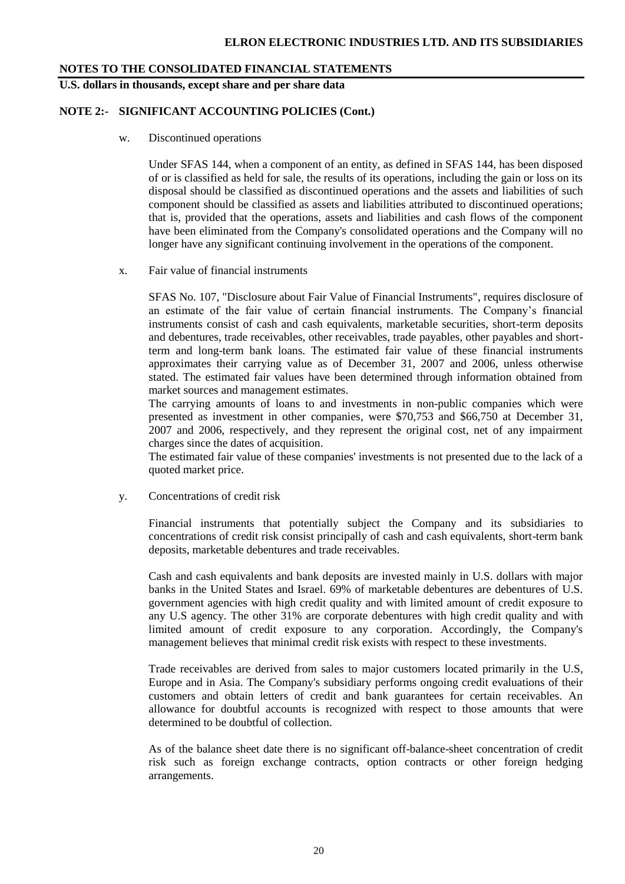**NOTES TO THE CONSOLIDATED FINANCIAL STATEMENTS**

**U.S. dollars in thousands, except share and per share data**

**NOTE 2:- SIGNIFICANT ACCOUNTING POLICIES (Cont.)**

w. Discontinued operations

Under SFAS 144, when a component of an entity, as defined in SFAS 144, has been disposed of or is classified as held for sale, the results of its operations, including the gain or loss on its disposal should be classified as discontinued operations and the assets and liabilities of such component should be classified as assets and liabilities attributed to discontinued operations; that is, provided that the operations, assets and liabilities and cash flows of the component have been eliminated from the Company's consolidated operations and the Company will no longer have any significant continuing involvement in the operations of the component.

x. Fair value of financial instruments

SFAS No. 107, "Disclosure about Fair Value of Financial Instruments", requires disclosure of an estimate of the fair value of certain financial instruments. The Company's financial instruments consist of cash and cash equivalents, marketable securities, short-term deposits and debentures, trade receivables, other receivables, trade payables, other payables and short-term and long-term bank loans. The estimated fair value of these financial instruments approximates their carrying value as of December 31, 2007 and 2006, unless otherwise stated. The estimated fair values have been determined through information obtained from market sources and management estimates.

The carrying amounts of loans to and investments in non-public companies which were presented as investment in other companies, were $70,753 and $66,750 at December 31, 2007 and 2006, respectively, and they represent the original cost, net of any impairment charges since the dates of acquisition.

The estimated fair value of these companies' investments is not presented due to the lack of a quoted market price.

y. Concentrations of credit risk

Financial instruments that potentially subject the Company and its subsidiaries to concentrations of credit risk consist principally of cash and cash equivalents, short-term bank deposits, marketable debentures and trade receivables.

Cash and cash equivalents and bank deposits are invested mainly in U.S. dollars with major banks in the United States and Israel. 69% of marketable debentures are debentures of U.S. government agencies with high credit quality and with limited amount of credit exposure to any U.S agency. The other 31% are corporate debentures with high credit quality and with limited amount of credit exposure to any corporation. Accordingly, the Company's management believes that minimal credit risk exists with respect to these investments.

Trade receivables are derived from sales to major customers located primarily in the U.S, Europe and in Asia. The Company's subsidiary performs ongoing credit evaluations of their customers and obtain letters of credit and bank guarantees for certain receivables. An allowance for doubtful accounts is recognized with respect to those amounts that were determined to be doubtful of collection.

As of the balance sheet date there is no significant off-balance-sheet concentration of credit risk such as foreign exchange contracts, option contracts or other foreign hedging arrangements.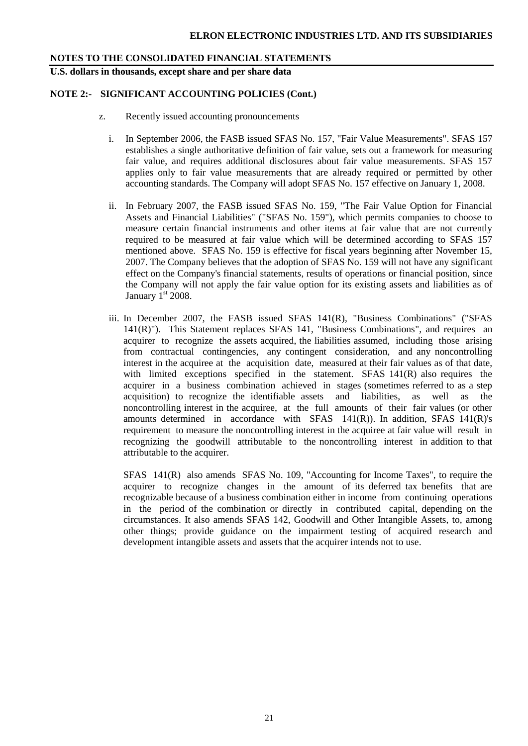**NOTES TO THE CONSOLIDATED FINANCIAL STATEMENTS**

**U.S. dollars in thousands, except share and per share data**

**NOTE 2:- SIGNIFICANT ACCOUNTING POLICIES (Cont.)**

z. Recently issued accounting pronouncements

i. In September 2006, the FASB issued SFAS No. 157, "Fair Value Measurements". SFAS 157 establishes a single authoritative definition of fair value, sets out a framework for measuring fair value, and requires additional disclosures about fair value measurements. SFAS 157 applies only to fair value measurements that are already required or permitted by other accounting standards. The Company will adopt SFAS No. 157 effective on January 1, 2008.

ii. In February 2007, the FASB issued SFAS No. 159, "The Fair Value Option for Financial Assets and Financial Liabilities" ("SFAS No. 159"), which permits companies to choose to measure certain financial instruments and other items at fair value that are not currently required to be measured at fair value which will be determined according to SFAS 157 mentioned above. SFAS No. 159 is effective for fiscal years beginning after November 15, 2007. The Company believes that the adoption of SFAS No. 159 will not have any significant effect on the Company's financial statements, results of operations or financial position, since the Company will not apply the fair value option for its existing assets and liabilities as of January 1st 2008.

iii. In December 2007, the FASB issued SFAS 141(R), "Business Combinations" ("SFAS 141(R)"). This Statement replaces SFAS 141, "Business Combinations", and requires an acquirer to recognize the assets acquired, the liabilities assumed, including those arising from contractual contingencies, any contingent consideration, and any noncontrolling interest in the acquiree at the acquisition date, measured at their fair values as of that date, with limited exceptions specified in the statement. SFAS 141(R) also requires the acquirer in a business combination achieved in stages (sometimes referred to as a step acquisition) to recognize the identifiable assets and liabilities, as well as the noncontrolling interest in the acquiree, at the full amounts of their fair values (or other amounts determined in accordance with SFAS 141(R)). In addition, SFAS 141(R)'s requirement to measure the noncontrolling interest in the acquiree at fair value will result in recognizing the goodwill attributable to the noncontrolling interest in addition to that attributable to the acquirer.

SFAS 141(R) also amends SFAS No. 109, "Accounting for Income Taxes", to require the acquirer to recognize changes in the amount of its deferred tax benefits that are recognizable because of a business combination either in income from continuing operations in the period of the combination or directly in contributed capital, depending on the circumstances. It also amends SFAS 142, Goodwill and Other Intangible Assets, to, among other things; provide guidance on the impairment testing of acquired research and development intangible assets and assets that the acquirer intends not to use.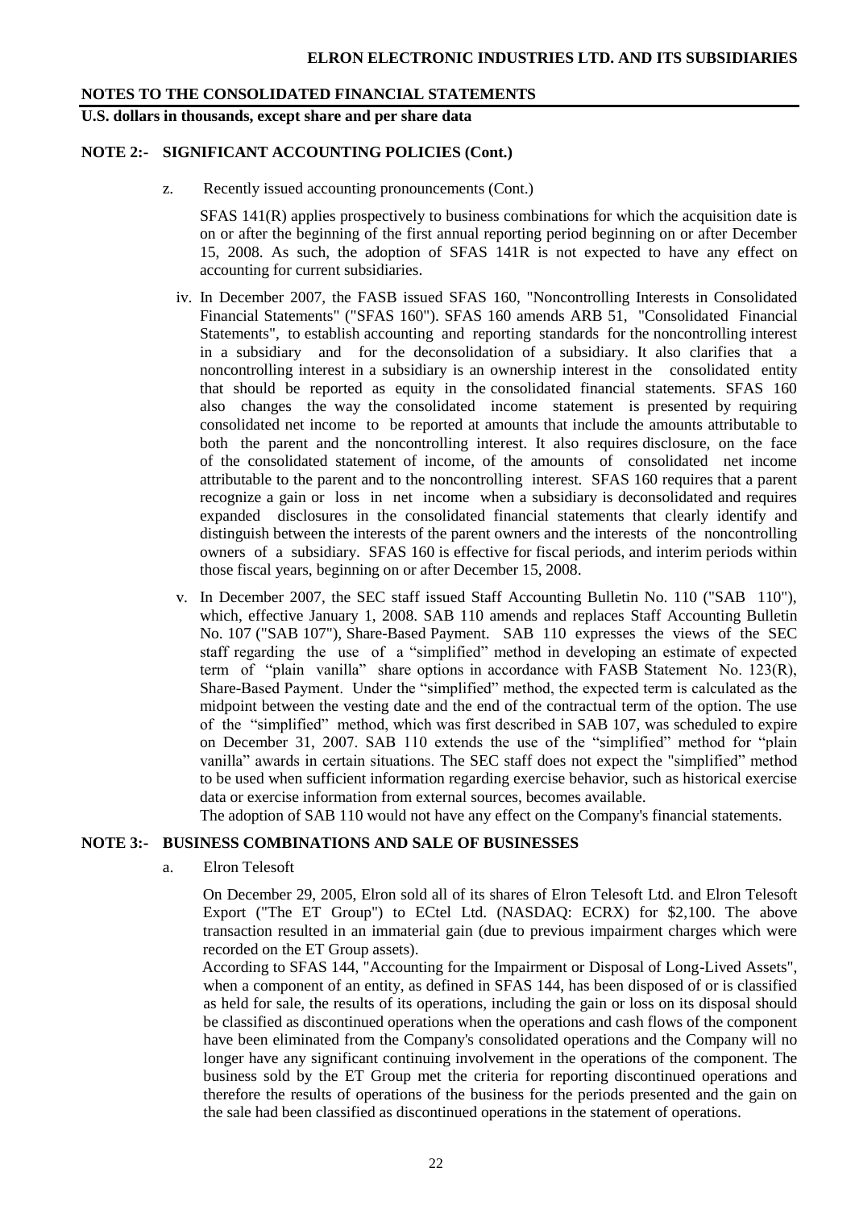**NOTES TO THE CONSOLIDATED FINANCIAL STATEMENTS**

**U.S. dollars in thousands, except share and per share data**

## NOTE 2:- SIGNIFICANT ACCOUNTING POLICIES (Cont.)

z. Recently issued accounting pronouncements (Cont.)

SFAS 141(R) applies prospectively to business combinations for which the acquisition date is on or after the beginning of the first annual reporting period beginning on or after December 15, 2008. As such, the adoption of SFAS 141R is not expected to have any effect on accounting for current subsidiaries.

iv. In December 2007, the FASB issued SFAS 160, "Noncontrolling Interests in Consolidated Financial Statements" ("SFAS 160"). SFAS 160 amends ARB 51, "Consolidated Financial Statements", to establish accounting and reporting standards for the noncontrolling interest in a subsidiary and for the deconsolidation of a subsidiary. It also clarifies that a noncontrolling interest in a subsidiary is an ownership interest in the consolidated entity that should be reported as equity in the consolidated financial statements. SFAS 160 also changes the way the consolidated income statement is presented by requiring consolidated net income to be reported at amounts that include the amounts attributable to both the parent and the noncontrolling interest. It also requires disclosure, on the face of the consolidated statement of income, of the amounts of consolidated net income attributable to the parent and to the noncontrolling interest. SFAS 160 requires that a parent recognize a gain or loss in net income when a subsidiary is deconsolidated and requires expanded disclosures in the consolidated financial statements that clearly identify and distinguish between the interests of the parent owners and the interests of the noncontrolling owners of a subsidiary. SFAS 160 is effective for fiscal periods, and interim periods within those fiscal years, beginning on or after December 15, 2008.

v. In December 2007, the SEC staff issued Staff Accounting Bulletin No. 110 ("SAB 110"), which, effective January 1, 2008. SAB 110 amends and replaces Staff Accounting Bulletin No. 107 ("SAB 107"), Share-Based Payment. SAB 110 expresses the views of the SEC staff regarding the use of a "simplified" method in developing an estimate of expected term of "plain vanilla" share options in accordance with FASB Statement No. 123(R), Share-Based Payment. Under the "simplified" method, the expected term is calculated as the midpoint between the vesting date and the end of the contractual term of the option. The use of the "simplified" method, which was first described in SAB 107, was scheduled to expire on December 31, 2007. SAB 110 extends the use of the "simplified" method for "plain vanilla" awards in certain situations. The SEC staff does not expect the "simplified" method to be used when sufficient information regarding exercise behavior, such as historical exercise data or exercise information from external sources, becomes available.
The adoption of SAB 110 would not have any effect on the Company's financial statements.

## NOTE 3:- BUSINESS COMBINATIONS AND SALE OF BUSINESSES

a. Elron Telesoft

On December 29, 2005, Elron sold all of its shares of Elron Telesoft Ltd. and Elron Telesoft Export ("The ET Group") to ECtel Ltd. (NASDAQ: ECRX) for $2,100. The above transaction resulted in an immaterial gain (due to previous impairment charges which were recorded on the ET Group assets).
According to SFAS 144, "Accounting for the Impairment or Disposal of Long-Lived Assets", when a component of an entity, as defined in SFAS 144, has been disposed of or is classified as held for sale, the results of its operations, including the gain or loss on its disposal should be classified as discontinued operations when the operations and cash flows of the component have been eliminated from the Company's consolidated operations and the Company will no longer have any significant continuing involvement in the operations of the component. The business sold by the ET Group met the criteria for reporting discontinued operations and therefore the results of operations of the business for the periods presented and the gain on the sale had been classified as discontinued operations in the statement of operations.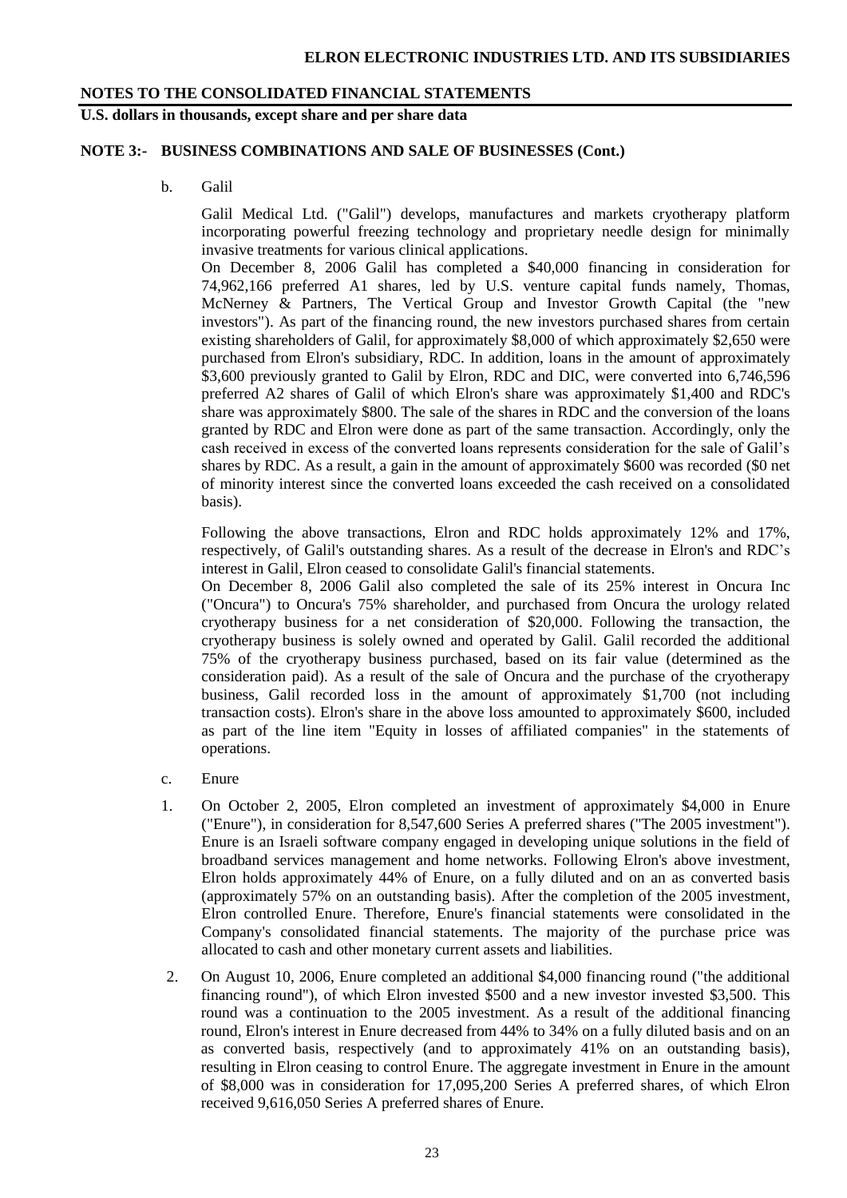**NOTES TO THE CONSOLIDATED FINANCIAL STATEMENTS**

**U.S. dollars in thousands, except share and per share data**

**NOTE 3:- BUSINESS COMBINATIONS AND SALE OF BUSINESSES (Cont.)**

b. Galil

Galil Medical Ltd. ("Galil") develops, manufactures and markets cryotherapy platform incorporating powerful freezing technology and proprietary needle design for minimally invasive treatments for various clinical applications.

On December 8, 2006 Galil has completed a $40,000 financing in consideration for 74,962,166 preferred A1 shares, led by U.S. venture capital funds namely, Thomas, McNerney & Partners, The Vertical Group and Investor Growth Capital (the "new investors"). As part of the financing round, the new investors purchased shares from certain existing shareholders of Galil, for approximately $8,000 of which approximately $2,650 were purchased from Elron's subsidiary, RDC. In addition, loans in the amount of approximately $3,600 previously granted to Galil by Elron, RDC and DIC, were converted into 6,746,596 preferred A2 shares of Galil of which Elron's share was approximately $1,400 and RDC's share was approximately $800. The sale of the shares in RDC and the conversion of the loans granted by RDC and Elron were done as part of the same transaction. Accordingly, only the cash received in excess of the converted loans represents consideration for the sale of Galil's shares by RDC. As a result, a gain in the amount of approximately $600 was recorded ($0 net of minority interest since the converted loans exceeded the cash received on a consolidated basis).

Following the above transactions, Elron and RDC holds approximately 12% and 17%, respectively, of Galil's outstanding shares. As a result of the decrease in Elron's and RDC's interest in Galil, Elron ceased to consolidate Galil's financial statements.

On December 8, 2006 Galil also completed the sale of its 25% interest in Oncura Inc ("Oncura") to Oncura's 75% shareholder, and purchased from Oncura the urology related cryotherapy business for a net consideration of $20,000. Following the transaction, the cryotherapy business is solely owned and operated by Galil. Galil recorded the additional 75% of the cryotherapy business purchased, based on its fair value (determined as the consideration paid). As a result of the sale of Oncura and the purchase of the cryotherapy business, Galil recorded loss in the amount of approximately $1,700 (not including transaction costs). Elron's share in the above loss amounted to approximately $600, included as part of the line item "Equity in losses of affiliated companies" in the statements of operations.

c. Enure

1. On October 2, 2005, Elron completed an investment of approximately $4,000 in Enure ("Enure"), in consideration for 8,547,600 Series A preferred shares ("The 2005 investment"). Enure is an Israeli software company engaged in developing unique solutions in the field of broadband services management and home networks. Following Elron's above investment, Elron holds approximately 44% of Enure, on a fully diluted and on an as converted basis (approximately 57% on an outstanding basis). After the completion of the 2005 investment, Elron controlled Enure. Therefore, Enure's financial statements were consolidated in the Company's consolidated financial statements. The majority of the purchase price was allocated to cash and other monetary current assets and liabilities.

2. On August 10, 2006, Enure completed an additional $4,000 financing round ("the additional financing round"), of which Elron invested $500 and a new investor invested $3,500. This round was a continuation to the 2005 investment. As a result of the additional financing round, Elron's interest in Enure decreased from 44% to 34% on a fully diluted basis and on an as converted basis, respectively (and to approximately 41% on an outstanding basis), resulting in Elron ceasing to control Enure. The aggregate investment in Enure in the amount of $8,000 was in consideration for 17,095,200 Series A preferred shares, of which Elron received 9,616,050 Series A preferred shares of Enure.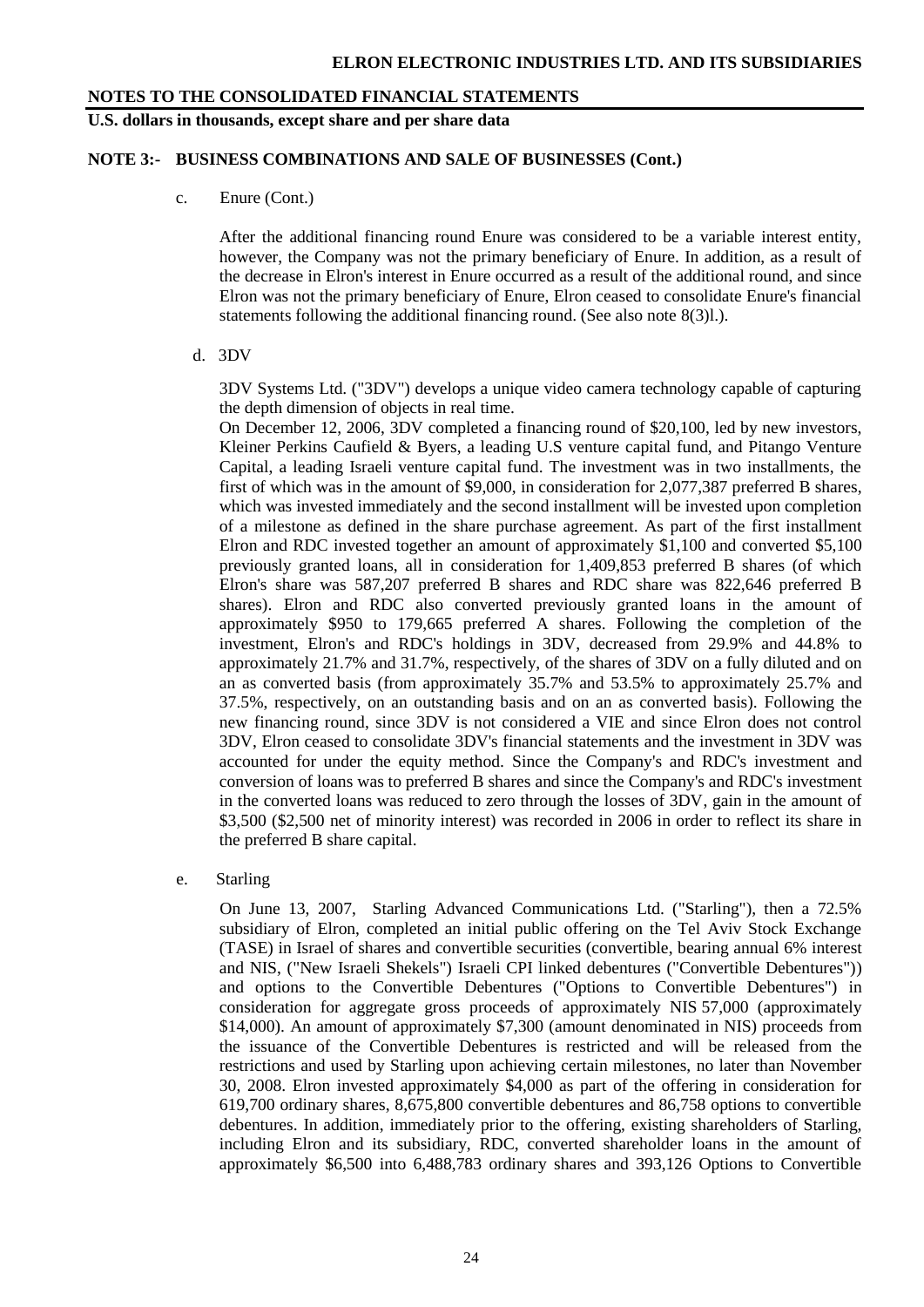**NOTES TO THE CONSOLIDATED FINANCIAL STATEMENTS**

**U.S. dollars in thousands, except share and per share data**

**NOTE 3:- BUSINESS COMBINATIONS AND SALE OF BUSINESSES (Cont.)**

c. Enure (Cont.)

After the additional financing round Enure was considered to be a variable interest entity, however, the Company was not the primary beneficiary of Enure. In addition, as a result of the decrease in Elron's interest in Enure occurred as a result of the additional round, and since Elron was not the primary beneficiary of Enure, Elron ceased to consolidate Enure's financial statements following the additional financing round. (See also note 8(3)l.).

d. 3DV

3DV Systems Ltd. ("3DV") develops a unique video camera technology capable of capturing the depth dimension of objects in real time.

On December 12, 2006, 3DV completed a financing round of $20,100, led by new investors, Kleiner Perkins Caufield & Byers, a leading U.S venture capital fund, and Pitango Venture Capital, a leading Israeli venture capital fund. The investment was in two installments, the first of which was in the amount of $9,000, in consideration for 2,077,387 preferred B shares, which was invested immediately and the second installment will be invested upon completion of a milestone as defined in the share purchase agreement. As part of the first installment Elron and RDC invested together an amount of approximately $1,100 and converted $5,100 previously granted loans, all in consideration for 1,409,853 preferred B shares (of which Elron's share was 587,207 preferred B shares and RDC share was 822,646 preferred B shares). Elron and RDC also converted previously granted loans in the amount of approximately $950 to 179,665 preferred A shares. Following the completion of the investment, Elron's and RDC's holdings in 3DV, decreased from 29.9% and 44.8% to approximately 21.7% and 31.7%, respectively, of the shares of 3DV on a fully diluted and on an as converted basis (from approximately 35.7% and 53.5% to approximately 25.7% and 37.5%, respectively, on an outstanding basis and on an as converted basis). Following the new financing round, since 3DV is not considered a VIE and since Elron does not control 3DV, Elron ceased to consolidate 3DV's financial statements and the investment in 3DV was accounted for under the equity method. Since the Company's and RDC's investment and conversion of loans was to preferred B shares and since the Company's and RDC's investment in the converted loans was reduced to zero through the losses of 3DV, gain in the amount of $3,500 ($2,500 net of minority interest) was recorded in 2006 in order to reflect its share in the preferred B share capital.

e. Starling

On June 13, 2007, Starling Advanced Communications Ltd. ("Starling"), then a 72.5% subsidiary of Elron, completed an initial public offering on the Tel Aviv Stock Exchange (TASE) in Israel of shares and convertible securities (convertible, bearing annual 6% interest and NIS, ("New Israeli Shekels") Israeli CPI linked debentures ("Convertible Debentures")) and options to the Convertible Debentures ("Options to Convertible Debentures") in consideration for aggregate gross proceeds of approximately NIS 57,000 (approximately $14,000). An amount of approximately $7,300 (amount denominated in NIS) proceeds from the issuance of the Convertible Debentures is restricted and will be released from the restrictions and used by Starling upon achieving certain milestones, no later than November 30, 2008. Elron invested approximately $4,000 as part of the offering in consideration for 619,700 ordinary shares, 8,675,800 convertible debentures and 86,758 options to convertible debentures. In addition, immediately prior to the offering, existing shareholders of Starling, including Elron and its subsidiary, RDC, converted shareholder loans in the amount of approximately $6,500 into 6,488,783 ordinary shares and 393,126 Options to Convertible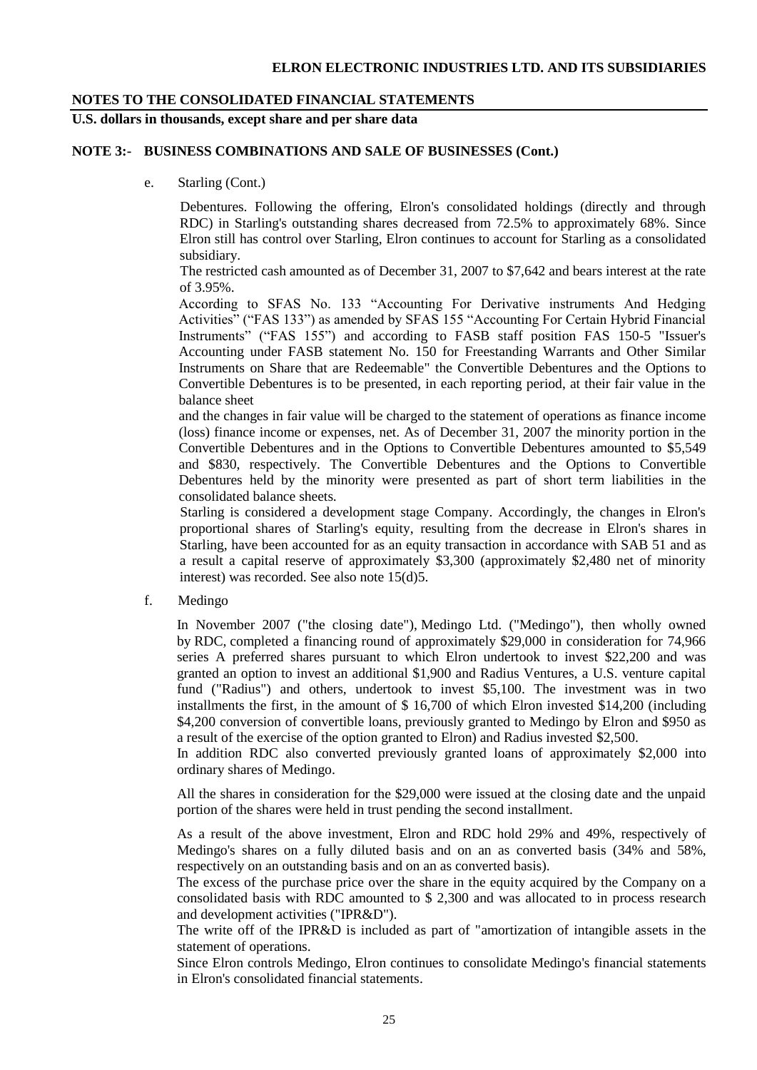## NOTE 3:- BUSINESS COMBINATIONS AND SALE OF BUSINESSES (Cont.)

e. Starling (Cont.)

Debentures. Following the offering, Elron's consolidated holdings (directly and through RDC) in Starling's outstanding shares decreased from 72.5% to approximately 68%. Since Elron still has control over Starling, Elron continues to account for Starling as a consolidated subsidiary.

The restricted cash amounted as of December 31, 2007 to $7,642 and bears interest at the rate of 3.95%.

According to SFAS No. 133 "Accounting For Derivative instruments And Hedging Activities" ("FAS 133") as amended by SFAS 155 "Accounting For Certain Hybrid Financial Instruments" ("FAS 155") and according to FASB staff position FAS 150-5 "Issuer's Accounting under FASB statement No. 150 for Freestanding Warrants and Other Similar Instruments on Share that are Redeemable" the Convertible Debentures and the Options to Convertible Debentures is to be presented, in each reporting period, at their fair value in the balance sheet

and the changes in fair value will be charged to the statement of operations as finance income (loss) finance income or expenses, net. As of December 31, 2007 the minority portion in the Convertible Debentures and in the Options to Convertible Debentures amounted to $5,549 and $830, respectively. The Convertible Debentures and the Options to Convertible Debentures held by the minority were presented as part of short term liabilities in the consolidated balance sheets.

Starling is considered a development stage Company. Accordingly, the changes in Elron's proportional shares of Starling's equity, resulting from the decrease in Elron's shares in Starling, have been accounted for as an equity transaction in accordance with SAB 51 and as a result a capital reserve of approximately $3,300 (approximately $2,480 net of minority interest) was recorded. See also note 15(d)5.

f. Medingo

In November 2007 ("the closing date"), Medingo Ltd. ("Medingo"), then wholly owned by RDC, completed a financing round of approximately $29,000 in consideration for 74,966 series A preferred shares pursuant to which Elron undertook to invest $22,200 and was granted an option to invest an additional $1,900 and Radius Ventures, a U.S. venture capital fund ("Radius") and others, undertook to invest $5,100. The investment was in two installments the first, in the amount of $ 16,700 of which Elron invested $14,200 (including $4,200 conversion of convertible loans, previously granted to Medingo by Elron and $950 as a result of the exercise of the option granted to Elron) and Radius invested $2,500.

In addition RDC also converted previously granted loans of approximately $2,000 into ordinary shares of Medingo.

All the shares in consideration for the $29,000 were issued at the closing date and the unpaid portion of the shares were held in trust pending the second installment.

As a result of the above investment, Elron and RDC hold 29% and 49%, respectively of Medingo's shares on a fully diluted basis and on an as converted basis (34% and 58%, respectively on an outstanding basis and on an as converted basis).

The excess of the purchase price over the share in the equity acquired by the Company on a consolidated basis with RDC amounted to $ 2,300 and was allocated to in process research and development activities ("IPR&D").

The write off of the IPR&D is included as part of "amortization of intangible assets in the statement of operations.

Since Elron controls Medingo, Elron continues to consolidate Medingo's financial statements in Elron's consolidated financial statements.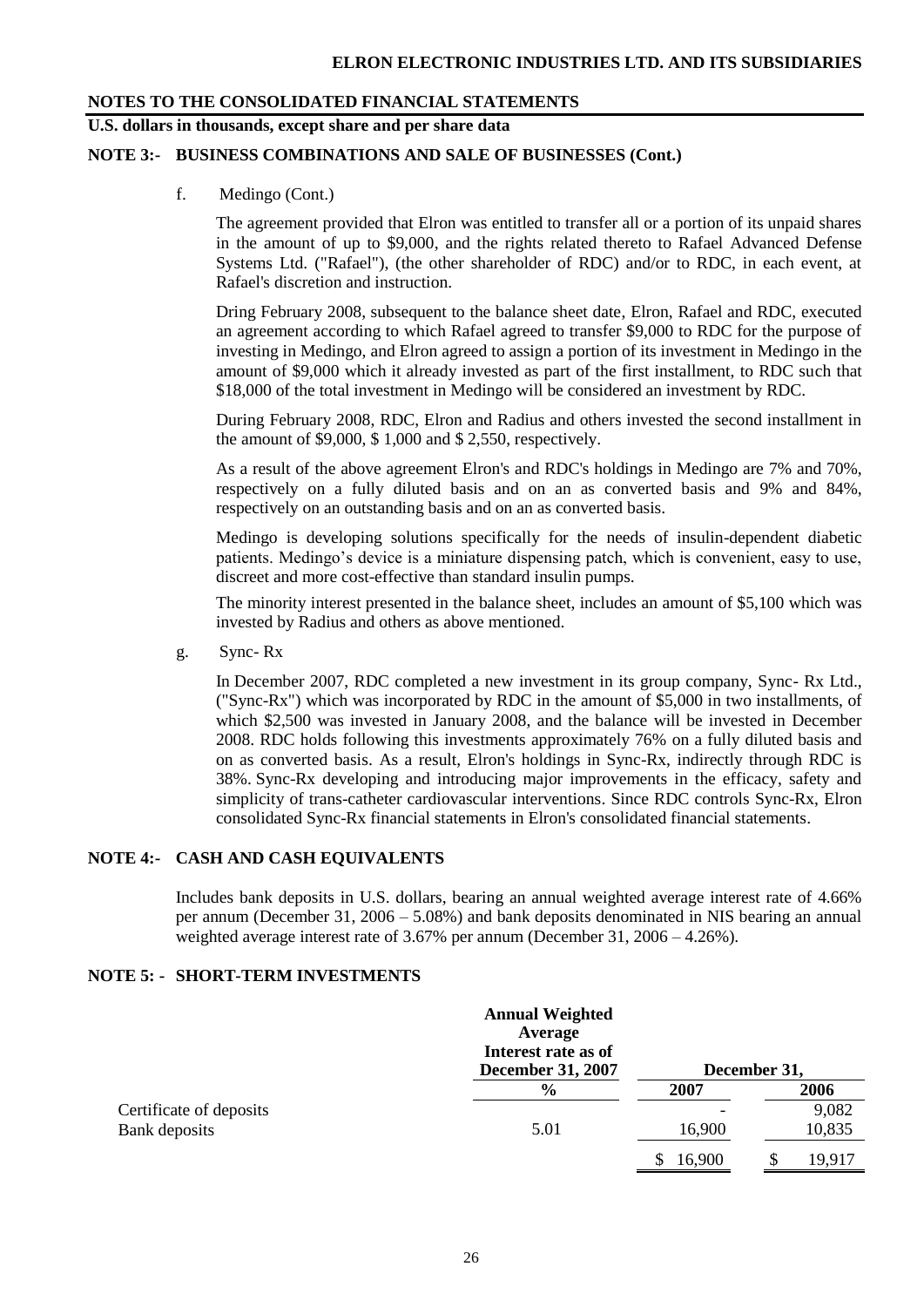## NOTES TO THE CONSOLIDATED FINANCIAL STATEMENTS

**U.S. dollars in thousands, except share and per share data**

### NOTE 3:- BUSINESS COMBINATIONS AND SALE OF BUSINESSES (Cont.)

f. Medingo (Cont.)

The agreement provided that Elron was entitled to transfer all or a portion of its unpaid shares in the amount of up to $9,000, and the rights related thereto to Rafael Advanced Defense Systems Ltd. ("Rafael"), (the other shareholder of RDC) and/or to RDC, in each event, at Rafael's discretion and instruction.

Dring February 2008, subsequent to the balance sheet date, Elron, Rafael and RDC, executed an agreement according to which Rafael agreed to transfer $9,000 to RDC for the purpose of investing in Medingo, and Elron agreed to assign a portion of its investment in Medingo in the amount of $9,000 which it already invested as part of the first installment, to RDC such that $18,000 of the total investment in Medingo will be considered an investment by RDC.

During February 2008, RDC, Elron and Radius and others invested the second installment in the amount of $9,000, $ 1,000 and $ 2,550, respectively.

As a result of the above agreement Elron's and RDC's holdings in Medingo are 7% and 70%, respectively on a fully diluted basis and on an as converted basis and 9% and 84%, respectively on an outstanding basis and on an as converted basis.

Medingo is developing solutions specifically for the needs of insulin-dependent diabetic patients. Medingo's device is a miniature dispensing patch, which is convenient, easy to use, discreet and more cost-effective than standard insulin pumps.

The minority interest presented in the balance sheet, includes an amount of $5,100 which was invested by Radius and others as above mentioned.

g. Sync- Rx

In December 2007, RDC completed a new investment in its group company, Sync- Rx Ltd., ("Sync-Rx") which was incorporated by RDC in the amount of $5,000 in two installments, of which $2,500 was invested in January 2008, and the balance will be invested in December 2008. RDC holds following this investments approximately 76% on a fully diluted basis and on as converted basis. As a result, Elron's holdings in Sync-Rx, indirectly through RDC is 38%. Sync-Rx developing and introducing major improvements in the efficacy, safety and simplicity of trans-catheter cardiovascular interventions. Since RDC controls Sync-Rx, Elron consolidated Sync-Rx financial statements in Elron's consolidated financial statements.

### NOTE 4:- CASH AND CASH EQUIVALENTS

Includes bank deposits in U.S. dollars, bearing an annual weighted average interest rate of 4.66% per annum (December 31, 2006 – 5.08%) and bank deposits denominated in NIS bearing an annual weighted average interest rate of 3.67% per annum (December 31, 2006 – 4.26%).

### NOTE 5: - SHORT-TERM INVESTMENTS

| | Annual Weighted Average Interest rate as of December 31, 2007 | December 31, | |
|---|---|---|---|
| | % | 2007 | 2006 |
| Certificate of deposits | | - | 9,082 |
| Bank deposits | 5.01 | 16,900 | 10,835 |
| | | $ 16,900 | $ 19,917 |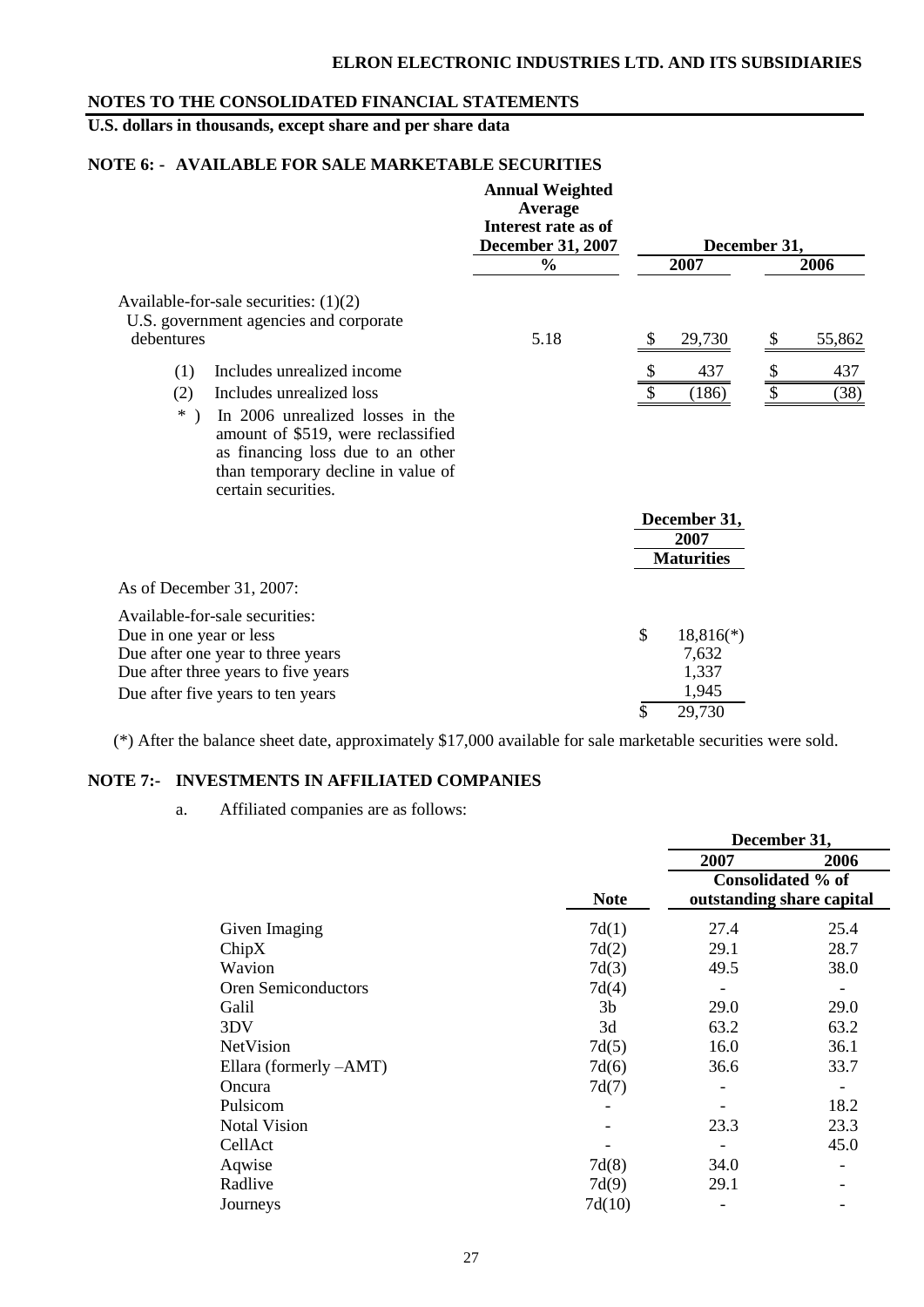## NOTES TO THE CONSOLIDATED FINANCIAL STATEMENTS

**U.S. dollars in thousands, except share and per share data**

### NOTE 6: - AVAILABLE FOR SALE MARKETABLE SECURITIES

| | Annual Weighted Average Interest rate as of December 31, 2007 | December 31, | |
|---|---|---|---|
| | % | 2007 | 2006 |
| Available-for-sale securities: (1)(2) U.S. government agencies and corporate debentures | 5.18 | $ 29,730 | $ 55,862 |
| (1) Includes unrealized income | | $ 437 | $ 437 |
| (2) Includes unrealized loss | | $ (186) | $ (38) |

\* ) In 2006 unrealized losses in the amount of $519, were reclassified as financing loss due to an other than temporary decline in value of certain securities.

| | December 31, 2007 |
|---|---|
| | Maturities |
| As of December 31, 2007: | |
| Available-for-sale securities: | |
| Due in one year or less | $ 18,816(*) |
| Due after one year to three years | 7,632 |
| Due after three years to five years | 1,337 |
| Due after five years to ten years | 1,945 |
| | $ 29,730 |

(*) After the balance sheet date, approximately $17,000 available for sale marketable securities were sold.

### NOTE 7:- INVESTMENTS IN AFFILIATED COMPANIES

a. Affiliated companies are as follows:

| | | December 31, | |
|---|---|---|---|
| | | 2007 | 2006 |
| | Note | Consolidated % of outstanding share capital | |
| Given Imaging | 7d(1) | 27.4 | 25.4 |
| ChipX | 7d(2) | 29.1 | 28.7 |
| Wavion | 7d(3) | 49.5 | 38.0 |
| Oren Semiconductors | 7d(4) | - | - |
| Galil | 3b | 29.0 | 29.0 |
| 3DV | 3d | 63.2 | 63.2 |
| NetVision | 7d(5) | 16.0 | 36.1 |
| Ellara (formerly –AMT) | 7d(6) | 36.6 | 33.7 |
| Oncura | 7d(7) | - | - |
| Pulsicom | - | - | 18.2 |
| Notal Vision | - | 23.3 | 23.3 |
| CellAct | - | - | 45.0 |
| Aqwise | 7d(8) | 34.0 | - |
| Radlive | 7d(9) | 29.1 | - |
| Journeys | 7d(10) | - | - |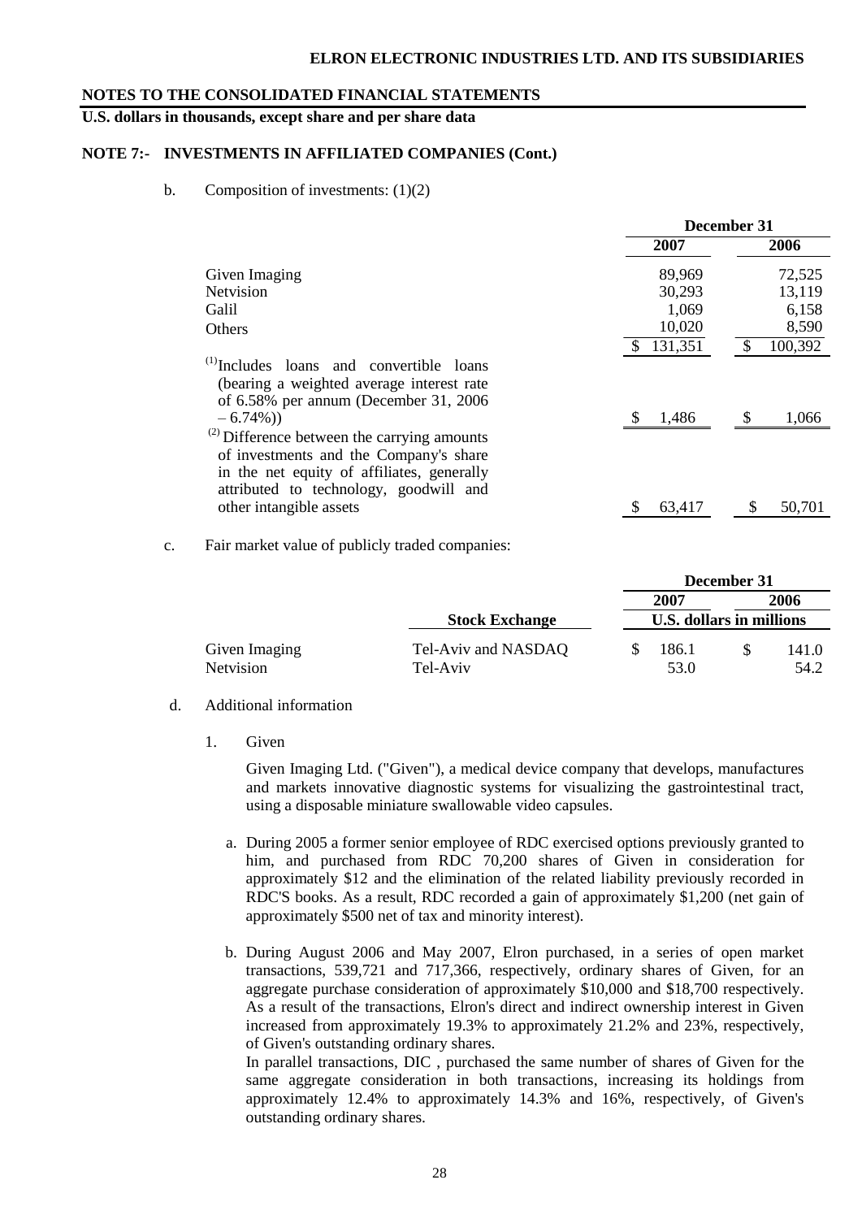## NOTES TO THE CONSOLIDATED FINANCIAL STATEMENTS

**U.S. dollars in thousands, except share and per share data**

### NOTE 7:- INVESTMENTS IN AFFILIATED COMPANIES (Cont.)

b. Composition of investments: (1)(2)

| | December 31 | |
|---|---|---|
| | 2007 | 2006 |
| Given Imaging | 89,969 | 72,525 |
| Netvision | 30,293 | 13,119 |
| Galil | 1,069 | 6,158 |
| Others | 10,020 | 8,590 |
| | $ 131,351 | $ 100,392 |
| [(1)] Includes loans and convertible loans (bearing a weighted average interest rate of 6.58% per annum (December 31, 2006 – 6.74%)) | $ 1,486 | $ 1,066 |
| [(2)] Difference between the carrying amounts of investments and the Company's share in the net equity of affiliates, generally attributed to technology, goodwill and other intangible assets | $ 63,417 | $ 50,701 |

c. Fair market value of publicly traded companies:

| | | December 31 | |
|---|---|---|---|
| | | 2007 | 2006 |
| | Stock Exchange | U.S. dollars in millions | |
| Given Imaging | Tel-Aviv and NASDAQ | $ 186.1 | $ 141.0 |
| Netvision | Tel-Aviv | 53.0 | 54.2 |

d. Additional information

1. Given

Given Imaging Ltd. ("Given"), a medical device company that develops, manufactures and markets innovative diagnostic systems for visualizing the gastrointestinal tract, using a disposable miniature swallowable video capsules.

a. During 2005 a former senior employee of RDC exercised options previously granted to him, and purchased from RDC 70,200 shares of Given in consideration for approximately $12 and the elimination of the related liability previously recorded in RDC'S books. As a result, RDC recorded a gain of approximately $1,200 (net gain of approximately $500 net of tax and minority interest).

b. During August 2006 and May 2007, Elron purchased, in a series of open market transactions, 539,721 and 717,366, respectively, ordinary shares of Given, for an aggregate purchase consideration of approximately $10,000 and $18,700 respectively. As a result of the transactions, Elron's direct and indirect ownership interest in Given increased from approximately 19.3% to approximately 21.2% and 23%, respectively, of Given's outstanding ordinary shares.

In parallel transactions, DIC , purchased the same number of shares of Given for the same aggregate consideration in both transactions, increasing its holdings from approximately 12.4% to approximately 14.3% and 16%, respectively, of Given's outstanding ordinary shares.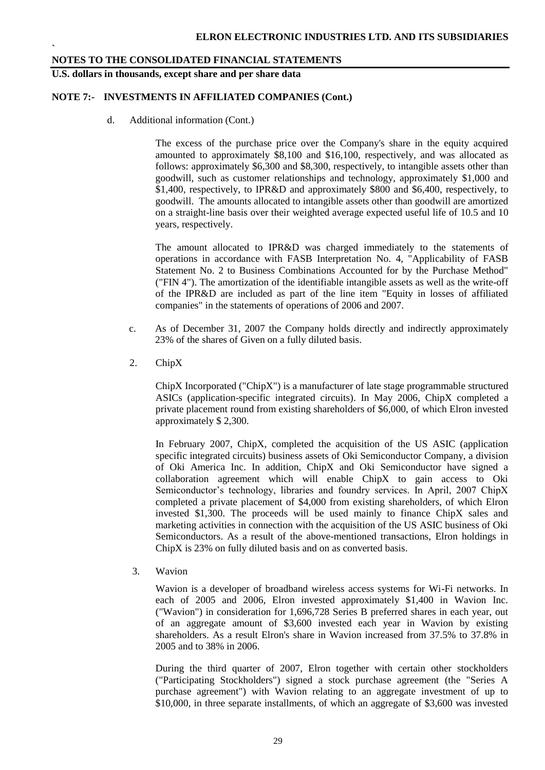**NOTES TO THE CONSOLIDATED FINANCIAL STATEMENTS**

**U.S. dollars in thousands, except share and per share data**

**NOTE 7:- INVESTMENTS IN AFFILIATED COMPANIES (Cont.)**

d. Additional information (Cont.)

The excess of the purchase price over the Company's share in the equity acquired amounted to approximately $8,100 and $16,100, respectively, and was allocated as follows: approximately $6,300 and $8,300, respectively, to intangible assets other than goodwill, such as customer relationships and technology, approximately $1,000 and $1,400, respectively, to IPR&D and approximately $800 and $6,400, respectively, to goodwill. The amounts allocated to intangible assets other than goodwill are amortized on a straight-line basis over their weighted average expected useful life of 10.5 and 10 years, respectively.

The amount allocated to IPR&D was charged immediately to the statements of operations in accordance with FASB Interpretation No. 4, "Applicability of FASB Statement No. 2 to Business Combinations Accounted for by the Purchase Method" ("FIN 4"). The amortization of the identifiable intangible assets as well as the write-off of the IPR&D are included as part of the line item "Equity in losses of affiliated companies" in the statements of operations of 2006 and 2007.

c. As of December 31, 2007 the Company holds directly and indirectly approximately 23% of the shares of Given on a fully diluted basis.

2. ChipX

ChipX Incorporated ("ChipX") is a manufacturer of late stage programmable structured ASICs (application-specific integrated circuits). In May 2006, ChipX completed a private placement round from existing shareholders of $6,000, of which Elron invested approximately $ 2,300.

In February 2007, ChipX, completed the acquisition of the US ASIC (application specific integrated circuits) business assets of Oki Semiconductor Company, a division of Oki America Inc. In addition, ChipX and Oki Semiconductor have signed a collaboration agreement which will enable ChipX to gain access to Oki Semiconductor's technology, libraries and foundry services. In April, 2007 ChipX completed a private placement of $4,000 from existing shareholders, of which Elron invested $1,300. The proceeds will be used mainly to finance ChipX sales and marketing activities in connection with the acquisition of the US ASIC business of Oki Semiconductors. As a result of the above-mentioned transactions, Elron holdings in ChipX is 23% on fully diluted basis and on as converted basis.

3. Wavion

Wavion is a developer of broadband wireless access systems for Wi-Fi networks. In each of 2005 and 2006, Elron invested approximately $1,400 in Wavion Inc. ("Wavion") in consideration for 1,696,728 Series B preferred shares in each year, out of an aggregate amount of $3,600 invested each year in Wavion by existing shareholders. As a result Elron's share in Wavion increased from 37.5% to 37.8% in 2005 and to 38% in 2006.

During the third quarter of 2007, Elron together with certain other stockholders ("Participating Stockholders") signed a stock purchase agreement (the "Series A purchase agreement") with Wavion relating to an aggregate investment of up to $10,000, in three separate installments, of which an aggregate of $3,600 was invested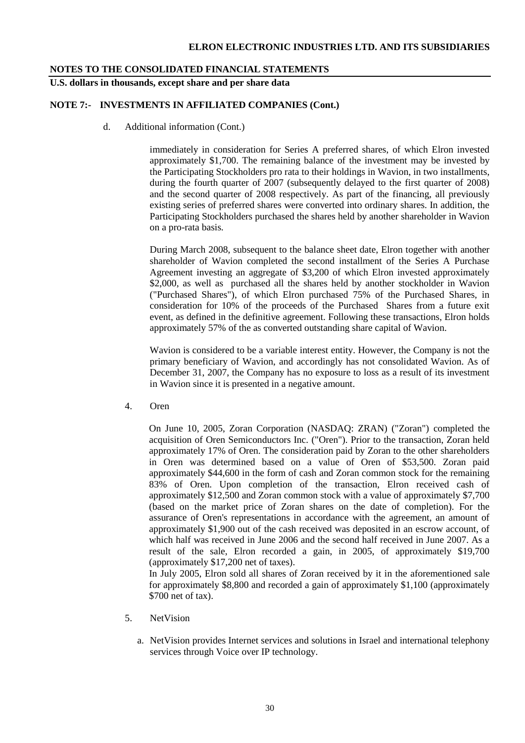## NOTE 7:- INVESTMENTS IN AFFILIATED COMPANIES (Cont.)

d. Additional information (Cont.)

immediately in consideration for Series A preferred shares, of which Elron invested approximately $1,700. The remaining balance of the investment may be invested by the Participating Stockholders pro rata to their holdings in Wavion, in two installments, during the fourth quarter of 2007 (subsequently delayed to the first quarter of 2008) and the second quarter of 2008 respectively. As part of the financing, all previously existing series of preferred shares were converted into ordinary shares. In addition, the Participating Stockholders purchased the shares held by another shareholder in Wavion on a pro-rata basis.

During March 2008, subsequent to the balance sheet date, Elron together with another shareholder of Wavion completed the second installment of the Series A Purchase Agreement investing an aggregate of $3,200 of which Elron invested approximately $2,000, as well as purchased all the shares held by another stockholder in Wavion ("Purchased Shares"), of which Elron purchased 75% of the Purchased Shares, in consideration for 10% of the proceeds of the Purchased Shares from a future exit event, as defined in the definitive agreement. Following these transactions, Elron holds approximately 57% of the as converted outstanding share capital of Wavion.

Wavion is considered to be a variable interest entity. However, the Company is not the primary beneficiary of Wavion, and accordingly has not consolidated Wavion. As of December 31, 2007, the Company has no exposure to loss as a result of its investment in Wavion since it is presented in a negative amount.

4. Oren

On June 10, 2005, Zoran Corporation (NASDAQ: ZRAN) ("Zoran") completed the acquisition of Oren Semiconductors Inc. ("Oren"). Prior to the transaction, Zoran held approximately 17% of Oren. The consideration paid by Zoran to the other shareholders in Oren was determined based on a value of Oren of $53,500. Zoran paid approximately $44,600 in the form of cash and Zoran common stock for the remaining 83% of Oren. Upon completion of the transaction, Elron received cash of approximately $12,500 and Zoran common stock with a value of approximately $7,700 (based on the market price of Zoran shares on the date of completion). For the assurance of Oren's representations in accordance with the agreement, an amount of approximately $1,900 out of the cash received was deposited in an escrow account, of which half was received in June 2006 and the second half received in June 2007. As a result of the sale, Elron recorded a gain, in 2005, of approximately $19,700 (approximately $17,200 net of taxes).

In July 2005, Elron sold all shares of Zoran received by it in the aforementioned sale for approximately $8,800 and recorded a gain of approximately $1,100 (approximately $700 net of tax).

5. NetVision

a. NetVision provides Internet services and solutions in Israel and international telephony services through Voice over IP technology.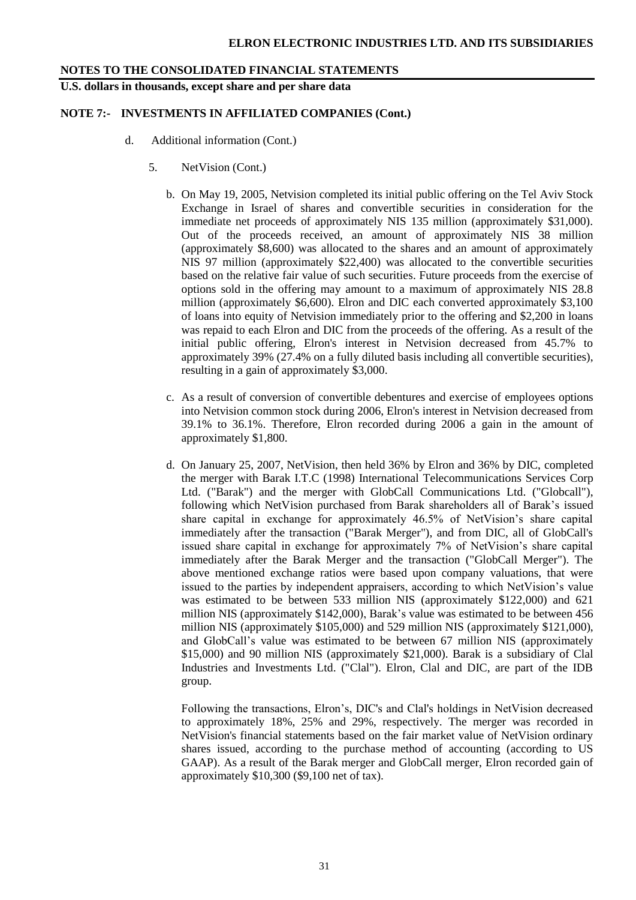## NOTE 7:- INVESTMENTS IN AFFILIATED COMPANIES (Cont.)

d. Additional information (Cont.)

5. NetVision (Cont.)

b. On May 19, 2005, Netvision completed its initial public offering on the Tel Aviv Stock Exchange in Israel of shares and convertible securities in consideration for the immediate net proceeds of approximately NIS 135 million (approximately $31,000). Out of the proceeds received, an amount of approximately NIS 38 million (approximately $8,600) was allocated to the shares and an amount of approximately NIS 97 million (approximately $22,400) was allocated to the convertible securities based on the relative fair value of such securities. Future proceeds from the exercise of options sold in the offering may amount to a maximum of approximately NIS 28.8 million (approximately $6,600). Elron and DIC each converted approximately $3,100 of loans into equity of Netvision immediately prior to the offering and $2,200 in loans was repaid to each Elron and DIC from the proceeds of the offering. As a result of the initial public offering, Elron's interest in Netvision decreased from 45.7% to approximately 39% (27.4% on a fully diluted basis including all convertible securities), resulting in a gain of approximately $3,000.

c. As a result of conversion of convertible debentures and exercise of employees options into Netvision common stock during 2006, Elron's interest in Netvision decreased from 39.1% to 36.1%. Therefore, Elron recorded during 2006 a gain in the amount of approximately $1,800.

d. On January 25, 2007, NetVision, then held 36% by Elron and 36% by DIC, completed the merger with Barak I.T.C (1998) International Telecommunications Services Corp Ltd. ("Barak") and the merger with GlobCall Communications Ltd. ("Globcall"), following which NetVision purchased from Barak shareholders all of Barak's issued share capital in exchange for approximately 46.5% of NetVision's share capital immediately after the transaction ("Barak Merger"), and from DIC, all of GlobCall's issued share capital in exchange for approximately 7% of NetVision's share capital immediately after the Barak Merger and the transaction ("GlobCall Merger"). The above mentioned exchange ratios were based upon company valuations, that were issued to the parties by independent appraisers, according to which NetVision's value was estimated to be between 533 million NIS (approximately $122,000) and 621 million NIS (approximately $142,000), Barak's value was estimated to be between 456 million NIS (approximately $105,000) and 529 million NIS (approximately $121,000), and GlobCall's value was estimated to be between 67 million NIS (approximately $15,000) and 90 million NIS (approximately $21,000). Barak is a subsidiary of Clal Industries and Investments Ltd. ("Clal"). Elron, Clal and DIC, are part of the IDB group.

Following the transactions, Elron's, DIC's and Clal's holdings in NetVision decreased to approximately 18%, 25% and 29%, respectively. The merger was recorded in NetVision's financial statements based on the fair market value of NetVision ordinary shares issued, according to the purchase method of accounting (according to US GAAP). As a result of the Barak merger and GlobCall merger, Elron recorded gain of approximately $10,300 ($9,100 net of tax).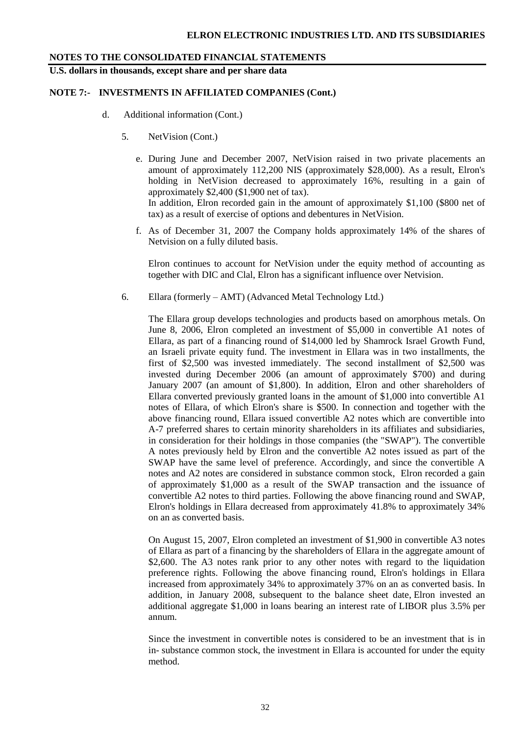## NOTES TO THE CONSOLIDATED FINANCIAL STATEMENTS

**U.S. dollars in thousands, except share and per share data**

### NOTE 7:- INVESTMENTS IN AFFILIATED COMPANIES (Cont.)

d. Additional information (Cont.)

5. NetVision (Cont.)

e. During June and December 2007, NetVision raised in two private placements an amount of approximately 112,200 NIS (approximately \$28,000). As a result, Elron's holding in NetVision decreased to approximately 16%, resulting in a gain of approximately \$2,400 (\$1,900 net of tax).
In addition, Elron recorded gain in the amount of approximately \$1,100 (\$800 net of tax) as a result of exercise of options and debentures in NetVision.

f. As of December 31, 2007 the Company holds approximately 14% of the shares of Netvision on a fully diluted basis.

Elron continues to account for NetVision under the equity method of accounting as together with DIC and Clal, Elron has a significant influence over Netvision.

6. Ellara (formerly – AMT) (Advanced Metal Technology Ltd.)

The Ellara group develops technologies and products based on amorphous metals. On June 8, 2006, Elron completed an investment of \$5,000 in convertible A1 notes of Ellara, as part of a financing round of \$14,000 led by Shamrock Israel Growth Fund, an Israeli private equity fund. The investment in Ellara was in two installments, the first of \$2,500 was invested immediately. The second installment of \$2,500 was invested during December 2006 (an amount of approximately \$700) and during January 2007 (an amount of \$1,800). In addition, Elron and other shareholders of Ellara converted previously granted loans in the amount of \$1,000 into convertible A1 notes of Ellara, of which Elron's share is \$500. In connection and together with the above financing round, Ellara issued convertible A2 notes which are convertible into A-7 preferred shares to certain minority shareholders in its affiliates and subsidiaries, in consideration for their holdings in those companies (the "SWAP"). The convertible A notes previously held by Elron and the convertible A2 notes issued as part of the SWAP have the same level of preference. Accordingly, and since the convertible A notes and A2 notes are considered in substance common stock, Elron recorded a gain of approximately \$1,000 as a result of the SWAP transaction and the issuance of convertible A2 notes to third parties. Following the above financing round and SWAP, Elron's holdings in Ellara decreased from approximately 41.8% to approximately 34% on an as converted basis.

On August 15, 2007, Elron completed an investment of \$1,900 in convertible A3 notes of Ellara as part of a financing by the shareholders of Ellara in the aggregate amount of \$2,600. The A3 notes rank prior to any other notes with regard to the liquidation preference rights. Following the above financing round, Elron's holdings in Ellara increased from approximately 34% to approximately 37% on an as converted basis. In addition, in January 2008, subsequent to the balance sheet date, Elron invested an additional aggregate \$1,000 in loans bearing an interest rate of LIBOR plus 3.5% per annum.

Since the investment in convertible notes is considered to be an investment that is in in- substance common stock, the investment in Ellara is accounted for under the equity method.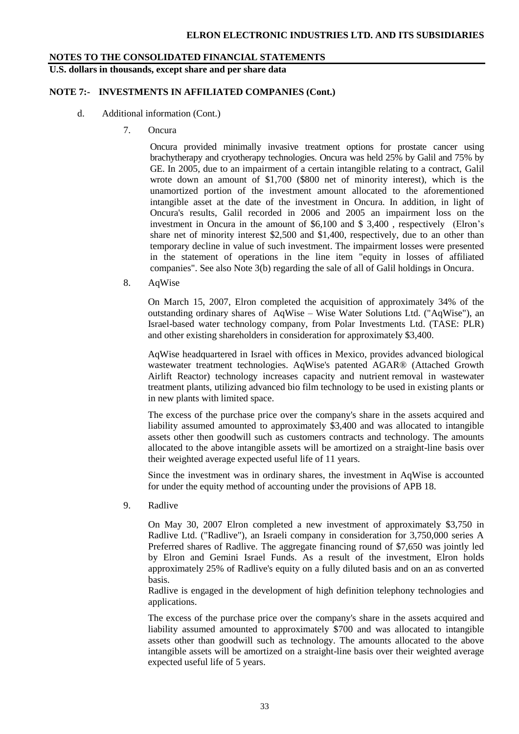## NOTES TO THE CONSOLIDATED FINANCIAL STATEMENTS

**U.S. dollars in thousands, except share and per share data**

### NOTE 7:- INVESTMENTS IN AFFILIATED COMPANIES (Cont.)

d. Additional information (Cont.)

7. Oncura

   Oncura provided minimally invasive treatment options for prostate cancer using brachytherapy and cryotherapy technologies. Oncura was held 25% by Galil and 75% by GE. In 2005, due to an impairment of a certain intangible relating to a contract, Galil wrote down an amount of $1,700 ($800 net of minority interest), which is the unamortized portion of the investment amount allocated to the aforementioned intangible asset at the date of the investment in Oncura. In addition, in light of Oncura's results, Galil recorded in 2006 and 2005 an impairment loss on the investment in Oncura in the amount of $6,100 and $ 3,400 , respectively (Elron's share net of minority interest $2,500 and $1,400, respectively, due to an other than temporary decline in value of such investment. The impairment losses were presented in the statement of operations in the line item "equity in losses of affiliated companies". See also Note 3(b) regarding the sale of all of Galil holdings in Oncura.

8. AqWise

   On March 15, 2007, Elron completed the acquisition of approximately 34% of the outstanding ordinary shares of AqWise – Wise Water Solutions Ltd. ("AqWise"), an Israel-based water technology company, from Polar Investments Ltd. (TASE: PLR) and other existing shareholders in consideration for approximately $3,400.

   AqWise headquartered in Israel with offices in Mexico, provides advanced biological wastewater treatment technologies. AqWise's patented AGAR® (Attached Growth Airlift Reactor) technology increases capacity and nutrient removal in wastewater treatment plants, utilizing advanced bio film technology to be used in existing plants or in new plants with limited space.

   The excess of the purchase price over the company's share in the assets acquired and liability assumed amounted to approximately $3,400 and was allocated to intangible assets other then goodwill such as customers contracts and technology. The amounts allocated to the above intangible assets will be amortized on a straight-line basis over their weighted average expected useful life of 11 years.

   Since the investment was in ordinary shares, the investment in AqWise is accounted for under the equity method of accounting under the provisions of APB 18.

9. Radlive

   On May 30, 2007 Elron completed a new investment of approximately $3,750 in Radlive Ltd. ("Radlive"), an Israeli company in consideration for 3,750,000 series A Preferred shares of Radlive. The aggregate financing round of $7,650 was jointly led by Elron and Gemini Israel Funds. As a result of the investment, Elron holds approximately 25% of Radlive's equity on a fully diluted basis and on an as converted basis.

   Radlive is engaged in the development of high definition telephony technologies and applications.

   The excess of the purchase price over the company's share in the assets acquired and liability assumed amounted to approximately $700 and was allocated to intangible assets other than goodwill such as technology. The amounts allocated to the above intangible assets will be amortized on a straight-line basis over their weighted average expected useful life of 5 years.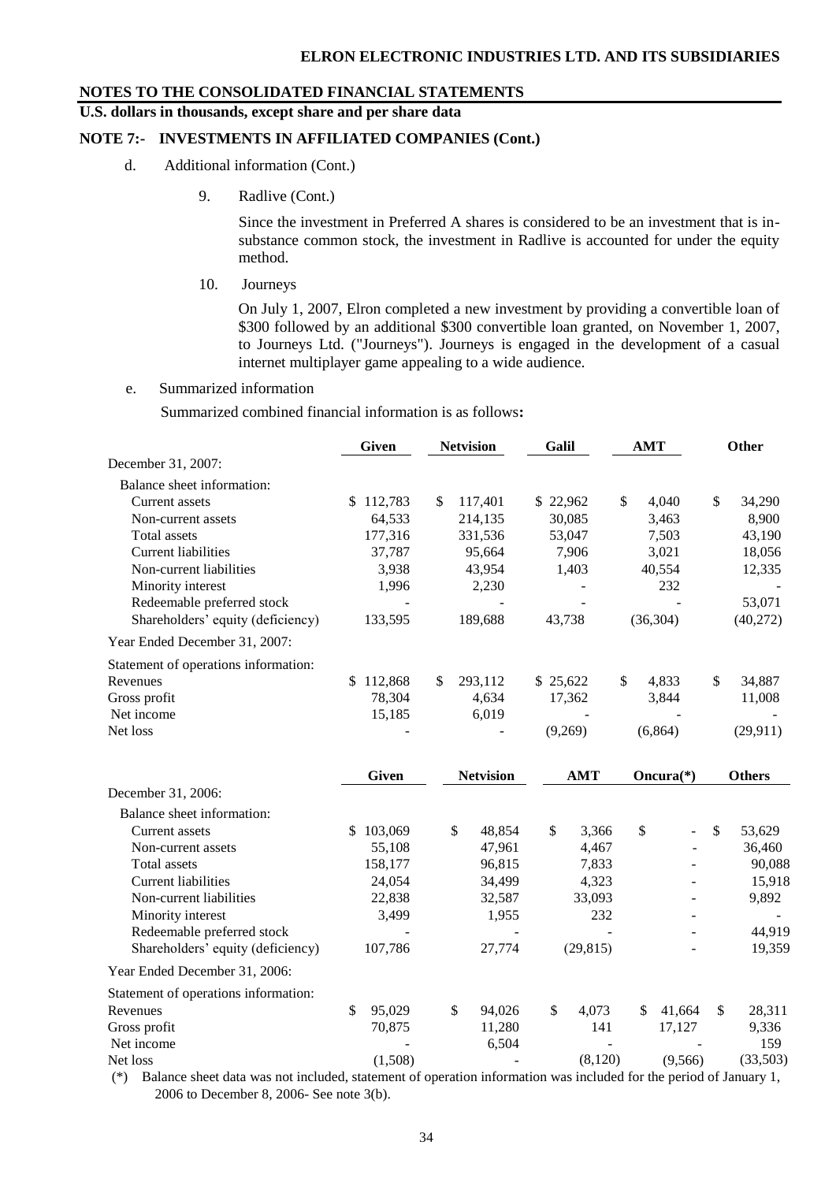## NOTES TO THE CONSOLIDATED FINANCIAL STATEMENTS

**U.S. dollars in thousands, except share and per share data**

### NOTE 7:- INVESTMENTS IN AFFILIATED COMPANIES (Cont.)

d. Additional information (Cont.)

9. Radlive (Cont.)

Since the investment in Preferred A shares is considered to be an investment that is in-substance common stock, the investment in Radlive is accounted for under the equity method.

10. Journeys

On July 1, 2007, Elron completed a new investment by providing a convertible loan of $300 followed by an additional $300 convertible loan granted, on November 1, 2007, to Journeys Ltd. ("Journeys"). Journeys is engaged in the development of a casual internet multiplayer game appealing to a wide audience.

e. Summarized information

Summarized combined financial information is as follows**:**

| | Given | Netvision | Galil | AMT | Other |
|---|---|---|---|---|---|
| December 31, 2007: | | | | | |
| Balance sheet information: | | | | | |
| Current assets | $ 112,783 | $ 117,401 | $ 22,962 | $ 4,040 | $ 34,290 |
| Non-current assets | 64,533 | 214,135 | 30,085 | 3,463 | 8,900 |
| Total assets | 177,316 | 331,536 | 53,047 | 7,503 | 43,190 |
| Current liabilities | 37,787 | 95,664 | 7,906 | 3,021 | 18,056 |
| Non-current liabilities | 3,938 | 43,954 | 1,403 | 40,554 | 12,335 |
| Minority interest | 1,996 | 2,230 | - | 232 | - |
| Redeemable preferred stock | - | - | - | - | 53,071 |
| Shareholders' equity (deficiency) | 133,595 | 189,688 | 43,738 | (36,304) | (40,272) |
| Year Ended December 31, 2007: | | | | | |
| Statement of operations information: | | | | | |
| Revenues | $ 112,868 | $ 293,112 | $ 25,622 | $ 4,833 | $ 34,887 |
| Gross profit | 78,304 | 4,634 | 17,362 | 3,844 | 11,008 |
| Net income | 15,185 | 6,019 | - | - | - |
| Net loss | - | - | (9,269) | (6,864) | (29,911) |

| | Given | Netvision | AMT | Oncura(*) | Others |
|---|---|---|---|---|---|
| December 31, 2006: | | | | | |
| Balance sheet information: | | | | | |
| Current assets | $ 103,069 | $ 48,854 | $ 3,366 | $ - | $ 53,629 |
| Non-current assets | 55,108 | 47,961 | 4,467 | - | 36,460 |
| Total assets | 158,177 | 96,815 | 7,833 | - | 90,088 |
| Current liabilities | 24,054 | 34,499 | 4,323 | - | 15,918 |
| Non-current liabilities | 22,838 | 32,587 | 33,093 | - | 9,892 |
| Minority interest | 3,499 | 1,955 | 232 | - | - |
| Redeemable preferred stock | - | - | - | - | 44,919 |
| Shareholders' equity (deficiency) | 107,786 | 27,774 | (29,815) | - | 19,359 |
| Year Ended December 31, 2006: | | | | | |
| Statement of operations information: | | | | | |
| Revenues | $ 95,029 | $ 94,026 | $ 4,073 | $ 41,664 | $ 28,311 |
| Gross profit | 70,875 | 11,280 | 141 | 17,127 | 9,336 |
| Net income | - | 6,504 | - | - | 159 |
| Net loss | (1,508) | - | (8,120) | (9,566) | (33,503) |

(*) Balance sheet data was not included, statement of operation information was included for the period of January 1, 2006 to December 8, 2006- See note 3(b).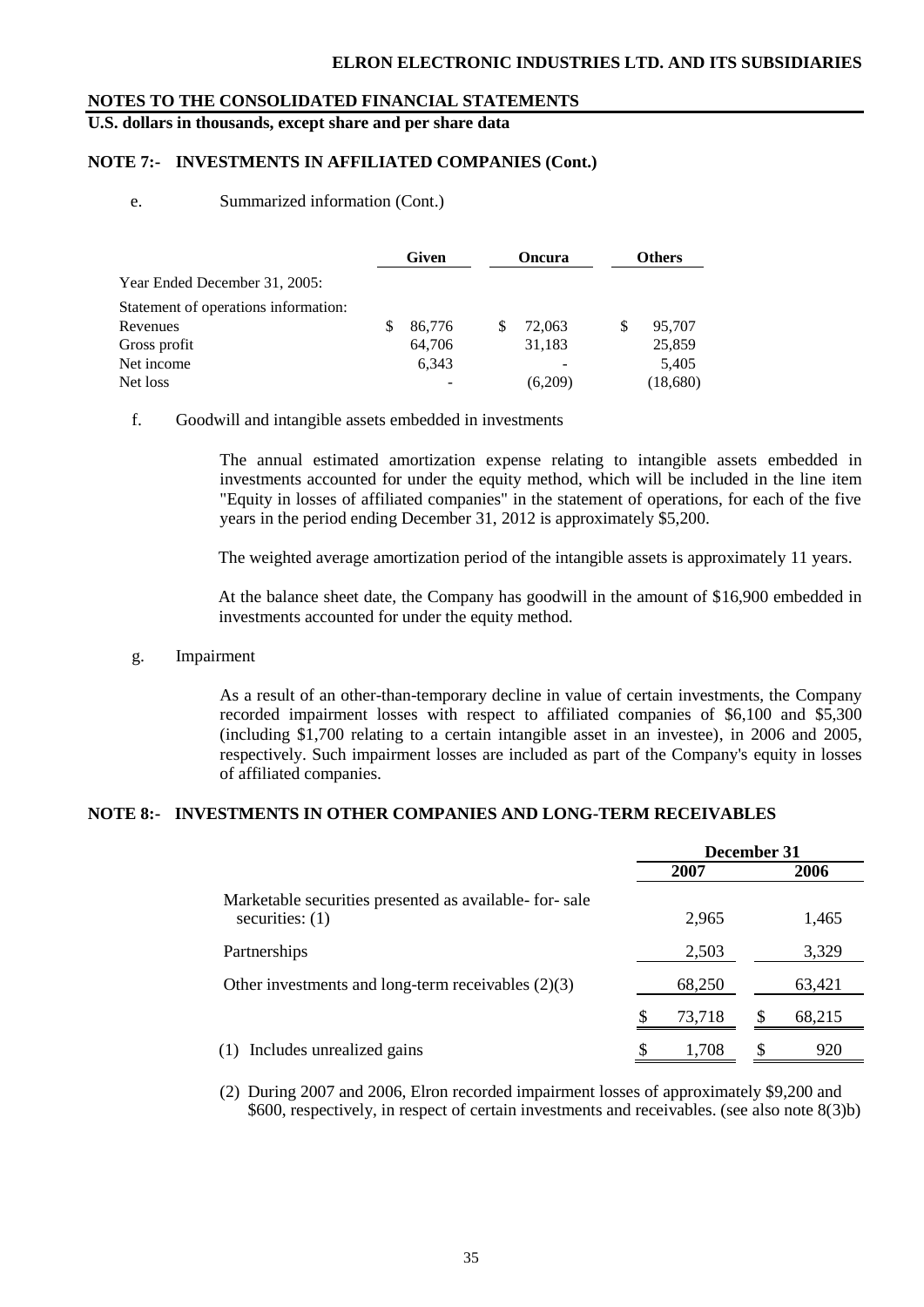## NOTES TO THE CONSOLIDATED FINANCIAL STATEMENTS

**U.S. dollars in thousands, except share and per share data**

### NOTE 7:- INVESTMENTS IN AFFILIATED COMPANIES (Cont.)

e. Summarized information (Cont.)

| | Given | Oncura | Others |
|---|---|---|---|
| Year Ended December 31, 2005: | | | |
| Statement of operations information: | | | |
| Revenues | $ 86,776 | $ 72,063 | $ 95,707 |
| Gross profit | 64,706 | 31,183 | 25,859 |
| Net income | 6,343 | - | 5,405 |
| Net loss | - | (6,209) | (18,680) |

f. Goodwill and intangible assets embedded in investments

The annual estimated amortization expense relating to intangible assets embedded in investments accounted for under the equity method, which will be included in the line item "Equity in losses of affiliated companies" in the statement of operations, for each of the five years in the period ending December 31, 2012 is approximately $5,200.

The weighted average amortization period of the intangible assets is approximately 11 years.

At the balance sheet date, the Company has goodwill in the amount of $16,900 embedded in investments accounted for under the equity method.

g. Impairment

As a result of an other-than-temporary decline in value of certain investments, the Company recorded impairment losses with respect to affiliated companies of $6,100 and $5,300 (including $1,700 relating to a certain intangible asset in an investee), in 2006 and 2005, respectively. Such impairment losses are included as part of the Company's equity in losses of affiliated companies.

### NOTE 8:- INVESTMENTS IN OTHER COMPANIES AND LONG-TERM RECEIVABLES

| | December 31 | |
|---|---|---|
| | 2007 | 2006 |
| Marketable securities presented as available- for- sale securities: (1) | 2,965 | 1,465 |
| Partnerships | 2,503 | 3,329 |
| Other investments and long-term receivables (2)(3) | 68,250 | 63,421 |
| | $ 73,718 | $ 68,215 |
| (1) Includes unrealized gains | $ 1,708 | $ 920 |

(2) During 2007 and 2006, Elron recorded impairment losses of approximately $9,200 and $600, respectively, in respect of certain investments and receivables. (see also note 8(3)b)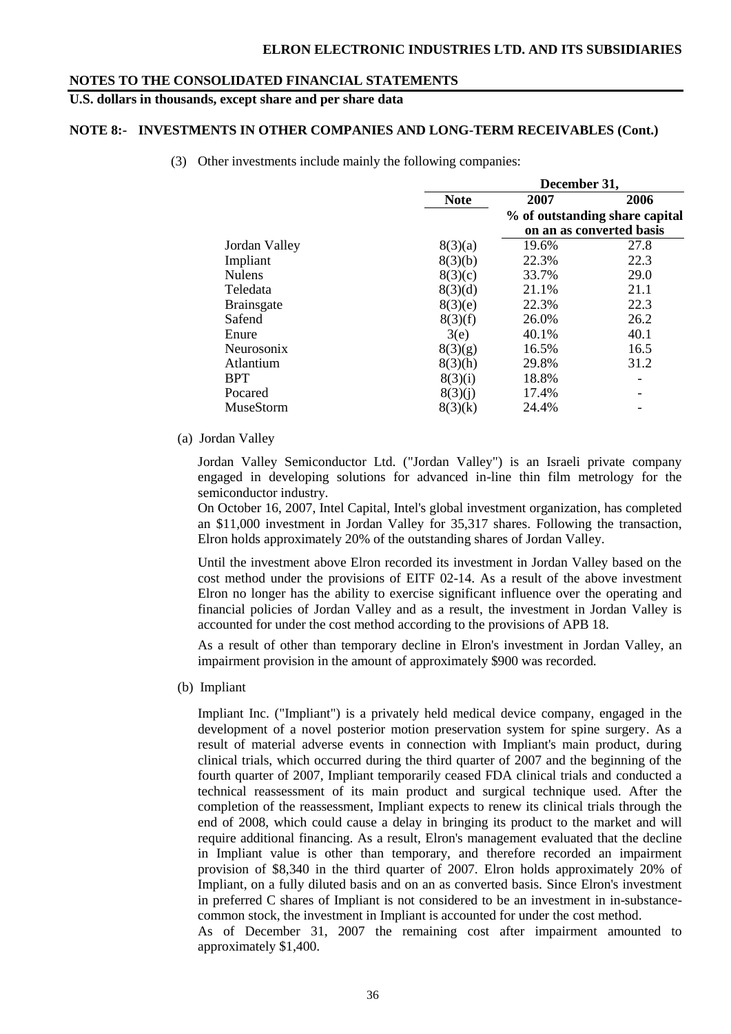# NOTES TO THE CONSOLIDATED FINANCIAL STATEMENTS

**U.S. dollars in thousands, except share and per share data**

## NOTE 8:- INVESTMENTS IN OTHER COMPANIES AND LONG-TERM RECEIVABLES (Cont.)

(3) Other investments include mainly the following companies:

| | | December 31, | |
|---|---|---|---|
| | **Note** | **2007** | **2006** |
| | | **% of outstanding share capital on an as converted basis** | |
| Jordan Valley | 8(3)(a) | 19.6% | 27.8 |
| Impliant | 8(3)(b) | 22.3% | 22.3 |
| Nulens | 8(3)(c) | 33.7% | 29.0 |
| Teledata | 8(3)(d) | 21.1% | 21.1 |
| Brainsgate | 8(3)(e) | 22.3% | 22.3 |
| Safend | 8(3)(f) | 26.0% | 26.2 |
| Enure | 3(e) | 40.1% | 40.1 |
| Neurosonix | 8(3)(g) | 16.5% | 16.5 |
| Atlantium | 8(3)(h) | 29.8% | 31.2 |
| BPT | 8(3)(i) | 18.8% | - |
| Pocared | 8(3)(j) | 17.4% | - |
| MuseStorm | 8(3)(k) | 24.4% | - |

(a) Jordan Valley

Jordan Valley Semiconductor Ltd. ("Jordan Valley") is an Israeli private company engaged in developing solutions for advanced in-line thin film metrology for the semiconductor industry.

On October 16, 2007, Intel Capital, Intel's global investment organization, has completed an $11,000 investment in Jordan Valley for 35,317 shares. Following the transaction, Elron holds approximately 20% of the outstanding shares of Jordan Valley.

Until the investment above Elron recorded its investment in Jordan Valley based on the cost method under the provisions of EITF 02-14. As a result of the above investment Elron no longer has the ability to exercise significant influence over the operating and financial policies of Jordan Valley and as a result, the investment in Jordan Valley is accounted for under the cost method according to the provisions of APB 18.

As a result of other than temporary decline in Elron's investment in Jordan Valley, an impairment provision in the amount of approximately $900 was recorded.

(b) Impliant

Impliant Inc. ("Impliant") is a privately held medical device company, engaged in the development of a novel posterior motion preservation system for spine surgery. As a result of material adverse events in connection with Impliant's main product, during clinical trials, which occurred during the third quarter of 2007 and the beginning of the fourth quarter of 2007, Impliant temporarily ceased FDA clinical trials and conducted a technical reassessment of its main product and surgical technique used. After the completion of the reassessment, Impliant expects to renew its clinical trials through the end of 2008, which could cause a delay in bringing its product to the market and will require additional financing. As a result, Elron's management evaluated that the decline in Impliant value is other than temporary, and therefore recorded an impairment provision of $8,340 in the third quarter of 2007. Elron holds approximately 20% of Impliant, on a fully diluted basis and on an as converted basis. Since Elron's investment in preferred C shares of Impliant is not considered to be an investment in in-substance-common stock, the investment in Impliant is accounted for under the cost method.

As of December 31, 2007 the remaining cost after impairment amounted to approximately $1,400.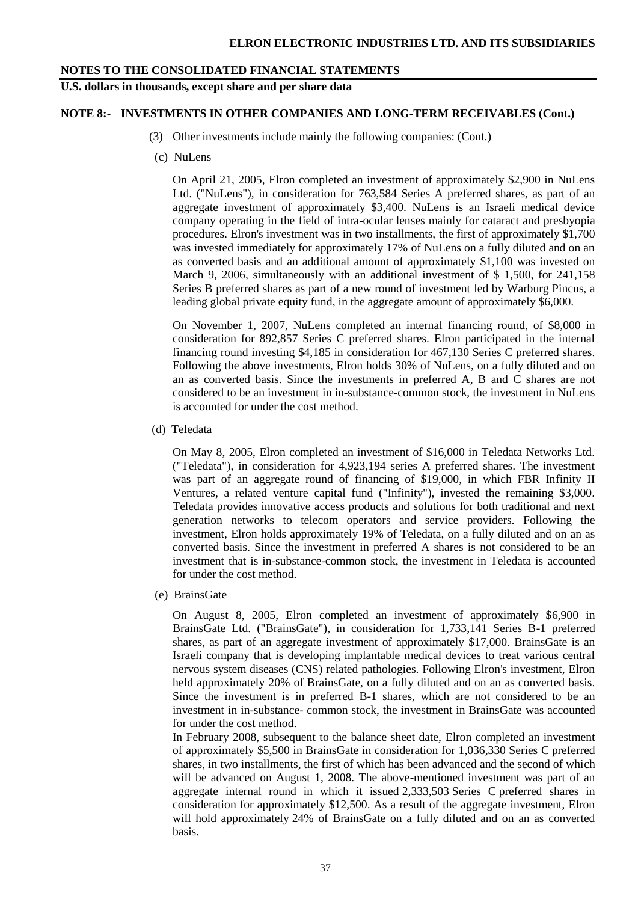## NOTE 8:- INVESTMENTS IN OTHER COMPANIES AND LONG-TERM RECEIVABLES (Cont.)

(3) Other investments include mainly the following companies: (Cont.)

(c) NuLens

On April 21, 2005, Elron completed an investment of approximately $2,900 in NuLens Ltd. ("NuLens"), in consideration for 763,584 Series A preferred shares, as part of an aggregate investment of approximately $3,400. NuLens is an Israeli medical device company operating in the field of intra-ocular lenses mainly for cataract and presbyopia procedures. Elron's investment was in two installments, the first of approximately $1,700 was invested immediately for approximately 17% of NuLens on a fully diluted and on an as converted basis and an additional amount of approximately $1,100 was invested on March 9, 2006, simultaneously with an additional investment of $ 1,500, for 241,158 Series B preferred shares as part of a new round of investment led by Warburg Pincus, a leading global private equity fund, in the aggregate amount of approximately $6,000.

On November 1, 2007, NuLens completed an internal financing round, of $8,000 in consideration for 892,857 Series C preferred shares. Elron participated in the internal financing round investing $4,185 in consideration for 467,130 Series C preferred shares. Following the above investments, Elron holds 30% of NuLens, on a fully diluted and on an as converted basis. Since the investments in preferred A, B and C shares are not considered to be an investment in in-substance-common stock, the investment in NuLens is accounted for under the cost method.

(d) Teledata

On May 8, 2005, Elron completed an investment of $16,000 in Teledata Networks Ltd. ("Teledata"), in consideration for 4,923,194 series A preferred shares. The investment was part of an aggregate round of financing of $19,000, in which FBR Infinity II Ventures, a related venture capital fund ("Infinity"), invested the remaining $3,000. Teledata provides innovative access products and solutions for both traditional and next generation networks to telecom operators and service providers. Following the investment, Elron holds approximately 19% of Teledata, on a fully diluted and on an as converted basis. Since the investment in preferred A shares is not considered to be an investment that is in-substance-common stock, the investment in Teledata is accounted for under the cost method.

(e) BrainsGate

On August 8, 2005, Elron completed an investment of approximately $6,900 in BrainsGate Ltd. ("BrainsGate"), in consideration for 1,733,141 Series B-1 preferred shares, as part of an aggregate investment of approximately $17,000. BrainsGate is an Israeli company that is developing implantable medical devices to treat various central nervous system diseases (CNS) related pathologies. Following Elron's investment, Elron held approximately 20% of BrainsGate, on a fully diluted and on an as converted basis. Since the investment is in preferred B-1 shares, which are not considered to be an investment in in-substance- common stock, the investment in BrainsGate was accounted for under the cost method.

In February 2008, subsequent to the balance sheet date, Elron completed an investment of approximately $5,500 in BrainsGate in consideration for 1,036,330 Series C preferred shares, in two installments, the first of which has been advanced and the second of which will be advanced on August 1, 2008. The above-mentioned investment was part of an aggregate internal round in which it issued 2,333,503 Series C preferred shares in consideration for approximately $12,500. As a result of the aggregate investment, Elron will hold approximately 24% of BrainsGate on a fully diluted and on an as converted basis.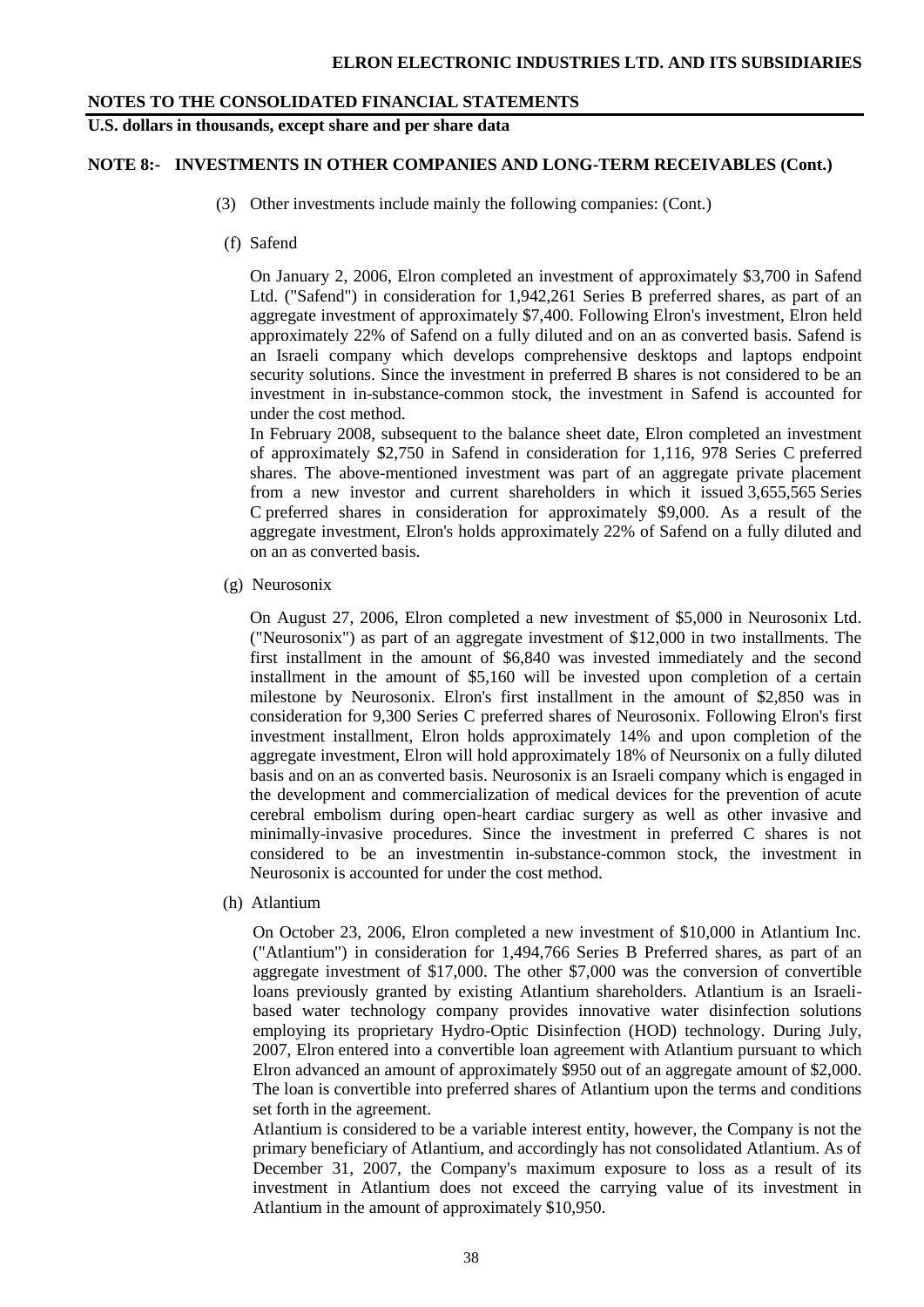**NOTES TO THE CONSOLIDATED FINANCIAL STATEMENTS**

**U.S. dollars in thousands, except share and per share data**

**NOTE 8:- INVESTMENTS IN OTHER COMPANIES AND LONG-TERM RECEIVABLES (Cont.)**

(3) Other investments include mainly the following companies: (Cont.)

(f) Safend

On January 2, 2006, Elron completed an investment of approximately $3,700 in Safend Ltd. ("Safend") in consideration for 1,942,261 Series B preferred shares, as part of an aggregate investment of approximately $7,400. Following Elron's investment, Elron held approximately 22% of Safend on a fully diluted and on an as converted basis. Safend is an Israeli company which develops comprehensive desktops and laptops endpoint security solutions. Since the investment in preferred B shares is not considered to be an investment in in-substance-common stock, the investment in Safend is accounted for under the cost method.

In February 2008, subsequent to the balance sheet date, Elron completed an investment of approximately $2,750 in Safend in consideration for 1,116, 978 Series C preferred shares. The above-mentioned investment was part of an aggregate private placement from a new investor and current shareholders in which it issued 3,655,565 Series C preferred shares in consideration for approximately $9,000. As a result of the aggregate investment, Elron's holds approximately 22% of Safend on a fully diluted and on an as converted basis.

(g) Neurosonix

On August 27, 2006, Elron completed a new investment of $5,000 in Neurosonix Ltd. ("Neurosonix") as part of an aggregate investment of $12,000 in two installments. The first installment in the amount of $6,840 was invested immediately and the second installment in the amount of $5,160 will be invested upon completion of a certain milestone by Neurosonix. Elron's first installment in the amount of $2,850 was in consideration for 9,300 Series C preferred shares of Neurosonix. Following Elron's first investment installment, Elron holds approximately 14% and upon completion of the aggregate investment, Elron will hold approximately 18% of Neursonix on a fully diluted basis and on an as converted basis. Neurosonix is an Israeli company which is engaged in the development and commercialization of medical devices for the prevention of acute cerebral embolism during open-heart cardiac surgery as well as other invasive and minimally-invasive procedures. Since the investment in preferred C shares is not considered to be an investmentin in-substance-common stock, the investment in Neurosonix is accounted for under the cost method.

(h) Atlantium

On October 23, 2006, Elron completed a new investment of $10,000 in Atlantium Inc. ("Atlantium") in consideration for 1,494,766 Series B Preferred shares, as part of an aggregate investment of $17,000. The other $7,000 was the conversion of convertible loans previously granted by existing Atlantium shareholders. Atlantium is an Israeli-based water technology company provides innovative water disinfection solutions employing its proprietary Hydro-Optic Disinfection (HOD) technology. During July, 2007, Elron entered into a convertible loan agreement with Atlantium pursuant to which Elron advanced an amount of approximately $950 out of an aggregate amount of $2,000. The loan is convertible into preferred shares of Atlantium upon the terms and conditions set forth in the agreement.

Atlantium is considered to be a variable interest entity, however, the Company is not the primary beneficiary of Atlantium, and accordingly has not consolidated Atlantium. As of December 31, 2007, the Company's maximum exposure to loss as a result of its investment in Atlantium does not exceed the carrying value of its investment in Atlantium in the amount of approximately $10,950.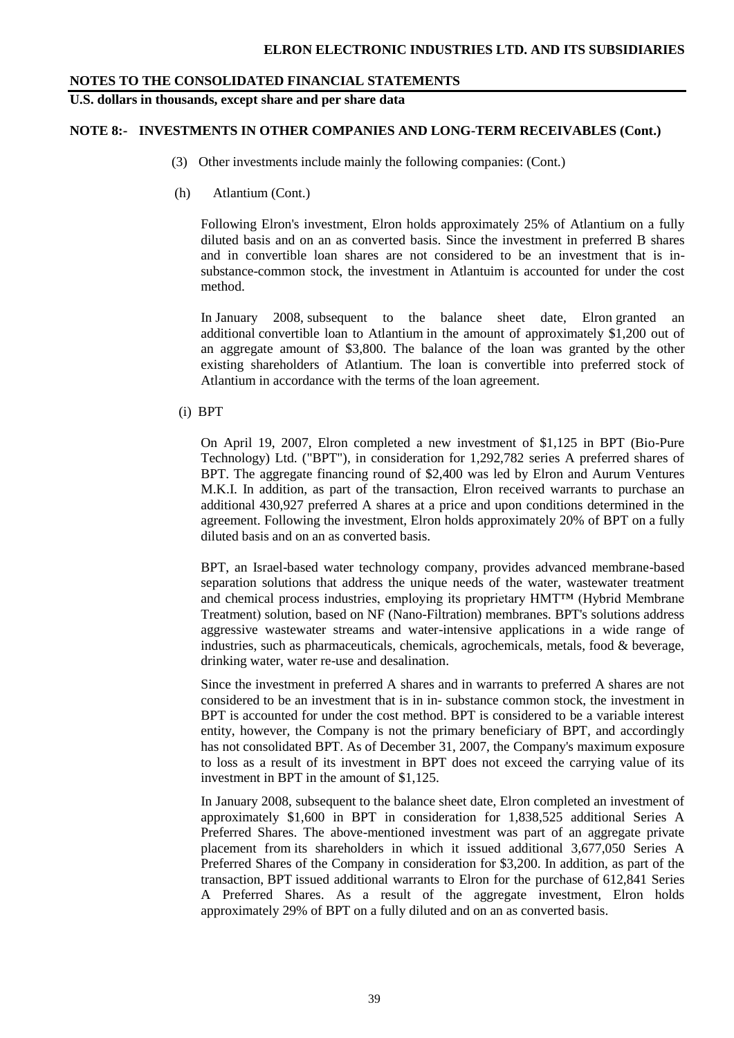## NOTES TO THE CONSOLIDATED FINANCIAL STATEMENTS

**U.S. dollars in thousands, except share and per share data**

### NOTE 8:- INVESTMENTS IN OTHER COMPANIES AND LONG-TERM RECEIVABLES (Cont.)

(3) Other investments include mainly the following companies: (Cont.)

(h) Atlantium (Cont.)

Following Elron's investment, Elron holds approximately 25% of Atlantium on a fully diluted basis and on an as converted basis. Since the investment in preferred B shares and in convertible loan shares are not considered to be an investment that is in-substance-common stock, the investment in Atlantuim is accounted for under the cost method.

In January 2008, subsequent to the balance sheet date, Elron granted an additional convertible loan to Atlantium in the amount of approximately $1,200 out of an aggregate amount of $3,800. The balance of the loan was granted by the other existing shareholders of Atlantium. The loan is convertible into preferred stock of Atlantium in accordance with the terms of the loan agreement.

(i) BPT

On April 19, 2007, Elron completed a new investment of $1,125 in BPT (Bio-Pure Technology) Ltd. ("BPT"), in consideration for 1,292,782 series A preferred shares of BPT. The aggregate financing round of $2,400 was led by Elron and Aurum Ventures M.K.I. In addition, as part of the transaction, Elron received warrants to purchase an additional 430,927 preferred A shares at a price and upon conditions determined in the agreement. Following the investment, Elron holds approximately 20% of BPT on a fully diluted basis and on an as converted basis.

BPT, an Israel-based water technology company, provides advanced membrane-based separation solutions that address the unique needs of the water, wastewater treatment and chemical process industries, employing its proprietary HMT™ (Hybrid Membrane Treatment) solution, based on NF (Nano-Filtration) membranes. BPT's solutions address aggressive wastewater streams and water-intensive applications in a wide range of industries, such as pharmaceuticals, chemicals, agrochemicals, metals, food & beverage, drinking water, water re-use and desalination.

Since the investment in preferred A shares and in warrants to preferred A shares are not considered to be an investment that is in in- substance common stock, the investment in BPT is accounted for under the cost method. BPT is considered to be a variable interest entity, however, the Company is not the primary beneficiary of BPT, and accordingly has not consolidated BPT. As of December 31, 2007, the Company's maximum exposure to loss as a result of its investment in BPT does not exceed the carrying value of its investment in BPT in the amount of $1,125.

In January 2008, subsequent to the balance sheet date, Elron completed an investment of approximately $1,600 in BPT in consideration for 1,838,525 additional Series A Preferred Shares. The above-mentioned investment was part of an aggregate private placement from its shareholders in which it issued additional 3,677,050 Series A Preferred Shares of the Company in consideration for $3,200. In addition, as part of the transaction, BPT issued additional warrants to Elron for the purchase of 612,841 Series A Preferred Shares. As a result of the aggregate investment, Elron holds approximately 29% of BPT on a fully diluted and on an as converted basis.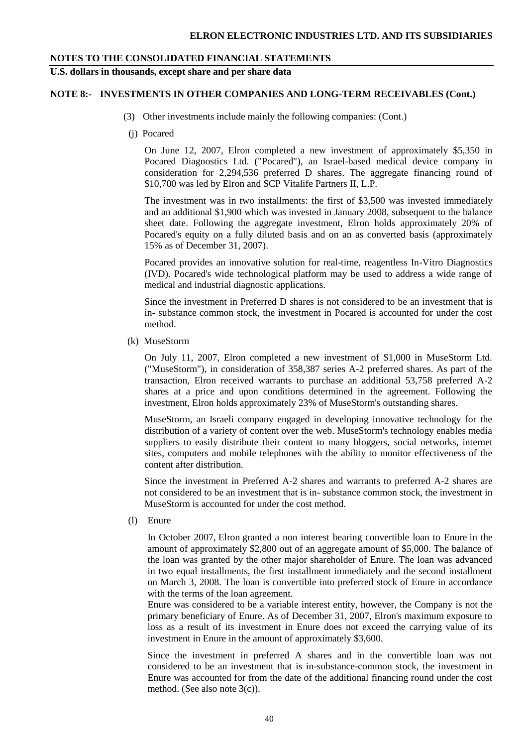**NOTES TO THE CONSOLIDATED FINANCIAL STATEMENTS**

**U.S. dollars in thousands, except share and per share data**

**NOTE 8:- INVESTMENTS IN OTHER COMPANIES AND LONG-TERM RECEIVABLES (Cont.)**

(3) Other investments include mainly the following companies: (Cont.)

(j) Pocared

On June 12, 2007, Elron completed a new investment of approximately $5,350 in Pocared Diagnostics Ltd. ("Pocared"), an Israel-based medical device company in consideration for 2,294,536 preferred D shares. The aggregate financing round of $10,700 was led by Elron and SCP Vitalife Partners II, L.P.

The investment was in two installments: the first of $3,500 was invested immediately and an additional $1,900 which was invested in January 2008, subsequent to the balance sheet date. Following the aggregate investment, Elron holds approximately 20% of Pocared's equity on a fully diluted basis and on an as converted basis (approximately 15% as of December 31, 2007).

Pocared provides an innovative solution for real-time, reagentless In-Vitro Diagnostics (IVD). Pocared's wide technological platform may be used to address a wide range of medical and industrial diagnostic applications.

Since the investment in Preferred D shares is not considered to be an investment that is in- substance common stock, the investment in Pocared is accounted for under the cost method.

(k) MuseStorm

On July 11, 2007, Elron completed a new investment of $1,000 in MuseStorm Ltd. ("MuseStorm"), in consideration of 358,387 series A-2 preferred shares. As part of the transaction, Elron received warrants to purchase an additional 53,758 preferred A-2 shares at a price and upon conditions determined in the agreement. Following the investment, Elron holds approximately 23% of MuseStorm's outstanding shares.

MuseStorm, an Israeli company engaged in developing innovative technology for the distribution of a variety of content over the web. MuseStorm's technology enables media suppliers to easily distribute their content to many bloggers, social networks, internet sites, computers and mobile telephones with the ability to monitor effectiveness of the content after distribution.

Since the investment in Preferred A-2 shares and warrants to preferred A-2 shares are not considered to be an investment that is in- substance common stock, the investment in MuseStorm is accounted for under the cost method.

(l) Enure

In October 2007, Elron granted a non interest bearing convertible loan to Enure in the amount of approximately $2,800 out of an aggregate amount of $5,000. The balance of the loan was granted by the other major shareholder of Enure. The loan was advanced in two equal installments, the first installment immediately and the second installment on March 3, 2008. The loan is convertible into preferred stock of Enure in accordance with the terms of the loan agreement.

Enure was considered to be a variable interest entity, however, the Company is not the primary beneficiary of Enure. As of December 31, 2007, Elron's maximum exposure to loss as a result of its investment in Enure does not exceed the carrying value of its investment in Enure in the amount of approximately $3,600.

Since the investment in preferred A shares and in the convertible loan was not considered to be an investment that is in-substance-common stock, the investment in Enure was accounted for from the date of the additional financing round under the cost method. (See also note 3(c)).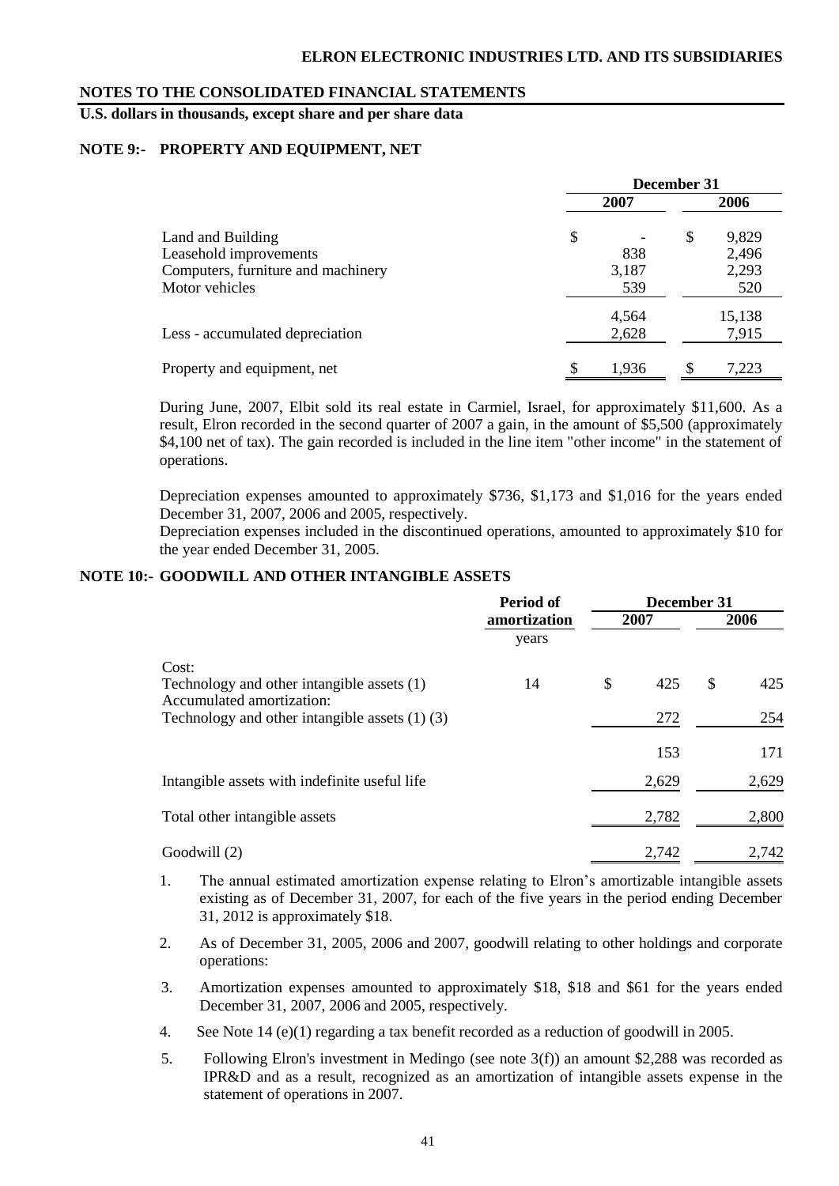## NOTES TO THE CONSOLIDATED FINANCIAL STATEMENTS

**U.S. dollars in thousands, except share and per share data**

### NOTE 9:- PROPERTY AND EQUIPMENT, NET

| | December 31 | |
|---|---|---|
| | 2007 | 2006 |
| Land and Building | $ - | $ 9,829 |
| Leasehold improvements | 838 | 2,496 |
| Computers, furniture and machinery | 3,187 | 2,293 |
| Motor vehicles | 539 | 520 |
| | 4,564 | 15,138 |
| Less - accumulated depreciation | 2,628 | 7,915 |
| Property and equipment, net | $ 1,936 | $ 7,223 |

During June, 2007, Elbit sold its real estate in Carmiel, Israel, for approximately $11,600. As a result, Elron recorded in the second quarter of 2007 a gain, in the amount of $5,500 (approximately $4,100 net of tax). The gain recorded is included in the line item "other income" in the statement of operations.

Depreciation expenses amounted to approximately $736, $1,173 and $1,016 for the years ended December 31, 2007, 2006 and 2005, respectively.

Depreciation expenses included in the discontinued operations, amounted to approximately $10 for the year ended December 31, 2005.

### NOTE 10:- GOODWILL AND OTHER INTANGIBLE ASSETS

| | Period of amortization | December 31 | |
|---|---|---|---|
| | | 2007 | 2006 |
| | years | | |
| Cost: | | | |
| Technology and other intangible assets (1) | 14 | $ 425 | $ 425 |
| Accumulated amortization: | | | |
| Technology and other intangible assets (1) (3) | | 272 | 254 |
| | | 153 | 171 |
| Intangible assets with indefinite useful life | | 2,629 | 2,629 |
| Total other intangible assets | | 2,782 | 2,800 |
| Goodwill (2) | | 2,742 | 2,742 |

1. The annual estimated amortization expense relating to Elron's amortizable intangible assets existing as of December 31, 2007, for each of the five years in the period ending December 31, 2012 is approximately $18.
2. As of December 31, 2005, 2006 and 2007, goodwill relating to other holdings and corporate operations:
3. Amortization expenses amounted to approximately $18, $18 and $61 for the years ended December 31, 2007, 2006 and 2005, respectively.
4. See Note 14 (e)(1) regarding a tax benefit recorded as a reduction of goodwill in 2005.
5. Following Elron's investment in Medingo (see note 3(f)) an amount $2,288 was recorded as IPR&D and as a result, recognized as an amortization of intangible assets expense in the statement of operations in 2007.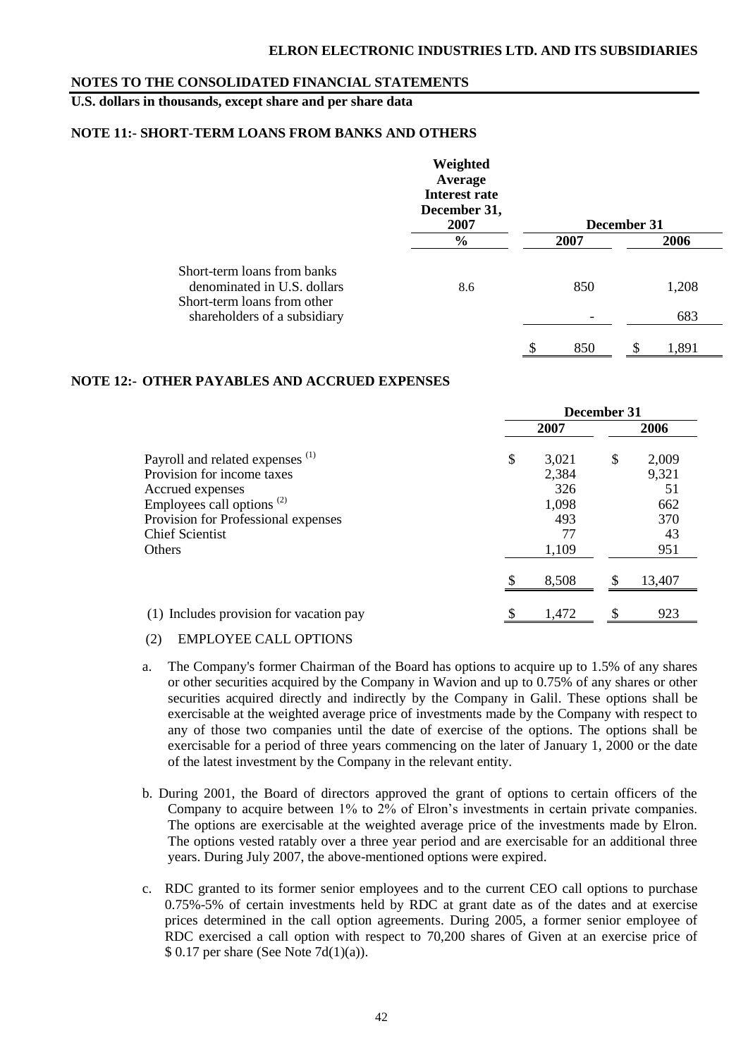## NOTES TO THE CONSOLIDATED FINANCIAL STATEMENTS

**U.S. dollars in thousands, except share and per share data**

### NOTE 11:- SHORT-TERM LOANS FROM BANKS AND OTHERS

| | Weighted Average Interest rate December 31, 2007 | December 31 | |
|---|---|---|---|
| | % | 2007 | 2006 |
| Short-term loans from banks denominated in U.S. dollars | 8.6 | 850 | 1,208 |
| Short-term loans from other shareholders of a subsidiary | | - | 683 |
| | | $ 850 | $ 1,891 |

### NOTE 12:- OTHER PAYABLES AND ACCRUED EXPENSES

| | December 31 | |
|---|---|---|
| | 2007 | 2006 |
| Payroll and related expenses (1) | $ 3,021 | $ 2,009 |
| Provision for income taxes | 2,384 | 9,321 |
| Accrued expenses | 326 | 51 |
| Employees call options (2) | 1,098 | 662 |
| Provision for Professional expenses | 493 | 370 |
| Chief Scientist | 77 | 43 |
| Others | 1,109 | 951 |
| | $ 8,508 | $ 13,407 |
| (1) Includes provision for vacation pay | $ 1,472 | $ 923 |

(2) EMPLOYEE CALL OPTIONS

a. The Company's former Chairman of the Board has options to acquire up to 1.5% of any shares or other securities acquired by the Company in Wavion and up to 0.75% of any shares or other securities acquired directly and indirectly by the Company in Galil. These options shall be exercisable at the weighted average price of investments made by the Company with respect to any of those two companies until the date of exercise of the options. The options shall be exercisable for a period of three years commencing on the later of January 1, 2000 or the date of the latest investment by the Company in the relevant entity.

b. During 2001, the Board of directors approved the grant of options to certain officers of the Company to acquire between 1% to 2% of Elron's investments in certain private companies. The options are exercisable at the weighted average price of the investments made by Elron. The options vested ratably over a three year period and are exercisable for an additional three years. During July 2007, the above-mentioned options were expired.

c. RDC granted to its former senior employees and to the current CEO call options to purchase 0.75%-5% of certain investments held by RDC at grant date as of the dates and at exercise prices determined in the call option agreements. During 2005, a former senior employee of RDC exercised a call option with respect to 70,200 shares of Given at an exercise price of $ 0.17 per share (See Note 7d(1)(a)).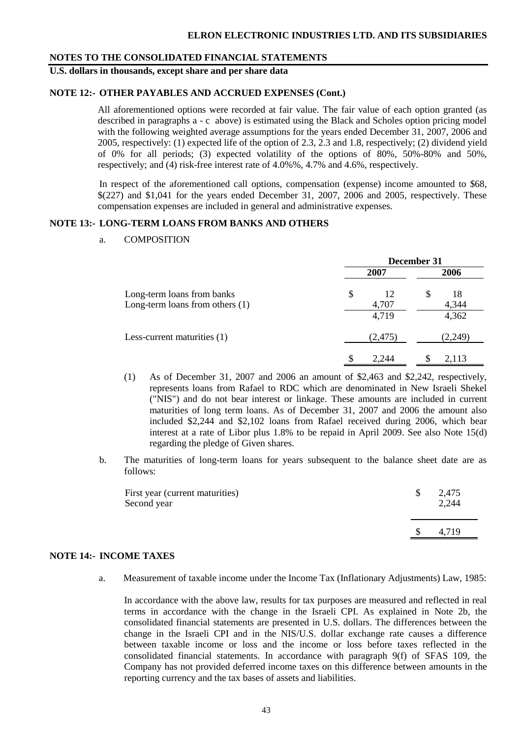**NOTES TO THE CONSOLIDATED FINANCIAL STATEMENTS**

**U.S. dollars in thousands, except share and per share data**

**NOTE 12:- OTHER PAYABLES AND ACCRUED EXPENSES (Cont.)**

All aforementioned options were recorded at fair value. The fair value of each option granted (as described in paragraphs a - c above) is estimated using the Black and Scholes option pricing model with the following weighted average assumptions for the years ended December 31, 2007, 2006 and 2005, respectively: (1) expected life of the option of 2.3, 2.3 and 1.8, respectively; (2) dividend yield of 0% for all periods; (3) expected volatility of the options of 80%, 50%-80% and 50%, respectively; and (4) risk-free interest rate of 4.0%%, 4.7% and 4.6%, respectively.

In respect of the aforementioned call options, compensation (expense) income amounted to $68, $(227) and $1,041 for the years ended December 31, 2007, 2006 and 2005, respectively. These compensation expenses are included in general and administrative expenses.

**NOTE 13:- LONG-TERM LOANS FROM BANKS AND OTHERS**

a. COMPOSITION

| | December 31 | |
|---|---|---|
| | 2007 | 2006 |
| Long-term loans from banks | $ 12 | $ 18 |
| Long-term loans from others (1) | 4,707 | 4,344 |
| | 4,719 | 4,362 |
| Less-current maturities (1) | (2,475) | (2,249) |
| | $ 2,244 | $ 2,113 |

(1) As of December 31, 2007 and 2006 an amount of $2,463 and $2,242, respectively, represents loans from Rafael to RDC which are denominated in New Israeli Shekel ("NIS") and do not bear interest or linkage. These amounts are included in current maturities of long term loans. As of December 31, 2007 and 2006 the amount also included $2,244 and $2,102 loans from Rafael received during 2006, which bear interest at a rate of Libor plus 1.8% to be repaid in April 2009. See also Note 15(d) regarding the pledge of Given shares.

b. The maturities of long-term loans for years subsequent to the balance sheet date are as follows:

| | |
|---|---|
| First year (current maturities) | $ 2,475 |
| Second year | 2,244 |
| | $ 4,719 |

**NOTE 14:- INCOME TAXES**

a. Measurement of taxable income under the Income Tax (Inflationary Adjustments) Law, 1985:

In accordance with the above law, results for tax purposes are measured and reflected in real terms in accordance with the change in the Israeli CPI. As explained in Note 2b, the consolidated financial statements are presented in U.S. dollars. The differences between the change in the Israeli CPI and in the NIS/U.S. dollar exchange rate causes a difference between taxable income or loss and the income or loss before taxes reflected in the consolidated financial statements. In accordance with paragraph 9(f) of SFAS 109, the Company has not provided deferred income taxes on this difference between amounts in the reporting currency and the tax bases of assets and liabilities.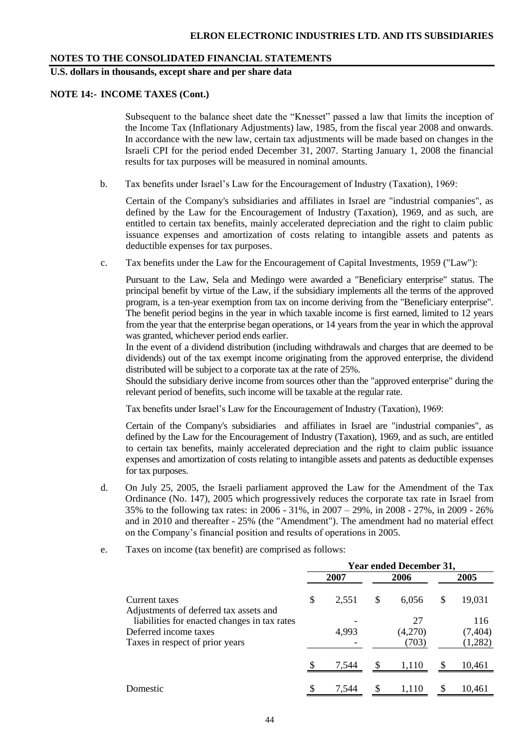## NOTES TO THE CONSOLIDATED FINANCIAL STATEMENTS

**U.S. dollars in thousands, except share and per share data**

### NOTE 14:- INCOME TAXES (Cont.)

Subsequent to the balance sheet date the "Knesset" passed a law that limits the inception of the Income Tax (Inflationary Adjustments) law, 1985, from the fiscal year 2008 and onwards. In accordance with the new law, certain tax adjustments will be made based on changes in the Israeli CPI for the period ended December 31, 2007. Starting January 1, 2008 the financial results for tax purposes will be measured in nominal amounts.

b. Tax benefits under Israel's Law for the Encouragement of Industry (Taxation), 1969:

Certain of the Company's subsidiaries and affiliates in Israel are "industrial companies", as defined by the Law for the Encouragement of Industry (Taxation), 1969, and as such, are entitled to certain tax benefits, mainly accelerated depreciation and the right to claim public issuance expenses and amortization of costs relating to intangible assets and patents as deductible expenses for tax purposes.

c. Tax benefits under the Law for the Encouragement of Capital Investments, 1959 ("Law"):

Pursuant to the Law, Sela and Medingo were awarded a "Beneficiary enterprise" status. The principal benefit by virtue of the Law, if the subsidiary implements all the terms of the approved program, is a ten-year exemption from tax on income deriving from the "Beneficiary enterprise". The benefit period begins in the year in which taxable income is first earned, limited to 12 years from the year that the enterprise began operations, or 14 years from the year in which the approval was granted, whichever period ends earlier.

In the event of a dividend distribution (including withdrawals and charges that are deemed to be dividends) out of the tax exempt income originating from the approved enterprise, the dividend distributed will be subject to a corporate tax at the rate of 25%.

Should the subsidiary derive income from sources other than the "approved enterprise" during the relevant period of benefits, such income will be taxable at the regular rate.

Tax benefits under Israel's Law for the Encouragement of Industry (Taxation), 1969:

Certain of the Company's subsidiaries and affiliates in Israel are "industrial companies", as defined by the Law for the Encouragement of Industry (Taxation), 1969, and as such, are entitled to certain tax benefits, mainly accelerated depreciation and the right to claim public issuance expenses and amortization of costs relating to intangible assets and patents as deductible expenses for tax purposes.

d. On July 25, 2005, the Israeli parliament approved the Law for the Amendment of the Tax Ordinance (No. 147), 2005 which progressively reduces the corporate tax rate in Israel from 35% to the following tax rates: in 2006 - 31%, in 2007 – 29%, in 2008 - 27%, in 2009 - 26% and in 2010 and thereafter - 25% (the "Amendment"). The amendment had no material effect on the Company's financial position and results of operations in 2005.

e. Taxes on income (tax benefit) are comprised as follows:

| | Year ended December 31, | | |
|---|---|---|---|
| | 2007 | 2006 | 2005 |
| Current taxes | $ 2,551 | $ 6,056 | $ 19,031 |
| Adjustments of deferred tax assets and liabilities for enacted changes in tax rates | - | 27 | 116 |
| Deferred income taxes | 4,993 | (4,270) | (7,404) |
| Taxes in respect of prior years | - | (703) | (1,282) |
| | $ 7,544 | $ 1,110 | $ 10,461 |
| Domestic | $ 7,544 | $ 1,110 | $ 10,461 |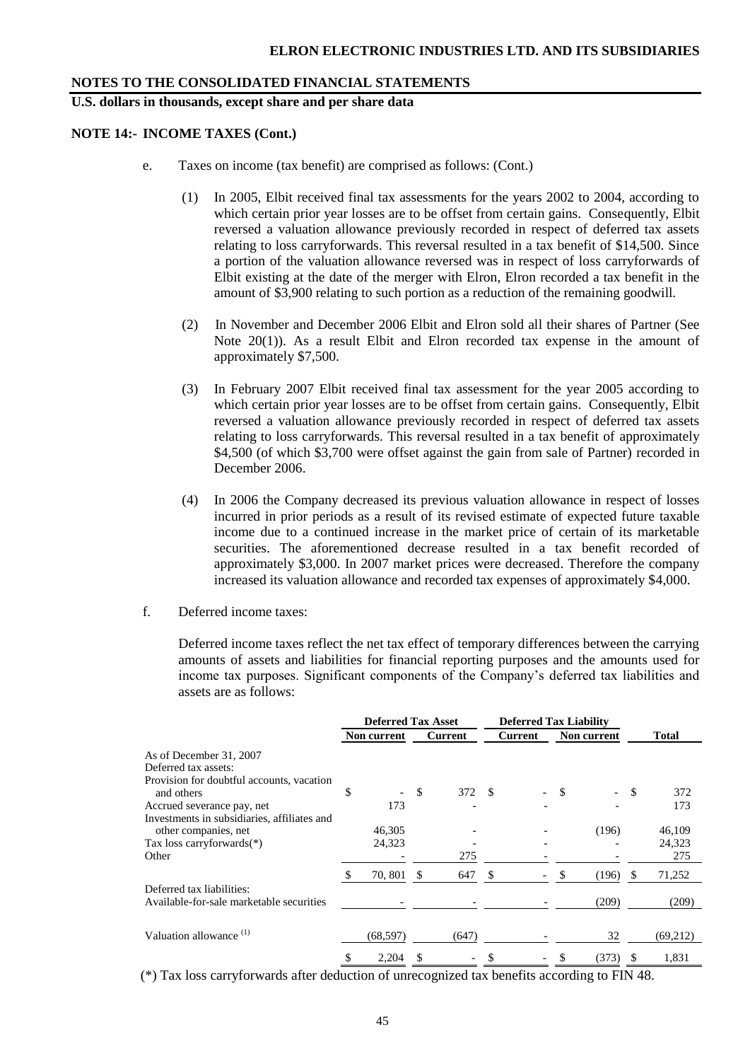## NOTES TO THE CONSOLIDATED FINANCIAL STATEMENTS

**U.S. dollars in thousands, except share and per share data**

### NOTE 14:- INCOME TAXES (Cont.)

e. Taxes on income (tax benefit) are comprised as follows: (Cont.)

(1) In 2005, Elbit received final tax assessments for the years 2002 to 2004, according to which certain prior year losses are to be offset from certain gains. Consequently, Elbit reversed a valuation allowance previously recorded in respect of deferred tax assets relating to loss carryforwards. This reversal resulted in a tax benefit of $14,500. Since a portion of the valuation allowance reversed was in respect of loss carryforwards of Elbit existing at the date of the merger with Elron, Elron recorded a tax benefit in the amount of $3,900 relating to such portion as a reduction of the remaining goodwill.

(2) In November and December 2006 Elbit and Elron sold all their shares of Partner (See Note 20(1)). As a result Elbit and Elron recorded tax expense in the amount of approximately $7,500.

(3) In February 2007 Elbit received final tax assessment for the year 2005 according to which certain prior year losses are to be offset from certain gains. Consequently, Elbit reversed a valuation allowance previously recorded in respect of deferred tax assets relating to loss carryforwards. This reversal resulted in a tax benefit of approximately $4,500 (of which $3,700 were offset against the gain from sale of Partner) recorded in December 2006.

(4) In 2006 the Company decreased its previous valuation allowance in respect of losses incurred in prior periods as a result of its revised estimate of expected future taxable income due to a continued increase in the market price of certain of its marketable securities. The aforementioned decrease resulted in a tax benefit recorded of approximately $3,000. In 2007 market prices were decreased. Therefore the company increased its valuation allowance and recorded tax expenses of approximately $4,000.

f. Deferred income taxes:

Deferred income taxes reflect the net tax effect of temporary differences between the carrying amounts of assets and liabilities for financial reporting purposes and the amounts used for income tax purposes. Significant components of the Company's deferred tax liabilities and assets are as follows:

| | Deferred Tax Asset | | Deferred Tax Liability | | |
|---|---|---|---|---|---|
| | Non current | Current | Current | Non current | Total |
| As of December 31, 2007 | | | | | |
| Deferred tax assets: | | | | | |
| Provision for doubtful accounts, vacation and others | $ - | $ 372 | $ - | $ - | $ 372 |
| Accrued severance pay, net | 173 | - | - | - | 173 |
| Investments in subsidiaries, affiliates and other companies, net | 46,305 | - | - | (196) | 46,109 |
| Tax loss carryforwards(*) | 24,323 | - | - | - | 24,323 |
| Other | - | 275 | - | - | 275 |
| | $ 70, 801 | $ 647 | $ - | $ (196) | $ 71,252 |
| Deferred tax liabilities: | | | | | |
| Available-for-sale marketable securities | - | - | - | (209) | (209) |
| Valuation allowance (1) | (68,597) | (647) | - | 32 | (69,212) |
| | $ 2,204 | $ - | $ - | $ (373) | $ 1,831 |

(*) Tax loss carryforwards after deduction of unrecognized tax benefits according to FIN 48.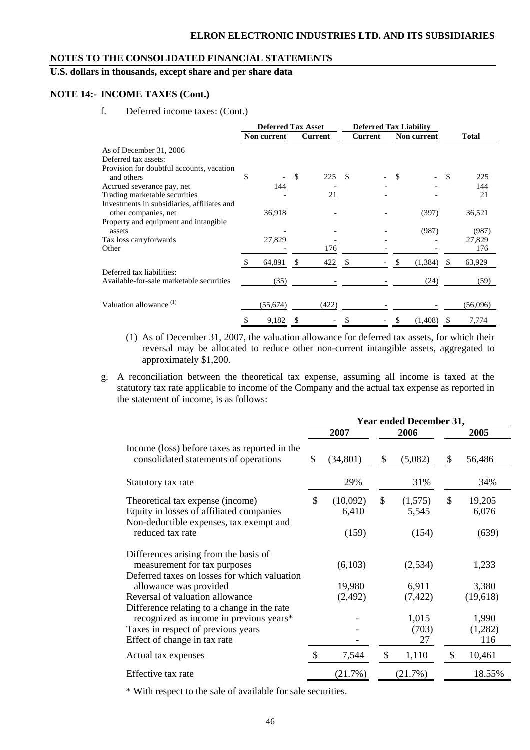**NOTES TO THE CONSOLIDATED FINANCIAL STATEMENTS**

**U.S. dollars in thousands, except share and per share data**

**NOTE 14:- INCOME TAXES (Cont.)**

f. Deferred income taxes: (Cont.)

| | Deferred Tax Asset | | Deferred Tax Liability | | |
|---|---|---|---|---|---|
| | Non current | Current | Current | Non current | Total |
| As of December 31, 2006 | | | | | |
| Deferred tax assets: | | | | | |
| Provision for doubtful accounts, vacation and others | $ - | $ 225 | $ - | $ - | $ 225 |
| Accrued severance pay, net | 144 | - | - | - | 144 |
| Trading marketable securities | - | 21 | - | - | 21 |
| Investments in subsidiaries, affiliates and other companies, net | 36,918 | - | - | (397) | 36,521 |
| Property and equipment and intangible assets | - | - | - | (987) | (987) |
| Tax loss carryforwards | 27,829 | - | - | - | 27,829 |
| Other | - | 176 | - | - | 176 |
| | $ 64,891 | $ 422 | $ - | $ (1,384) | $ 63,929 |
| Deferred tax liabilities: | | | | | |
| Available-for-sale marketable securities | (35) | - | - | (24) | (59) |
| Valuation allowance [1] | (55,674) | (422) | - | - | (56,096) |
| | $ 9,182 | $ - | $ - | $ (1,408) | $ 7,774 |

(1) As of December 31, 2007, the valuation allowance for deferred tax assets, for which their reversal may be allocated to reduce other non-current intangible assets, aggregated to approximately $1,200.

g. A reconciliation between the theoretical tax expense, assuming all income is taxed at the statutory tax rate applicable to income of the Company and the actual tax expense as reported in the statement of income, is as follows:

| | Year ended December 31, | | |
|---|---|---|---|
| | 2007 | 2006 | 2005 |
| Income (loss) before taxes as reported in the consolidated statements of operations | $ (34,801) | $ (5,082) | $ 56,486 |
| Statutory tax rate | 29% | 31% | 34% |
| Theoretical tax expense (income) | $ (10,092) | $ (1,575) | $ 19,205 |
| Equity in losses of affiliated companies | 6,410 | 5,545 | 6,076 |
| Non-deductible expenses, tax exempt and reduced tax rate | (159) | (154) | (639) |
| Differences arising from the basis of measurement for tax purposes | (6,103) | (2,534) | 1,233 |
| Deferred taxes on losses for which valuation allowance was provided | 19,980 | 6,911 | 3,380 |
| Reversal of valuation allowance | (2,492) | (7,422) | (19,618) |
| Difference relating to a change in the rate recognized as income in previous years* | - | 1,015 | 1,990 |
| Taxes in respect of previous years | - | (703) | (1,282) |
| Effect of change in tax rate | - | 27 | 116 |
| Actual tax expenses | $ 7,544 | $ 1,110 | $ 10,461 |
| Effective tax rate | (21.7%) | (21.7%) | 18.55% |

\* With respect to the sale of available for sale securities.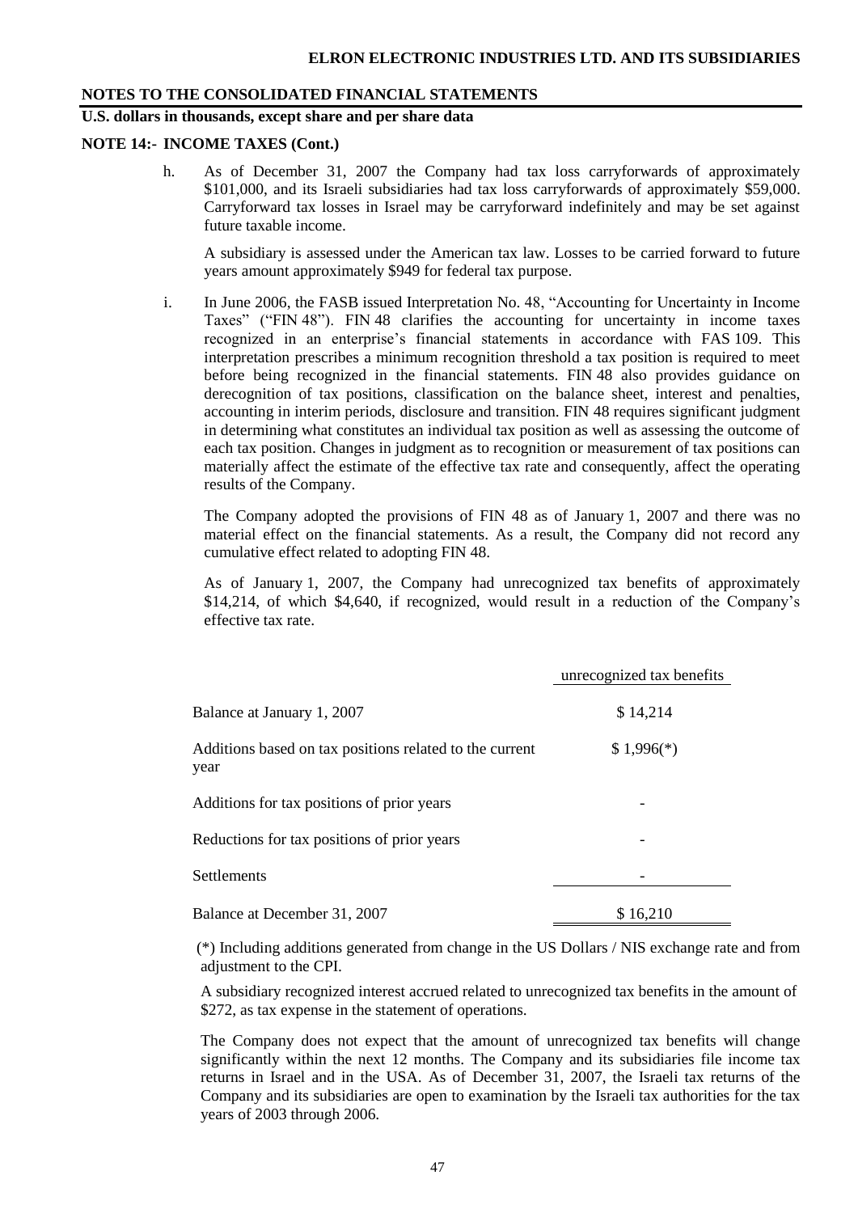## NOTES TO THE CONSOLIDATED FINANCIAL STATEMENTS

**U.S. dollars in thousands, except share and per share data**

### NOTE 14:- INCOME TAXES (Cont.)

h. As of December 31, 2007 the Company had tax loss carryforwards of approximately $101,000, and its Israeli subsidiaries had tax loss carryforwards of approximately $59,000. Carryforward tax losses in Israel may be carryforward indefinitely and may be set against future taxable income.

   A subsidiary is assessed under the American tax law. Losses to be carried forward to future years amount approximately $949 for federal tax purpose.

i. In June 2006, the FASB issued Interpretation No. 48, "Accounting for Uncertainty in Income Taxes" ("FIN 48"). FIN 48 clarifies the accounting for uncertainty in income taxes recognized in an enterprise's financial statements in accordance with FAS 109. This interpretation prescribes a minimum recognition threshold a tax position is required to meet before being recognized in the financial statements. FIN 48 also provides guidance on derecognition of tax positions, classification on the balance sheet, interest and penalties, accounting in interim periods, disclosure and transition. FIN 48 requires significant judgment in determining what constitutes an individual tax position as well as assessing the outcome of each tax position. Changes in judgment as to recognition or measurement of tax positions can materially affect the estimate of the effective tax rate and consequently, affect the operating results of the Company.

   The Company adopted the provisions of FIN 48 as of January 1, 2007 and there was no material effect on the financial statements. As a result, the Company did not record any cumulative effect related to adopting FIN 48.

   As of January 1, 2007, the Company had unrecognized tax benefits of approximately $14,214, of which $4,640, if recognized, would result in a reduction of the Company's effective tax rate.

| | unrecognized tax benefits |
|---|---|
| Balance at January 1, 2007 | $ 14,214 |
| Additions based on tax positions related to the current year | $ 1,996(*) |
| Additions for tax positions of prior years | - |
| Reductions for tax positions of prior years | - |
| Settlements | - |
| Balance at December 31, 2007 | $ 16,210 |

(*) Including additions generated from change in the US Dollars / NIS exchange rate and from adjustment to the CPI.

A subsidiary recognized interest accrued related to unrecognized tax benefits in the amount of $272, as tax expense in the statement of operations.

The Company does not expect that the amount of unrecognized tax benefits will change significantly within the next 12 months. The Company and its subsidiaries file income tax returns in Israel and in the USA. As of December 31, 2007, the Israeli tax returns of the Company and its subsidiaries are open to examination by the Israeli tax authorities for the tax years of 2003 through 2006.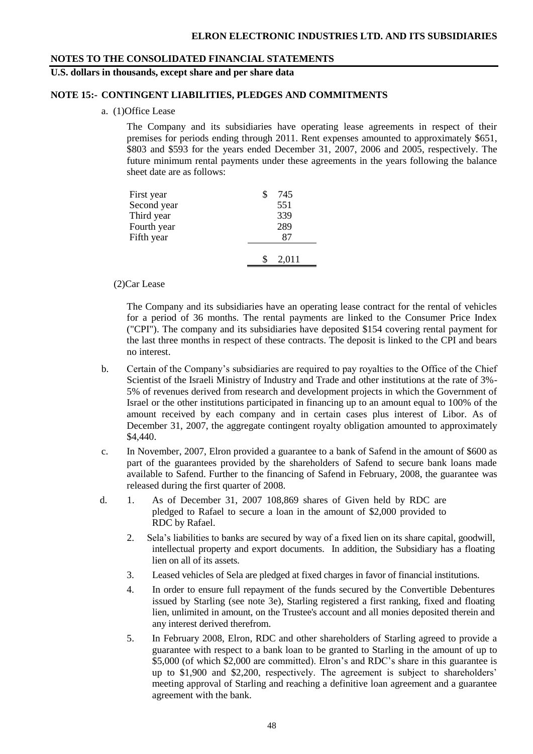**NOTES TO THE CONSOLIDATED FINANCIAL STATEMENTS**

**U.S. dollars in thousands, except share and per share data**

**NOTE 15:- CONTINGENT LIABILITIES, PLEDGES AND COMMITMENTS**

a. (1)Office Lease

The Company and its subsidiaries have operating lease agreements in respect of their premises for periods ending through 2011. Rent expenses amounted to approximately $651, $803 and $593 for the years ended December 31, 2007, 2006 and 2005, respectively. The future minimum rental payments under these agreements in the years following the balance sheet date are as follows:

| | |
|---|---|
| First year | $ 745 |
| Second year | 551 |
| Third year | 339 |
| Fourth year | 289 |
| Fifth year | 87 |
| | $ 2,011 |

(2)Car Lease

The Company and its subsidiaries have an operating lease contract for the rental of vehicles for a period of 36 months. The rental payments are linked to the Consumer Price Index ("CPI"). The company and its subsidiaries have deposited $154 covering rental payment for the last three months in respect of these contracts. The deposit is linked to the CPI and bears no interest.

b. Certain of the Company's subsidiaries are required to pay royalties to the Office of the Chief Scientist of the Israeli Ministry of Industry and Trade and other institutions at the rate of 3%-5% of revenues derived from research and development projects in which the Government of Israel or the other institutions participated in financing up to an amount equal to 100% of the amount received by each company and in certain cases plus interest of Libor. As of December 31, 2007, the aggregate contingent royalty obligation amounted to approximately $4,440.

c. In November, 2007, Elron provided a guarantee to a bank of Safend in the amount of $600 as part of the guarantees provided by the shareholders of Safend to secure bank loans made available to Safend. Further to the financing of Safend in February, 2008, the guarantee was released during the first quarter of 2008.

d. 1. As of December 31, 2007 108,869 shares of Given held by RDC are pledged to Rafael to secure a loan in the amount of $2,000 provided to RDC by Rafael.

2. Sela's liabilities to banks are secured by way of a fixed lien on its share capital, goodwill, intellectual property and export documents. In addition, the Subsidiary has a floating lien on all of its assets.

3. Leased vehicles of Sela are pledged at fixed charges in favor of financial institutions.

4. In order to ensure full repayment of the funds secured by the Convertible Debentures issued by Starling (see note 3e), Starling registered a first ranking, fixed and floating lien, unlimited in amount, on the Trustee's account and all monies deposited therein and any interest derived therefrom.

5. In February 2008, Elron, RDC and other shareholders of Starling agreed to provide a guarantee with respect to a bank loan to be granted to Starling in the amount of up to $5,000 (of which $2,000 are committed). Elron's and RDC's share in this guarantee is up to $1,900 and $2,200, respectively. The agreement is subject to shareholders' meeting approval of Starling and reaching a definitive loan agreement and a guarantee agreement with the bank.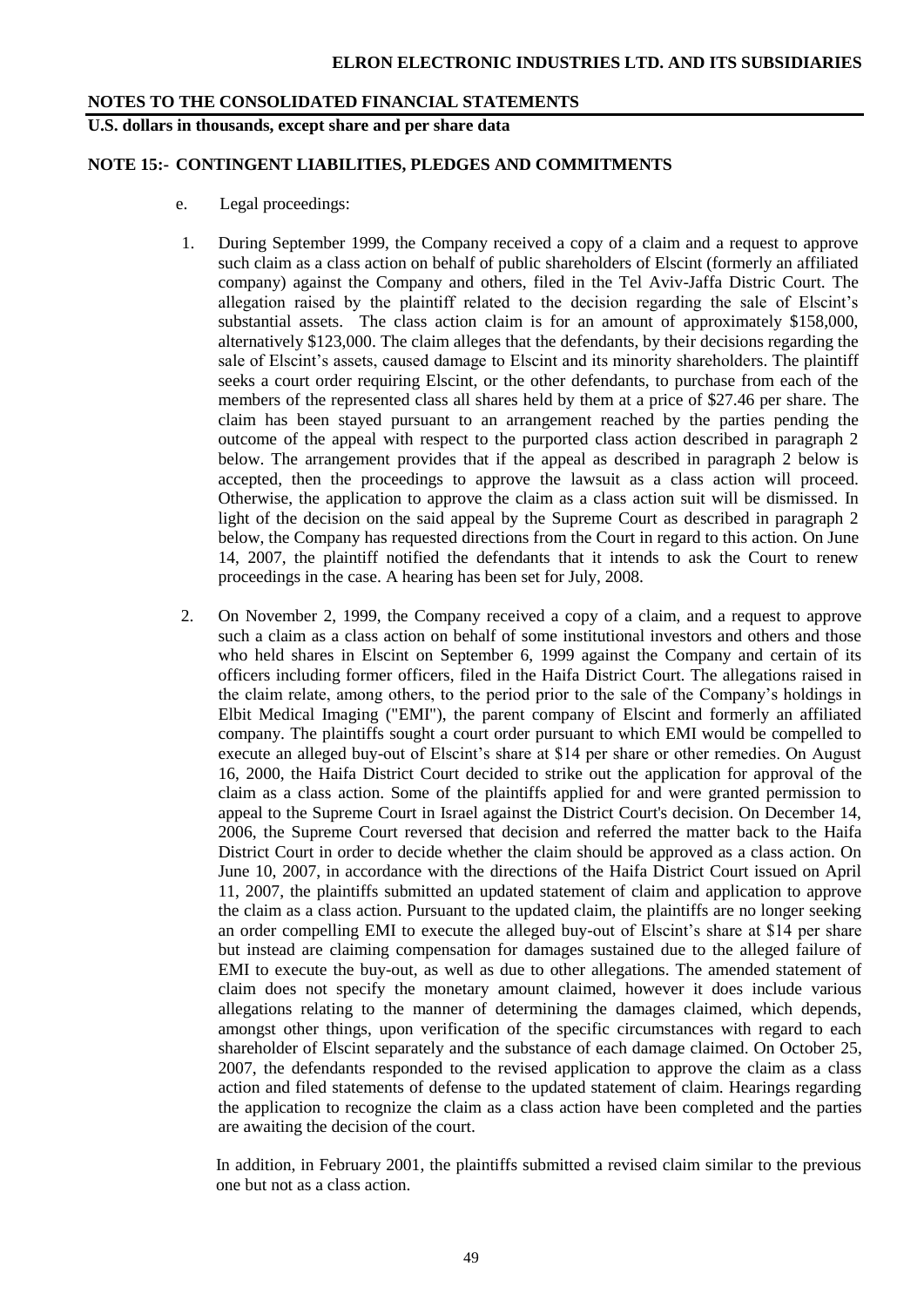**NOTES TO THE CONSOLIDATED FINANCIAL STATEMENTS**

**U.S. dollars in thousands, except share and per share data**

**NOTE 15:- CONTINGENT LIABILITIES, PLEDGES AND COMMITMENTS**

e. Legal proceedings:

1. During September 1999, the Company received a copy of a claim and a request to approve such claim as a class action on behalf of public shareholders of Elscint (formerly an affiliated company) against the Company and others, filed in the Tel Aviv-Jaffa Distric Court. The allegation raised by the plaintiff related to the decision regarding the sale of Elscint's substantial assets. The class action claim is for an amount of approximately $158,000, alternatively $123,000. The claim alleges that the defendants, by their decisions regarding the sale of Elscint's assets, caused damage to Elscint and its minority shareholders. The plaintiff seeks a court order requiring Elscint, or the other defendants, to purchase from each of the members of the represented class all shares held by them at a price of $27.46 per share. The claim has been stayed pursuant to an arrangement reached by the parties pending the outcome of the appeal with respect to the purported class action described in paragraph 2 below. The arrangement provides that if the appeal as described in paragraph 2 below is accepted, then the proceedings to approve the lawsuit as a class action will proceed. Otherwise, the application to approve the claim as a class action suit will be dismissed. In light of the decision on the said appeal by the Supreme Court as described in paragraph 2 below, the Company has requested directions from the Court in regard to this action. On June 14, 2007, the plaintiff notified the defendants that it intends to ask the Court to renew proceedings in the case. A hearing has been set for July, 2008.

2. On November 2, 1999, the Company received a copy of a claim, and a request to approve such a claim as a class action on behalf of some institutional investors and others and those who held shares in Elscint on September 6, 1999 against the Company and certain of its officers including former officers, filed in the Haifa District Court. The allegations raised in the claim relate, among others, to the period prior to the sale of the Company's holdings in Elbit Medical Imaging ("EMI"), the parent company of Elscint and formerly an affiliated company. The plaintiffs sought a court order pursuant to which EMI would be compelled to execute an alleged buy-out of Elscint's share at $14 per share or other remedies. On August 16, 2000, the Haifa District Court decided to strike out the application for approval of the claim as a class action. Some of the plaintiffs applied for and were granted permission to appeal to the Supreme Court in Israel against the District Court's decision. On December 14, 2006, the Supreme Court reversed that decision and referred the matter back to the Haifa District Court in order to decide whether the claim should be approved as a class action. On June 10, 2007, in accordance with the directions of the Haifa District Court issued on April 11, 2007, the plaintiffs submitted an updated statement of claim and application to approve the claim as a class action. Pursuant to the updated claim, the plaintiffs are no longer seeking an order compelling EMI to execute the alleged buy-out of Elscint's share at $14 per share but instead are claiming compensation for damages sustained due to the alleged failure of EMI to execute the buy-out, as well as due to other allegations. The amended statement of claim does not specify the monetary amount claimed, however it does include various allegations relating to the manner of determining the damages claimed, which depends, amongst other things, upon verification of the specific circumstances with regard to each shareholder of Elscint separately and the substance of each damage claimed. On October 25, 2007, the defendants responded to the revised application to approve the claim as a class action and filed statements of defense to the updated statement of claim. Hearings regarding the application to recognize the claim as a class action have been completed and the parties are awaiting the decision of the court.

   In addition, in February 2001, the plaintiffs submitted a revised claim similar to the previous one but not as a class action.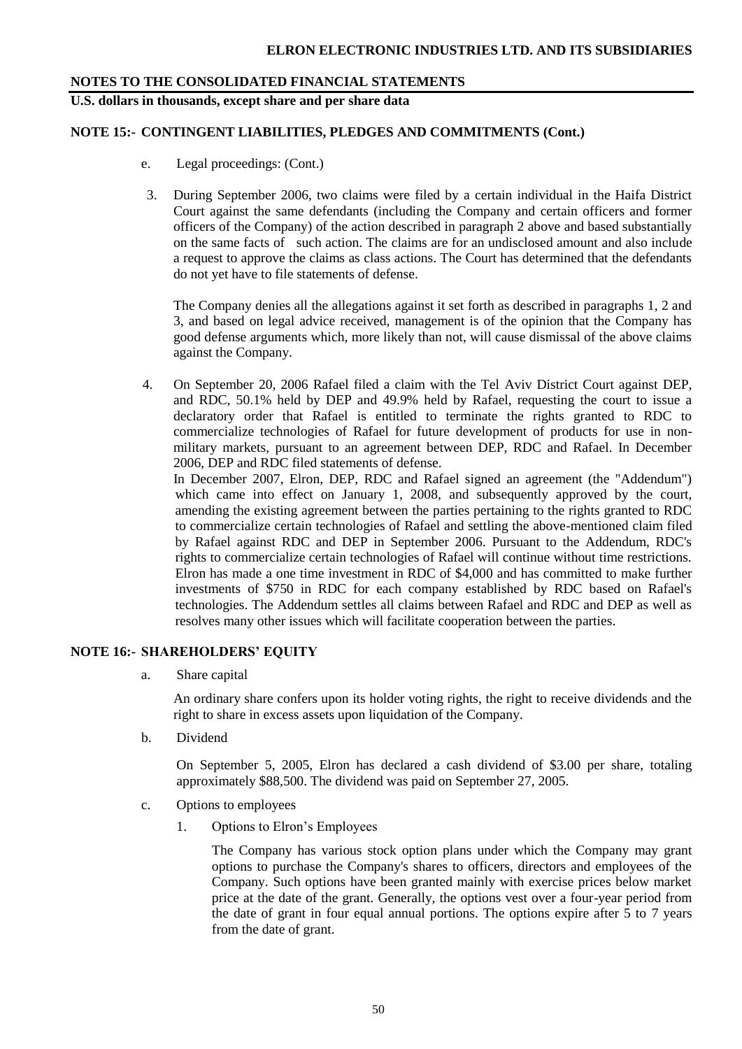## NOTE 15:- CONTINGENT LIABILITIES, PLEDGES AND COMMITMENTS (Cont.)

e. Legal proceedings: (Cont.)

3. During September 2006, two claims were filed by a certain individual in the Haifa District Court against the same defendants (including the Company and certain officers and former officers of the Company) of the action described in paragraph 2 above and based substantially on the same facts of such action. The claims are for an undisclosed amount and also include a request to approve the claims as class actions. The Court has determined that the defendants do not yet have to file statements of defense.

   The Company denies all the allegations against it set forth as described in paragraphs 1, 2 and 3, and based on legal advice received, management is of the opinion that the Company has good defense arguments which, more likely than not, will cause dismissal of the above claims against the Company.

4. On September 20, 2006 Rafael filed a claim with the Tel Aviv District Court against DEP, and RDC, 50.1% held by DEP and 49.9% held by Rafael, requesting the court to issue a declaratory order that Rafael is entitled to terminate the rights granted to RDC to commercialize technologies of Rafael for future development of products for use in non-military markets, pursuant to an agreement between DEP, RDC and Rafael. In December 2006, DEP and RDC filed statements of defense.

   In December 2007, Elron, DEP, RDC and Rafael signed an agreement (the "Addendum") which came into effect on January 1, 2008, and subsequently approved by the court, amending the existing agreement between the parties pertaining to the rights granted to RDC to commercialize certain technologies of Rafael and settling the above-mentioned claim filed by Rafael against RDC and DEP in September 2006. Pursuant to the Addendum, RDC's rights to commercialize certain technologies of Rafael will continue without time restrictions. Elron has made a one time investment in RDC of $4,000 and has committed to make further investments of $750 in RDC for each company established by RDC based on Rafael's technologies. The Addendum settles all claims between Rafael and RDC and DEP as well as resolves many other issues which will facilitate cooperation between the parties.

## NOTE 16:- SHAREHOLDERS' EQUITY

a. Share capital

   An ordinary share confers upon its holder voting rights, the right to receive dividends and the right to share in excess assets upon liquidation of the Company.

b. Dividend

   On September 5, 2005, Elron has declared a cash dividend of $3.00 per share, totaling approximately $88,500. The dividend was paid on September 27, 2005.

c. Options to employees

   1. Options to Elron's Employees

      The Company has various stock option plans under which the Company may grant options to purchase the Company's shares to officers, directors and employees of the Company. Such options have been granted mainly with exercise prices below market price at the date of the grant. Generally, the options vest over a four-year period from the date of grant in four equal annual portions. The options expire after 5 to 7 years from the date of grant.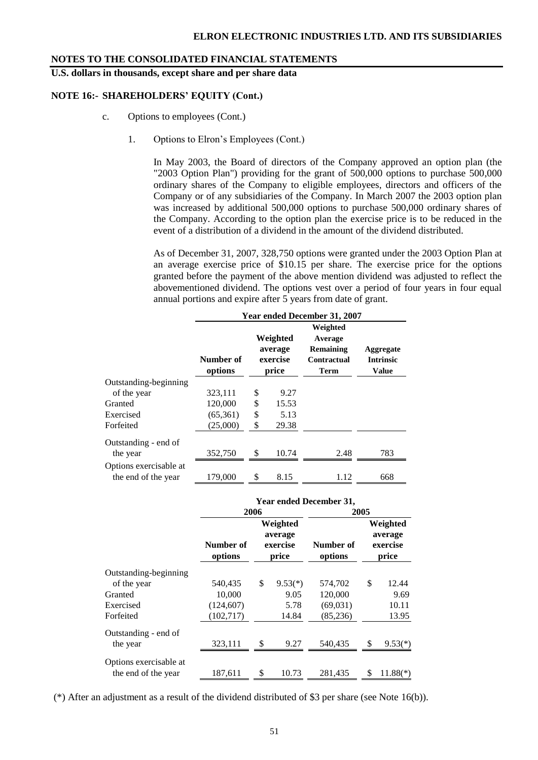**NOTES TO THE CONSOLIDATED FINANCIAL STATEMENTS**

**U.S. dollars in thousands, except share and per share data**

**NOTE 16:- SHAREHOLDERS' EQUITY (Cont.)**

c. Options to employees (Cont.)

1. Options to Elron's Employees (Cont.)

In May 2003, the Board of directors of the Company approved an option plan (the "2003 Option Plan") providing for the grant of 500,000 options to purchase 500,000 ordinary shares of the Company to eligible employees, directors and officers of the Company or of any subsidiaries of the Company. In March 2007 the 2003 option plan was increased by additional 500,000 options to purchase 500,000 ordinary shares of the Company. According to the option plan the exercise price is to be reduced in the event of a distribution of a dividend in the amount of the dividend distributed.

As of December 31, 2007, 328,750 options were granted under the 2003 Option Plan at an average exercise price of $10.15 per share. The exercise price for the options granted before the payment of the above mention dividend was adjusted to reflect the abovementioned dividend. The options vest over a period of four years in four equal annual portions and expire after 5 years from date of grant.

| | Year ended December 31, 2007 | | | |
|---|---|---|---|---|
| | Number of options | Weighted average exercise price | Weighted Average Remaining Contractual Term | Aggregate Intrinsic Value |
| Outstanding-beginning of the year | 323,111 | $ 9.27 | | |
| Granted | 120,000 | $ 15.53 | | |
| Exercised | (65,361) | $ 5.13 | | |
| Forfeited | (25,000) | $ 29.38 | | |
| Outstanding - end of the year | 352,750 | $ 10.74 | 2.48 | 783 |
| Options exercisable at the end of the year | 179,000 | $ 8.15 | 1.12 | 668 |

| | Year ended December 31, | | | |
|---|---|---|---|---|
| | 2006 | | 2005 | |
| | Number of options | Weighted average exercise price | Number of options | Weighted average exercise price |
| Outstanding-beginning of the year | 540,435 | $ 9.53(*) | 574,702 | $ 12.44 |
| Granted | 10,000 | 9.05 | 120,000 | 9.69 |
| Exercised | (124,607) | 5.78 | (69,031) | 10.11 |
| Forfeited | (102,717) | 14.84 | (85,236) | 13.95 |
| Outstanding - end of the year | 323,111 | $ 9.27 | 540,435 | $ 9.53(*) |
| Options exercisable at the end of the year | 187,611 | $ 10.73 | 281,435 | $ 11.88(*) |

(*) After an adjustment as a result of the dividend distributed of $3 per share (see Note 16(b)).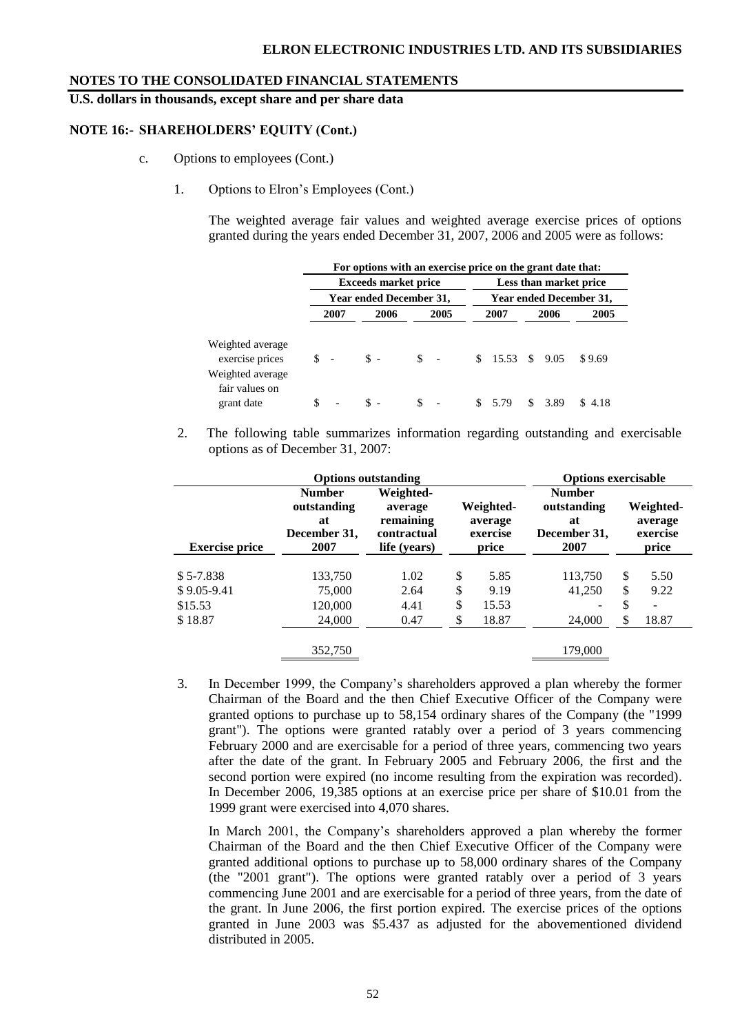**NOTE 16:- SHAREHOLDERS' EQUITY (Cont.)**

c. Options to employees (Cont.)

1. Options to Elron's Employees (Cont.)

The weighted average fair values and weighted average exercise prices of options granted during the years ended December 31, 2007, 2006 and 2005 were as follows:

| | For options with an exercise price on the grant date that: | | | | | |
|---|---|---|---|---|---|---|
| | Exceeds market price | | | Less than market price | | |
| | Year ended December 31, | | | Year ended December 31, | | |
| | 2007 | 2006 | 2005 | 2007 | 2006 | 2005 |
| Weighted average exercise prices | $ - | $ - | $ - | $ 15.53 | $ 9.05 | $ 9.69 |
| Weighted average fair values on grant date | $ - | $ - | $ - | $ 5.79 | $ 3.89 | $ 4.18 |

2. The following table summarizes information regarding outstanding and exercisable options as of December 31, 2007:

| | Options outstanding | | | Options exercisable | |
|---|---|---|---|---|---|
| Exercise price | Number outstanding at December 31, 2007 | Weighted-average remaining contractual life (years) | Weighted-average exercise price | Number outstanding at December 31, 2007 | Weighted-average exercise price |
| $ 5-7.838 | 133,750 | 1.02 | $ 5.85 | 113,750 | $ 5.50 |
| $ 9.05-9.41 | 75,000 | 2.64 | $ 9.19 | 41,250 | $ 9.22 |
| $15.53 | 120,000 | 4.41 | $ 15.53 | - | $ - |
| $ 18.87 | 24,000 | 0.47 | $ 18.87 | 24,000 | $ 18.87 |
| | 352,750 | | | 179,000 | |

3. In December 1999, the Company's shareholders approved a plan whereby the former Chairman of the Board and the then Chief Executive Officer of the Company were granted options to purchase up to 58,154 ordinary shares of the Company (the "1999 grant"). The options were granted ratably over a period of 3 years commencing February 2000 and are exercisable for a period of three years, commencing two years after the date of the grant. In February 2005 and February 2006, the first and the second portion were expired (no income resulting from the expiration was recorded). In December 2006, 19,385 options at an exercise price per share of $10.01 from the 1999 grant were exercised into 4,070 shares.

   In March 2001, the Company's shareholders approved a plan whereby the former Chairman of the Board and the then Chief Executive Officer of the Company were granted additional options to purchase up to 58,000 ordinary shares of the Company (the "2001 grant"). The options were granted ratably over a period of 3 years commencing June 2001 and are exercisable for a period of three years, from the date of the grant. In June 2006, the first portion expired. The exercise prices of the options granted in June 2003 was $5.437 as adjusted for the abovementioned dividend distributed in 2005.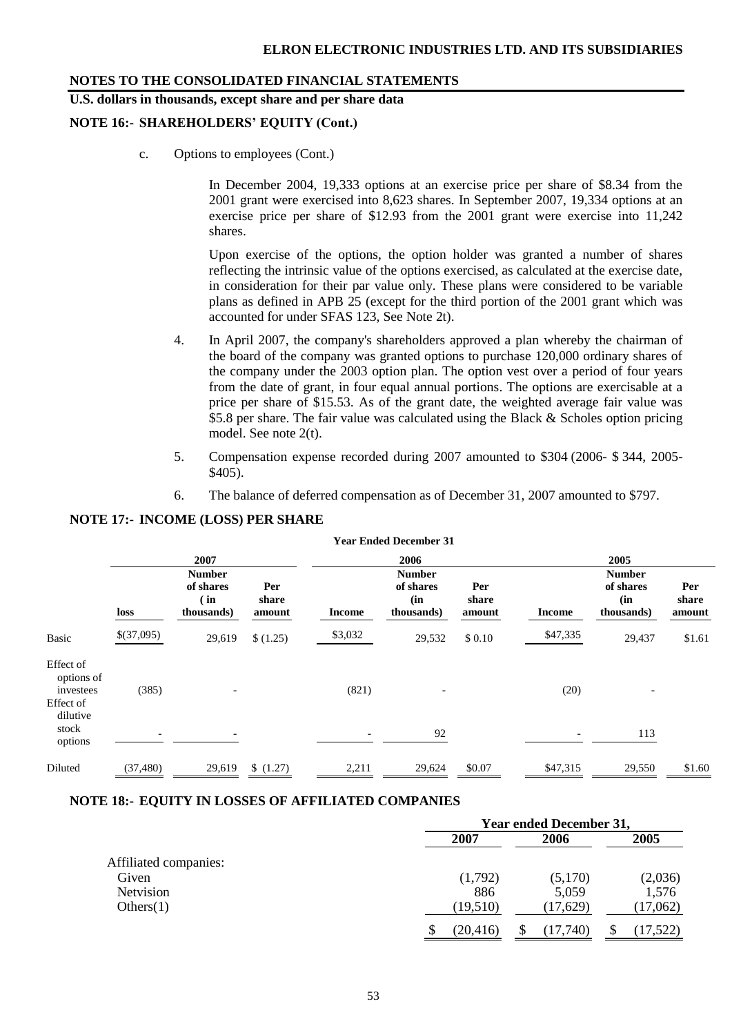**NOTES TO THE CONSOLIDATED FINANCIAL STATEMENTS**

**U.S. dollars in thousands, except share and per share data**

**NOTE 16:- SHAREHOLDERS' EQUITY (Cont.)**

c. Options to employees (Cont.)

In December 2004, 19,333 options at an exercise price per share of $8.34 from the 2001 grant were exercised into 8,623 shares. In September 2007, 19,334 options at an exercise price per share of $12.93 from the 2001 grant were exercise into 11,242 shares.

Upon exercise of the options, the option holder was granted a number of shares reflecting the intrinsic value of the options exercised, as calculated at the exercise date, in consideration for their par value only. These plans were considered to be variable plans as defined in APB 25 (except for the third portion of the 2001 grant which was accounted for under SFAS 123, See Note 2t).

4. In April 2007, the company's shareholders approved a plan whereby the chairman of the board of the company was granted options to purchase 120,000 ordinary shares of the company under the 2003 option plan. The option vest over a period of four years from the date of grant, in four equal annual portions. The options are exercisable at a price per share of $15.53. As of the grant date, the weighted average fair value was $5.8 per share. The fair value was calculated using the Black & Scholes option pricing model. See note 2(t).

5. Compensation expense recorded during 2007 amounted to $304 (2006- $ 344, 2005- $405).

6. The balance of deferred compensation as of December 31, 2007 amounted to $797.

**NOTE 17:- INCOME (LOSS) PER SHARE**

| | Year Ended December 31 | | | | | | | | |
|---|---|---|---|---|---|---|---|---|---|
| | 2007 | | | 2006 | | | 2005 | | |
| | loss | Number of shares (in thousands) | Per share amount | Income | Number of shares (in thousands) | Per share amount | Income | Number of shares (in thousands) | Per share amount |
| Basic | $(37,095) | 29,619 | $ (1.25) | $3,032 | 29,532 | $ 0.10 | $47,335 | 29,437 | $1.61 |
| Effect of options of investees | (385) | - | | (821) | - | | (20) | - | |
| Effect of dilutive stock options | - | - | | - | 92 | | - | 113 | |
| Diluted | (37,480) | 29,619 | $ (1.27) | 2,211 | 29,624 | $0.07 | $47,315 | 29,550 | $1.60 |

**NOTE 18:- EQUITY IN LOSSES OF AFFILIATED COMPANIES**

| | Year ended December 31, | | |
|---|---|---|---|
| | 2007 | 2006 | 2005 |
| Affiliated companies: | | | |
| Given | (1,792) | (5,170) | (2,036) |
| Netvision | 886 | 5,059 | 1,576 |
| Others(1) | (19,510) | (17,629) | (17,062) |
| | $ (20,416) | $ (17,740) | $ (17,522) |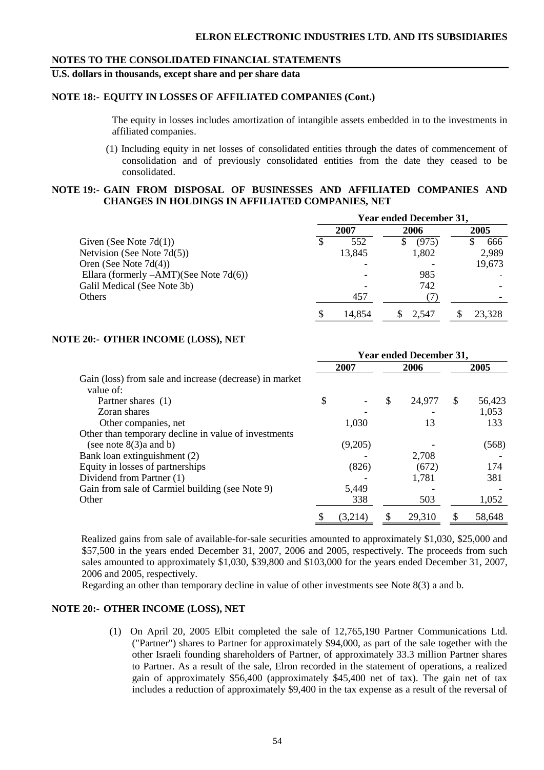## NOTES TO THE CONSOLIDATED FINANCIAL STATEMENTS

**U.S. dollars in thousands, except share and per share data**

### NOTE 18:- EQUITY IN LOSSES OF AFFILIATED COMPANIES (Cont.)

The equity in losses includes amortization of intangible assets embedded in to the investments in affiliated companies.

(1) Including equity in net losses of consolidated entities through the dates of commencement of consolidation and of previously consolidated entities from the date they ceased to be consolidated.

### NOTE 19:- GAIN FROM DISPOSAL OF BUSINESSES AND AFFILIATED COMPANIES AND CHANGES IN HOLDINGS IN AFFILIATED COMPANIES, NET

| | Year ended December 31, | | |
|---|---|---|---|
| | 2007 | 2006 | 2005 |
| Given (See Note 7d(1)) | $ 552 | $ (975) | $ 666 |
| Netvision (See Note 7d(5)) | 13,845 | 1,802 | 2,989 |
| Oren (See Note 7d(4)) | - | - | 19,673 |
| Ellara (formerly –AMT)(See Note 7d(6)) | - | 985 | - |
| Galil Medical (See Note 3b) | - | 742 | - |
| Others | 457 | (7) | - |
| | $ 14,854 | $ 2,547 | $ 23,328 |

### NOTE 20:- OTHER INCOME (LOSS), NET

| | Year ended December 31, | | |
|---|---|---|---|
| | 2007 | 2006 | 2005 |
| Gain (loss) from sale and increase (decrease) in market value of: | | | |
| Partner shares (1) | $ - | $ 24,977 | $ 56,423 |
| Zoran shares | - | - | 1,053 |
| Other companies, net | 1,030 | 13 | 133 |
| Other than temporary decline in value of investments (see note 8(3)a and b) | (9,205) | - | (568) |
| Bank loan extinguishment (2) | - | 2,708 | - |
| Equity in losses of partnerships | (826) | (672) | 174 |
| Dividend from Partner (1) | - | 1,781 | 381 |
| Gain from sale of Carmiel building (see Note 9) | 5,449 | - | - |
| Other | 338 | 503 | 1,052 |
| | $ (3,214) | $ 29,310 | $ 58,648 |

Realized gains from sale of available-for-sale securities amounted to approximately $1,030, $25,000 and $57,500 in the years ended December 31, 2007, 2006 and 2005, respectively. The proceeds from such sales amounted to approximately $1,030, $39,800 and $103,000 for the years ended December 31, 2007, 2006 and 2005, respectively.

Regarding an other than temporary decline in value of other investments see Note 8(3) a and b.

### NOTE 20:- OTHER INCOME (LOSS), NET

(1) On April 20, 2005 Elbit completed the sale of 12,765,190 Partner Communications Ltd. ("Partner") shares to Partner for approximately $94,000, as part of the sale together with the other Israeli founding shareholders of Partner, of approximately 33.3 million Partner shares to Partner. As a result of the sale, Elron recorded in the statement of operations, a realized gain of approximately $56,400 (approximately $45,400 net of tax). The gain net of tax includes a reduction of approximately $9,400 in the tax expense as a result of the reversal of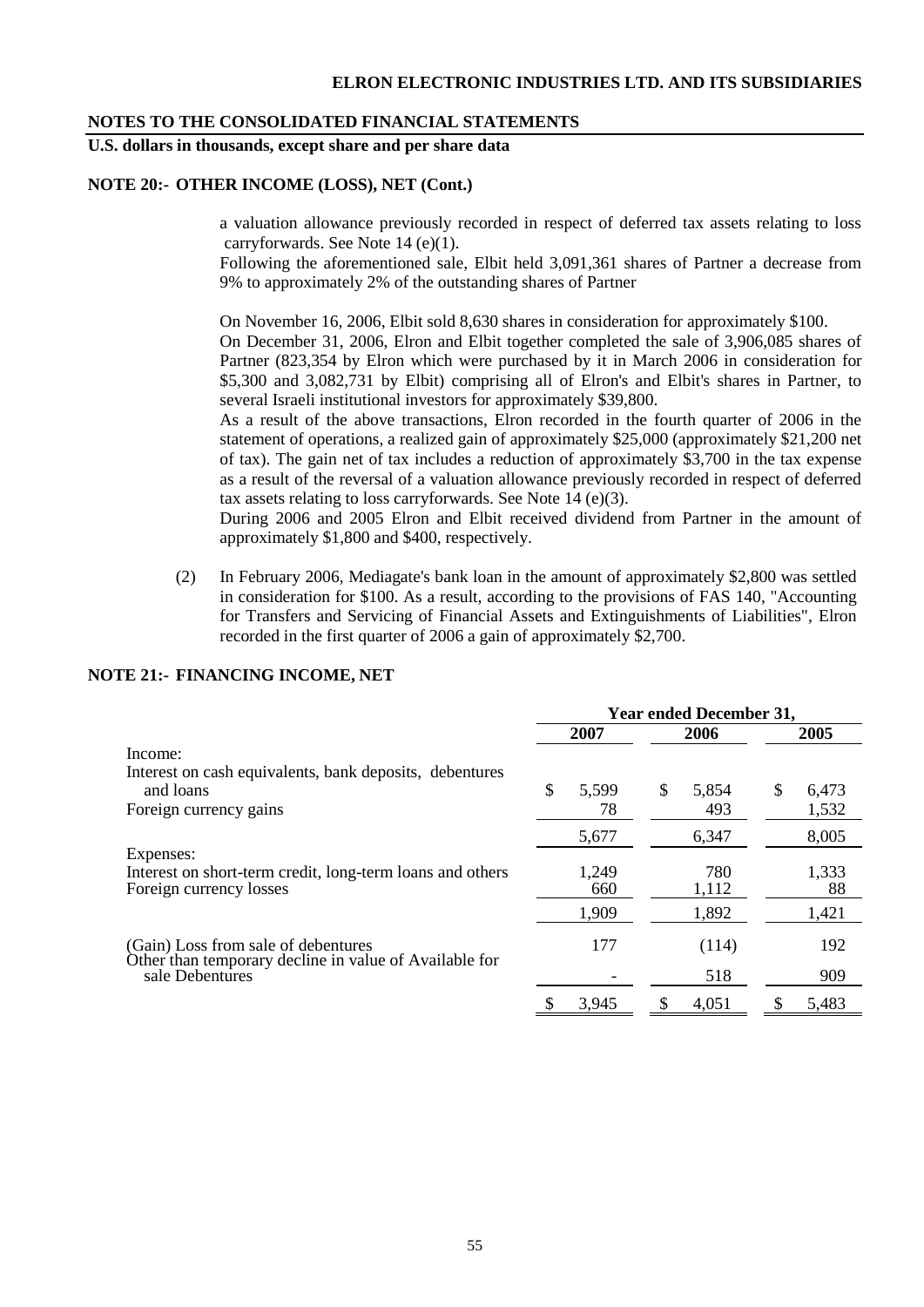## NOTES TO THE CONSOLIDATED FINANCIAL STATEMENTS

**U.S. dollars in thousands, except share and per share data**

### NOTE 20:- OTHER INCOME (LOSS), NET (Cont.)

a valuation allowance previously recorded in respect of deferred tax assets relating to loss carryforwards. See Note 14 (e)(1).

Following the aforementioned sale, Elbit held 3,091,361 shares of Partner a decrease from 9% to approximately 2% of the outstanding shares of Partner

On November 16, 2006, Elbit sold 8,630 shares in consideration for approximately $100.

On December 31, 2006, Elron and Elbit together completed the sale of 3,906,085 shares of Partner (823,354 by Elron which were purchased by it in March 2006 in consideration for $5,300 and 3,082,731 by Elbit) comprising all of Elron's and Elbit's shares in Partner, to several Israeli institutional investors for approximately $39,800.

As a result of the above transactions, Elron recorded in the fourth quarter of 2006 in the statement of operations, a realized gain of approximately $25,000 (approximately $21,200 net of tax). The gain net of tax includes a reduction of approximately $3,700 in the tax expense as a result of the reversal of a valuation allowance previously recorded in respect of deferred tax assets relating to loss carryforwards. See Note 14 (e)(3).

During 2006 and 2005 Elron and Elbit received dividend from Partner in the amount of approximately $1,800 and $400, respectively.

(2) In February 2006, Mediagate's bank loan in the amount of approximately $2,800 was settled in consideration for $100. As a result, according to the provisions of FAS 140, "Accounting for Transfers and Servicing of Financial Assets and Extinguishments of Liabilities", Elron recorded in the first quarter of 2006 a gain of approximately $2,700.

### NOTE 21:- FINANCING INCOME, NET

| | Year ended December 31, | | |
|---|---|---|---|
| | 2007 | 2006 | 2005 |
| Income: | | | |
| Interest on cash equivalents, bank deposits, debentures and loans | $ 5,599 | $ 5,854 | $ 6,473 |
| Foreign currency gains | 78 | 493 | 1,532 |
| | 5,677 | 6,347 | 8,005 |
| Expenses: | | | |
| Interest on short-term credit, long-term loans and others | 1,249 | 780 | 1,333 |
| Foreign currency losses | 660 | 1,112 | 88 |
| | 1,909 | 1,892 | 1,421 |
| (Gain) Loss from sale of debentures | 177 | (114) | 192 |
| Other than temporary decline in value of Available for sale Debentures | - | 518 | 909 |
| | $ 3,945 | $ 4,051 | $ 5,483 |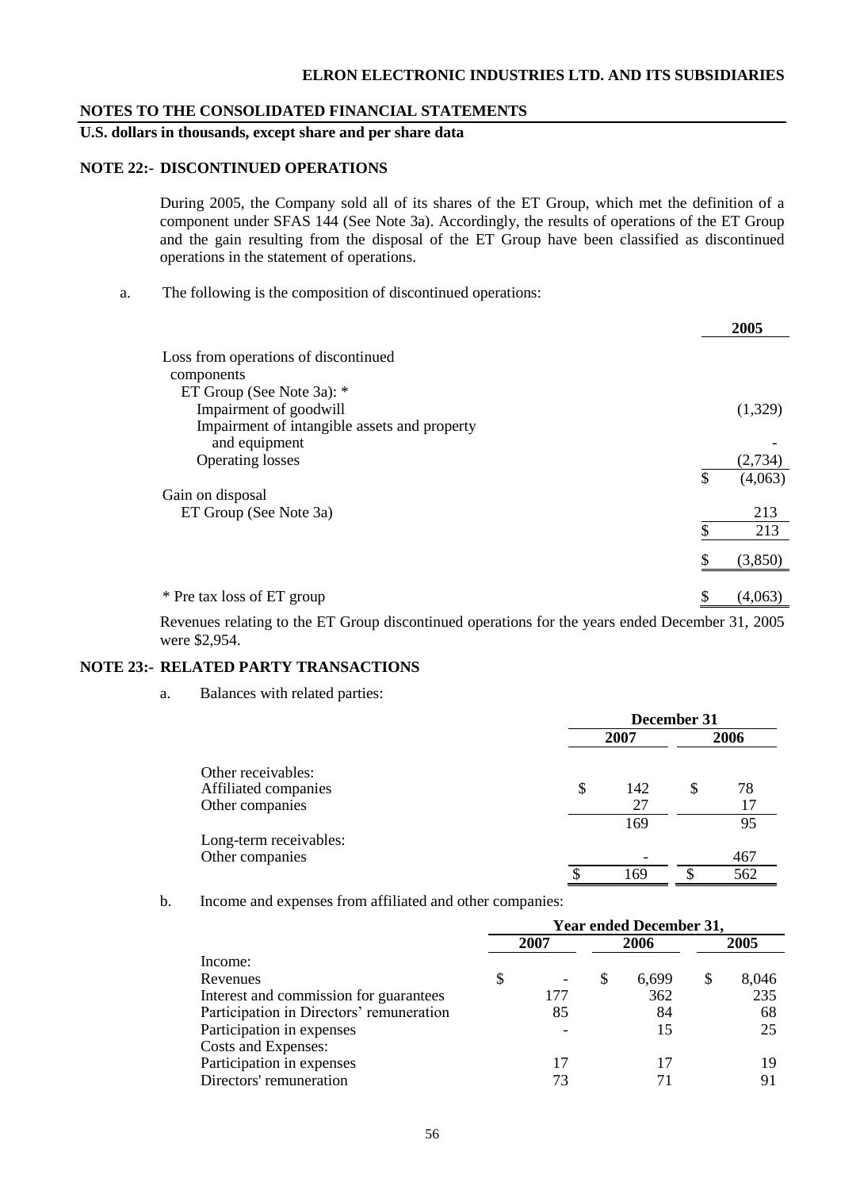## NOTE 22:- DISCONTINUED OPERATIONS

During 2005, the Company sold all of its shares of the ET Group, which met the definition of a component under SFAS 144 (See Note 3a). Accordingly, the results of operations of the ET Group and the gain resulting from the disposal of the ET Group have been classified as discontinued operations in the statement of operations.

a. The following is the composition of discontinued operations:

| | 2005 |
|---|---|
| Loss from operations of discontinued components | |
| ET Group (See Note 3a): * | |
| Impairment of goodwill | (1,329) |
| Impairment of intangible assets and property and equipment | - |
| Operating losses | (2,734) |
| | $ (4,063) |
| Gain on disposal | |
| ET Group (See Note 3a) | 213 |
| | $ 213 |
| | $ (3,850) |
| * Pre tax loss of ET group | $ (4,063) |

Revenues relating to the ET Group discontinued operations for the years ended December 31, 2005 were $2,954.

## NOTE 23:- RELATED PARTY TRANSACTIONS

a. Balances with related parties:

| | December 31 | |
|---|---|---|
| | 2007 | 2006 |
| Other receivables: | | |
| Affiliated companies | $ 142 | $ 78 |
| Other companies | 27 | 17 |
| | 169 | 95 |
| Long-term receivables: | | |
| Other companies | - | 467 |
| | $ 169 | $ 562 |

b. Income and expenses from affiliated and other companies:

| | Year ended December 31, | | |
|---|---|---|---|
| | 2007 | 2006 | 2005 |
| Income: | | | |
| Revenues | $ - | $ 6,699 | $ 8,046 |
| Interest and commission for guarantees | 177 | 362 | 235 |
| Participation in Directors' remuneration | 85 | 84 | 68 |
| Participation in expenses | - | 15 | 25 |
| Costs and Expenses: | | | |
| Participation in expenses | 17 | 17 | 19 |
| Directors' remuneration | 73 | 71 | 91 |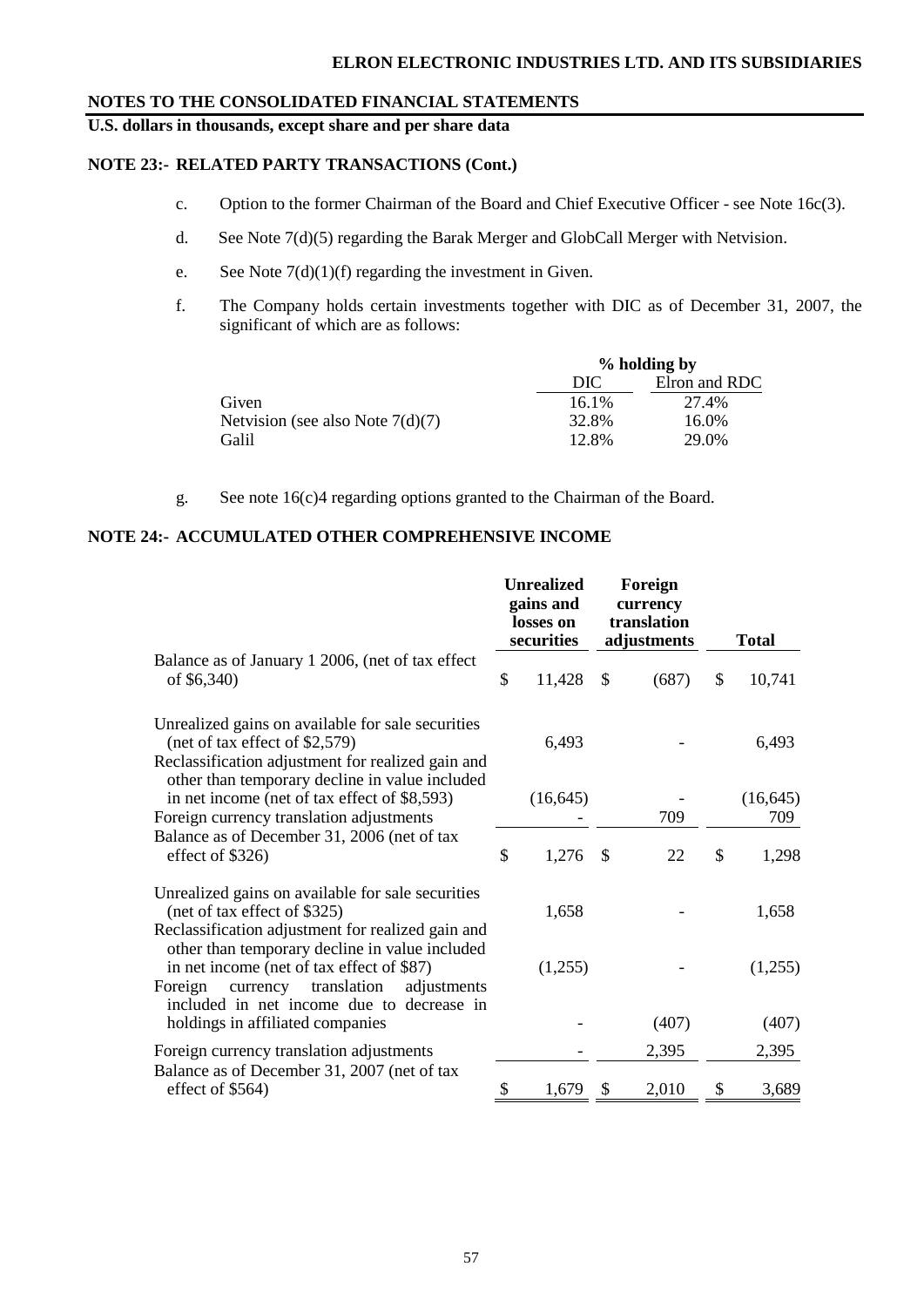## NOTES TO THE CONSOLIDATED FINANCIAL STATEMENTS

**U.S. dollars in thousands, except share and per share data**

### NOTE 23:- RELATED PARTY TRANSACTIONS (Cont.)

c. Option to the former Chairman of the Board and Chief Executive Officer - see Note 16c(3).

d. See Note 7(d)(5) regarding the Barak Merger and GlobCall Merger with Netvision.

e. See Note 7(d)(1)(f) regarding the investment in Given.

f. The Company holds certain investments together with DIC as of December 31, 2007, the significant of which are as follows:

| | % holding by | |
|---|---|---|
| | DIC | Elron and RDC |
| Given | 16.1% | 27.4% |
| Netvision (see also Note 7(d)(7) | 32.8% | 16.0% |
| Galil | 12.8% | 29.0% |

g. See note 16(c)4 regarding options granted to the Chairman of the Board.

### NOTE 24:- ACCUMULATED OTHER COMPREHENSIVE INCOME

| | Unrealized gains and losses on securities | Foreign currency translation adjustments | Total |
|---|---|---|---|
| Balance as of January 1 2006, (net of tax effect of $6,340) | $ 11,428 | $ (687) | $ 10,741 |
| Unrealized gains on available for sale securities (net of tax effect of $2,579) | 6,493 | - | 6,493 |
| Reclassification adjustment for realized gain and other than temporary decline in value included in net income (net of tax effect of $8,593) | (16,645) | - | (16,645) |
| Foreign currency translation adjustments | - | 709 | 709 |
| Balance as of December 31, 2006 (net of tax effect of $326) | $ 1,276 | $ 22 | $ 1,298 |
| Unrealized gains on available for sale securities (net of tax effect of $325) | 1,658 | - | 1,658 |
| Reclassification adjustment for realized gain and other than temporary decline in value included in net income (net of tax effect of $87) | (1,255) | - | (1,255) |
| Foreign currency translation adjustments included in net income due to decrease in holdings in affiliated companies | - | (407) | (407) |
| Foreign currency translation adjustments | - | 2,395 | 2,395 |
| Balance as of December 31, 2007 (net of tax effect of $564) | $ 1,679 | $ 2,010 | $ 3,689 |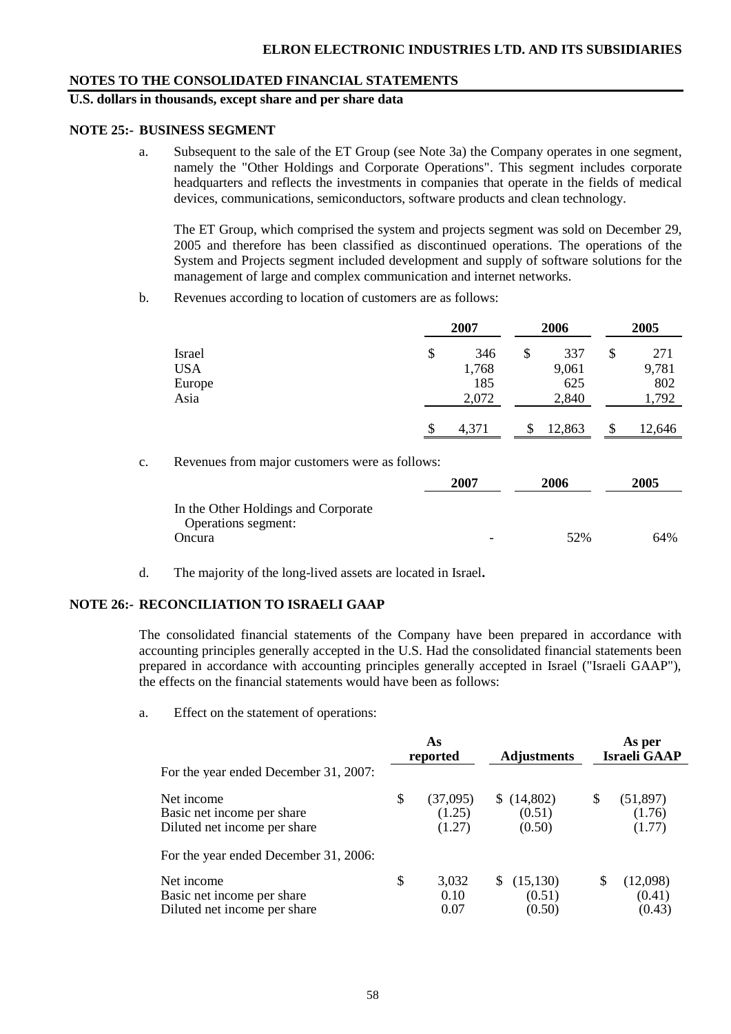## NOTES TO THE CONSOLIDATED FINANCIAL STATEMENTS

**U.S. dollars in thousands, except share and per share data**

### NOTE 25:- BUSINESS SEGMENT

a. Subsequent to the sale of the ET Group (see Note 3a) the Company operates in one segment, namely the "Other Holdings and Corporate Operations". This segment includes corporate headquarters and reflects the investments in companies that operate in the fields of medical devices, communications, semiconductors, software products and clean technology.

The ET Group, which comprised the system and projects segment was sold on December 29, 2005 and therefore has been classified as discontinued operations. The operations of the System and Projects segment included development and supply of software solutions for the management of large and complex communication and internet networks.

b. Revenues according to location of customers are as follows:

| | 2007 | 2006 | 2005 |
|---|---|---|---|
| Israel | $ 346 | $ 337 | $ 271 |
| USA | 1,768 | 9,061 | 9,781 |
| Europe | 185 | 625 | 802 |
| Asia | 2,072 | 2,840 | 1,792 |
| | $ 4,371 | $ 12,863 | $ 12,646 |

c. Revenues from major customers were as follows:

| | 2007 | 2006 | 2005 |
|---|---|---|---|
| In the Other Holdings and Corporate Operations segment: | | | |
| Oncura | - | 52% | 64% |

d. The majority of the long-lived assets are located in Israel**.**

### NOTE 26:- RECONCILIATION TO ISRAELI GAAP

The consolidated financial statements of the Company have been prepared in accordance with accounting principles generally accepted in the U.S. Had the consolidated financial statements been prepared in accordance with accounting principles generally accepted in Israel ("Israeli GAAP"), the effects on the financial statements would have been as follows:

a. Effect on the statement of operations:

| | As reported | Adjustments | As per Israeli GAAP |
|---|---|---|---|
| For the year ended December 31, 2007: | | | |
| Net income | $ (37,095) | $ (14,802) | $ (51,897) |
| Basic net income per share | (1.25) | (0.51) | (1.76) |
| Diluted net income per share | (1.27) | (0.50) | (1.77) |
| For the year ended December 31, 2006: | | | |
| Net income | $ 3,032 | $ (15,130) | $ (12,098) |
| Basic net income per share | 0.10 | (0.51) | (0.41) |
| Diluted net income per share | 0.07 | (0.50) | (0.43) |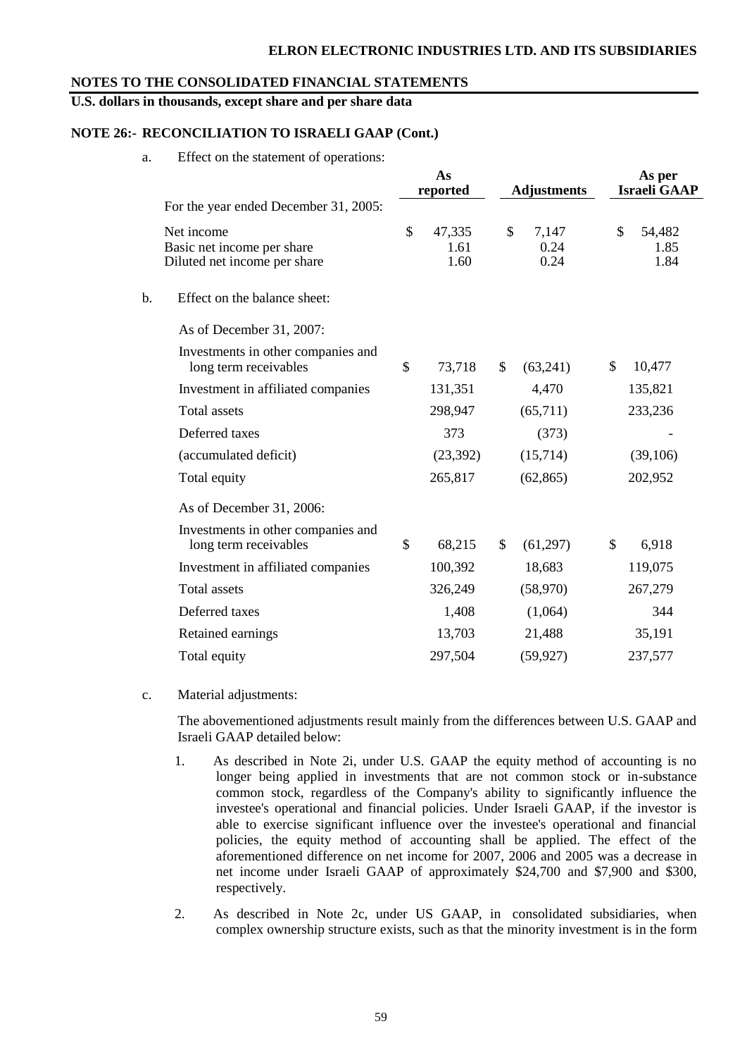**NOTES TO THE CONSOLIDATED FINANCIAL STATEMENTS**

**U.S. dollars in thousands, except share and per share data**

**NOTE 26:- RECONCILIATION TO ISRAELI GAAP (Cont.)**

a. Effect on the statement of operations:

| | As reported | Adjustments | As per Israeli GAAP |
|---|---|---|---|
| For the year ended December 31, 2005: | | | |
| Net income | $ 47,335 | $ 7,147 | $ 54,482 |
| Basic net income per share | 1.61 | 0.24 | 1.85 |
| Diluted net income per share | 1.60 | 0.24 | 1.84 |

b. Effect on the balance sheet:

| | As reported | Adjustments | As per Israeli GAAP |
|---|---|---|---|
| As of December 31, 2007: | | | |
| Investments in other companies and long term receivables | $ 73,718 | $ (63,241) | $ 10,477 |
| Investment in affiliated companies | 131,351 | 4,470 | 135,821 |
| Total assets | 298,947 | (65,711) | 233,236 |
| Deferred taxes | 373 | (373) | - |
| (accumulated deficit) | (23,392) | (15,714) | (39,106) |
| Total equity | 265,817 | (62,865) | 202,952 |
| As of December 31, 2006: | | | |
| Investments in other companies and long term receivables | $ 68,215 | $ (61,297) | $ 6,918 |
| Investment in affiliated companies | 100,392 | 18,683 | 119,075 |
| Total assets | 326,249 | (58,970) | 267,279 |
| Deferred taxes | 1,408 | (1,064) | 344 |
| Retained earnings | 13,703 | 21,488 | 35,191 |
| Total equity | 297,504 | (59,927) | 237,577 |

c. Material adjustments:

The abovementioned adjustments result mainly from the differences between U.S. GAAP and Israeli GAAP detailed below:

1. As described in Note 2i, under U.S. GAAP the equity method of accounting is no longer being applied in investments that are not common stock or in-substance common stock, regardless of the Company's ability to significantly influence the investee's operational and financial policies. Under Israeli GAAP, if the investor is able to exercise significant influence over the investee's operational and financial policies, the equity method of accounting shall be applied. The effect of the aforementioned difference on net income for 2007, 2006 and 2005 was a decrease in net income under Israeli GAAP of approximately $24,700 and $7,900 and $300, respectively.

2. As described in Note 2c, under US GAAP, in consolidated subsidiaries, when complex ownership structure exists, such as that the minority investment is in the form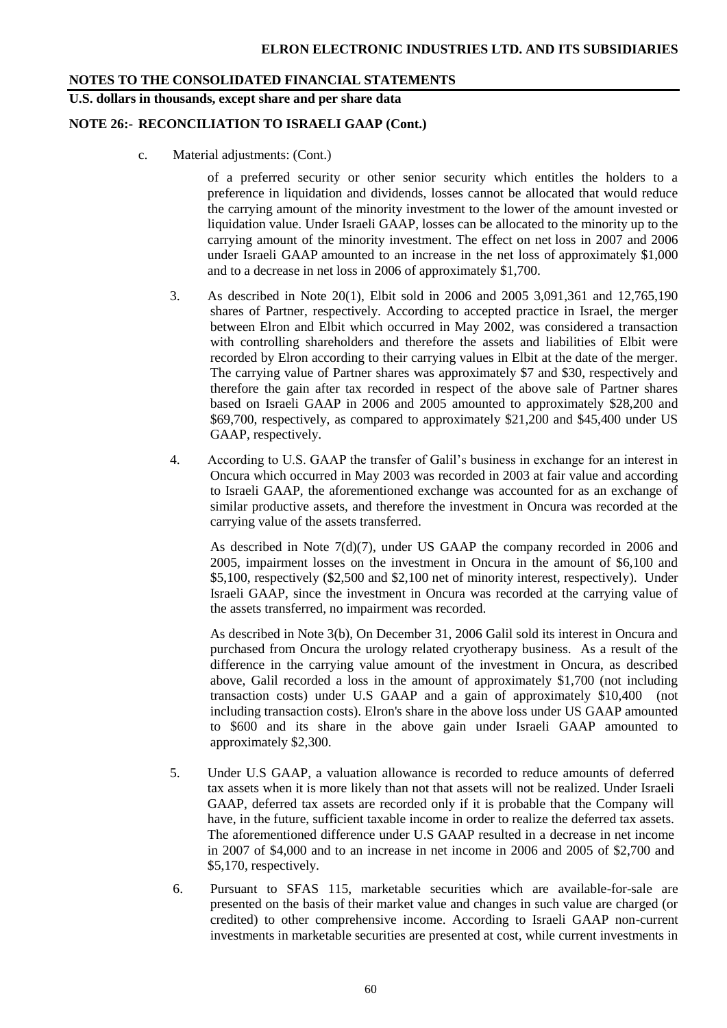**NOTES TO THE CONSOLIDATED FINANCIAL STATEMENTS**

**U.S. dollars in thousands, except share and per share data**

**NOTE 26:- RECONCILIATION TO ISRAELI GAAP (Cont.)**

c. Material adjustments: (Cont.)

of a preferred security or other senior security which entitles the holders to a preference in liquidation and dividends, losses cannot be allocated that would reduce the carrying amount of the minority investment to the lower of the amount invested or liquidation value. Under Israeli GAAP, losses can be allocated to the minority up to the carrying amount of the minority investment. The effect on net loss in 2007 and 2006 under Israeli GAAP amounted to an increase in the net loss of approximately $1,000 and to a decrease in net loss in 2006 of approximately $1,700.

3. As described in Note 20(1), Elbit sold in 2006 and 2005 3,091,361 and 12,765,190 shares of Partner, respectively. According to accepted practice in Israel, the merger between Elron and Elbit which occurred in May 2002, was considered a transaction with controlling shareholders and therefore the assets and liabilities of Elbit were recorded by Elron according to their carrying values in Elbit at the date of the merger. The carrying value of Partner shares was approximately $7 and $30, respectively and therefore the gain after tax recorded in respect of the above sale of Partner shares based on Israeli GAAP in 2006 and 2005 amounted to approximately $28,200 and $69,700, respectively, as compared to approximately $21,200 and $45,400 under US GAAP, respectively.

4. According to U.S. GAAP the transfer of Galil's business in exchange for an interest in Oncura which occurred in May 2003 was recorded in 2003 at fair value and according to Israeli GAAP, the aforementioned exchange was accounted for as an exchange of similar productive assets, and therefore the investment in Oncura was recorded at the carrying value of the assets transferred.

   As described in Note 7(d)(7), under US GAAP the company recorded in 2006 and 2005, impairment losses on the investment in Oncura in the amount of $6,100 and $5,100, respectively ($2,500 and $2,100 net of minority interest, respectively). Under Israeli GAAP, since the investment in Oncura was recorded at the carrying value of the assets transferred, no impairment was recorded.

   As described in Note 3(b), On December 31, 2006 Galil sold its interest in Oncura and purchased from Oncura the urology related cryotherapy business. As a result of the difference in the carrying value amount of the investment in Oncura, as described above, Galil recorded a loss in the amount of approximately $1,700 (not including transaction costs) under U.S GAAP and a gain of approximately $10,400 (not including transaction costs). Elron's share in the above loss under US GAAP amounted to $600 and its share in the above gain under Israeli GAAP amounted to approximately $2,300.

5. Under U.S GAAP, a valuation allowance is recorded to reduce amounts of deferred tax assets when it is more likely than not that assets will not be realized. Under Israeli GAAP, deferred tax assets are recorded only if it is probable that the Company will have, in the future, sufficient taxable income in order to realize the deferred tax assets. The aforementioned difference under U.S GAAP resulted in a decrease in net income in 2007 of $4,000 and to an increase in net income in 2006 and 2005 of $2,700 and $5,170, respectively.

6. Pursuant to SFAS 115, marketable securities which are available-for-sale are presented on the basis of their market value and changes in such value are charged (or credited) to other comprehensive income. According to Israeli GAAP non-current investments in marketable securities are presented at cost, while current investments in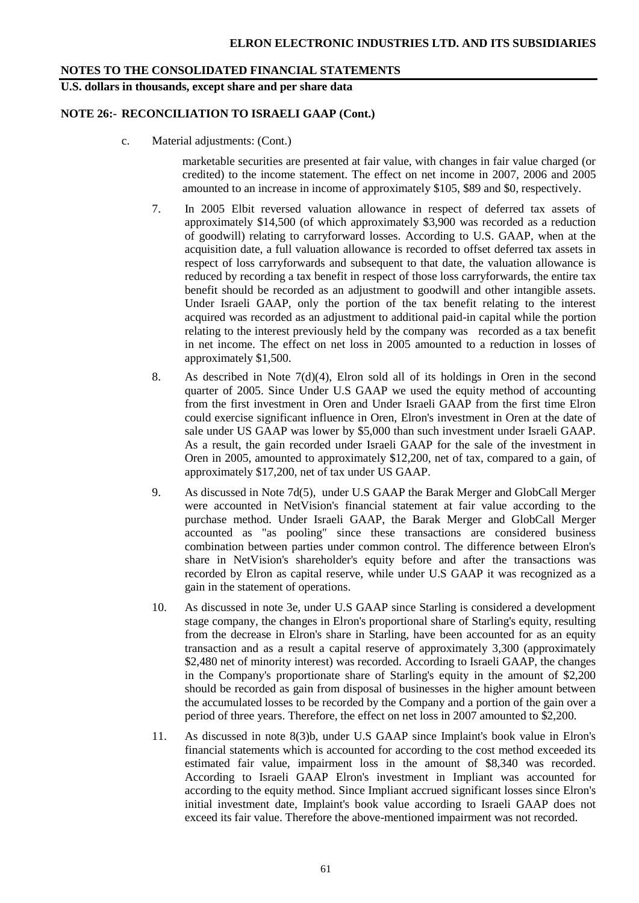**NOTES TO THE CONSOLIDATED FINANCIAL STATEMENTS**

**U.S. dollars in thousands, except share and per share data**

**NOTE 26:- RECONCILIATION TO ISRAELI GAAP (Cont.)**

c. Material adjustments: (Cont.)

marketable securities are presented at fair value, with changes in fair value charged (or credited) to the income statement. The effect on net income in 2007, 2006 and 2005 amounted to an increase in income of approximately $105, $89 and $0, respectively.

7. In 2005 Elbit reversed valuation allowance in respect of deferred tax assets of approximately $14,500 (of which approximately $3,900 was recorded as a reduction of goodwill) relating to carryforward losses. According to U.S. GAAP, when at the acquisition date, a full valuation allowance is recorded to offset deferred tax assets in respect of loss carryforwards and subsequent to that date, the valuation allowance is reduced by recording a tax benefit in respect of those loss carryforwards, the entire tax benefit should be recorded as an adjustment to goodwill and other intangible assets. Under Israeli GAAP, only the portion of the tax benefit relating to the interest acquired was recorded as an adjustment to additional paid-in capital while the portion relating to the interest previously held by the company was recorded as a tax benefit in net income. The effect on net loss in 2005 amounted to a reduction in losses of approximately $1,500.

8. As described in Note 7(d)(4), Elron sold all of its holdings in Oren in the second quarter of 2005. Since Under U.S GAAP we used the equity method of accounting from the first investment in Oren and Under Israeli GAAP from the first time Elron could exercise significant influence in Oren, Elron's investment in Oren at the date of sale under US GAAP was lower by $5,000 than such investment under Israeli GAAP. As a result, the gain recorded under Israeli GAAP for the sale of the investment in Oren in 2005, amounted to approximately $12,200, net of tax, compared to a gain, of approximately $17,200, net of tax under US GAAP.

9. As discussed in Note 7d(5), under U.S GAAP the Barak Merger and GlobCall Merger were accounted in NetVision's financial statement at fair value according to the purchase method. Under Israeli GAAP, the Barak Merger and GlobCall Merger accounted as "as pooling" since these transactions are considered business combination between parties under common control. The difference between Elron's share in NetVision's shareholder's equity before and after the transactions was recorded by Elron as capital reserve, while under U.S GAAP it was recognized as a gain in the statement of operations.

10. As discussed in note 3e, under U.S GAAP since Starling is considered a development stage company, the changes in Elron's proportional share of Starling's equity, resulting from the decrease in Elron's share in Starling, have been accounted for as an equity transaction and as a result a capital reserve of approximately 3,300 (approximately $2,480 net of minority interest) was recorded. According to Israeli GAAP, the changes in the Company's proportionate share of Starling's equity in the amount of $2,200 should be recorded as gain from disposal of businesses in the higher amount between the accumulated losses to be recorded by the Company and a portion of the gain over a period of three years. Therefore, the effect on net loss in 2007 amounted to $2,200.

11. As discussed in note 8(3)b, under U.S GAAP since Implaint's book value in Elron's financial statements which is accounted for according to the cost method exceeded its estimated fair value, impairment loss in the amount of $8,340 was recorded. According to Israeli GAAP Elron's investment in Impliant was accounted for according to the equity method. Since Impliant accrued significant losses since Elron's initial investment date, Implaint's book value according to Israeli GAAP does not exceed its fair value. Therefore the above-mentioned impairment was not recorded.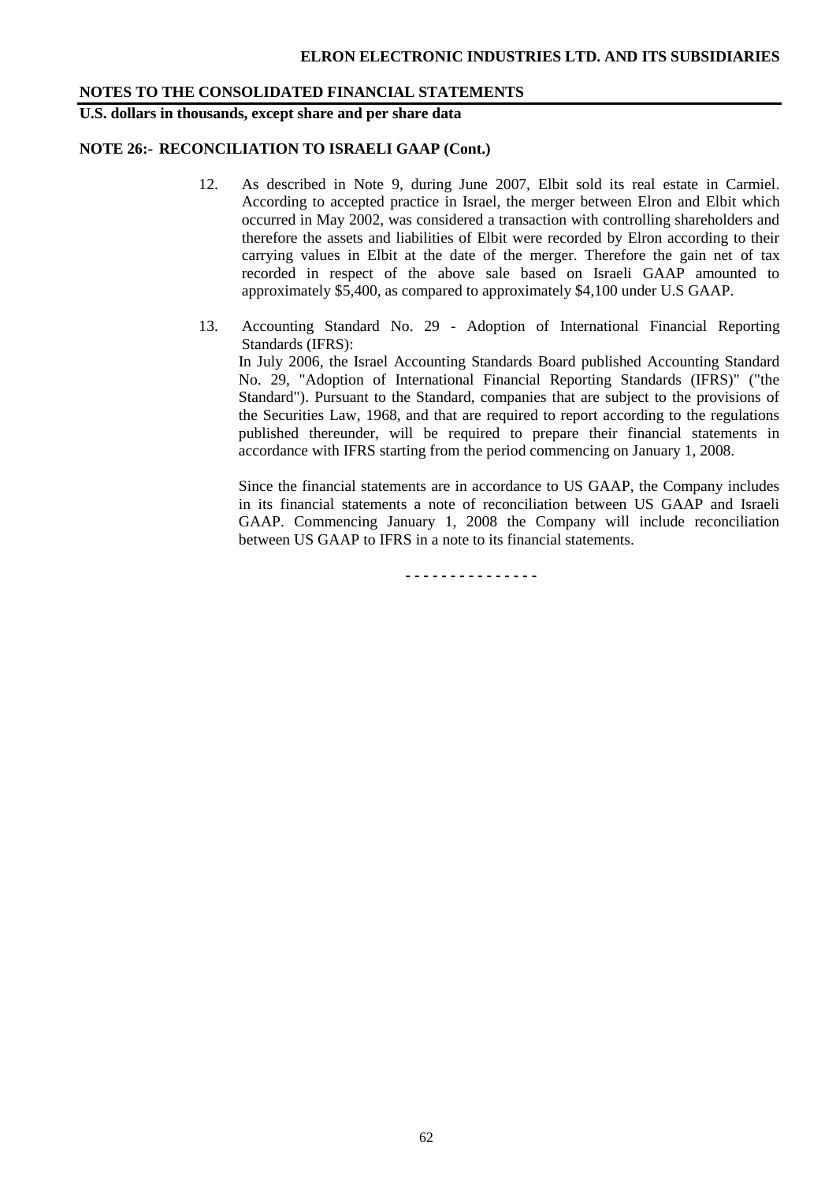**NOTES TO THE CONSOLIDATED FINANCIAL STATEMENTS**

**U.S. dollars in thousands, except share and per share data**

**NOTE 26:- RECONCILIATION TO ISRAELI GAAP (Cont.)**

12. As described in Note 9, during June 2007, Elbit sold its real estate in Carmiel. According to accepted practice in Israel, the merger between Elron and Elbit which occurred in May 2002, was considered a transaction with controlling shareholders and therefore the assets and liabilities of Elbit were recorded by Elron according to their carrying values in Elbit at the date of the merger. Therefore the gain net of tax recorded in respect of the above sale based on Israeli GAAP amounted to approximately $5,400, as compared to approximately $4,100 under U.S GAAP.

13. Accounting Standard No. 29 - Adoption of International Financial Reporting Standards (IFRS):

    In July 2006, the Israel Accounting Standards Board published Accounting Standard No. 29, "Adoption of International Financial Reporting Standards (IFRS)" ("the Standard"). Pursuant to the Standard, companies that are subject to the provisions of the Securities Law, 1968, and that are required to report according to the regulations published thereunder, will be required to prepare their financial statements in accordance with IFRS starting from the period commencing on January 1, 2008.

    Since the financial statements are in accordance to US GAAP, the Company includes in its financial statements a note of reconciliation between US GAAP and Israeli GAAP. Commencing January 1, 2008 the Company will include reconciliation between US GAAP to IFRS in a note to its financial statements.

- - - - - - - - - - - - - - -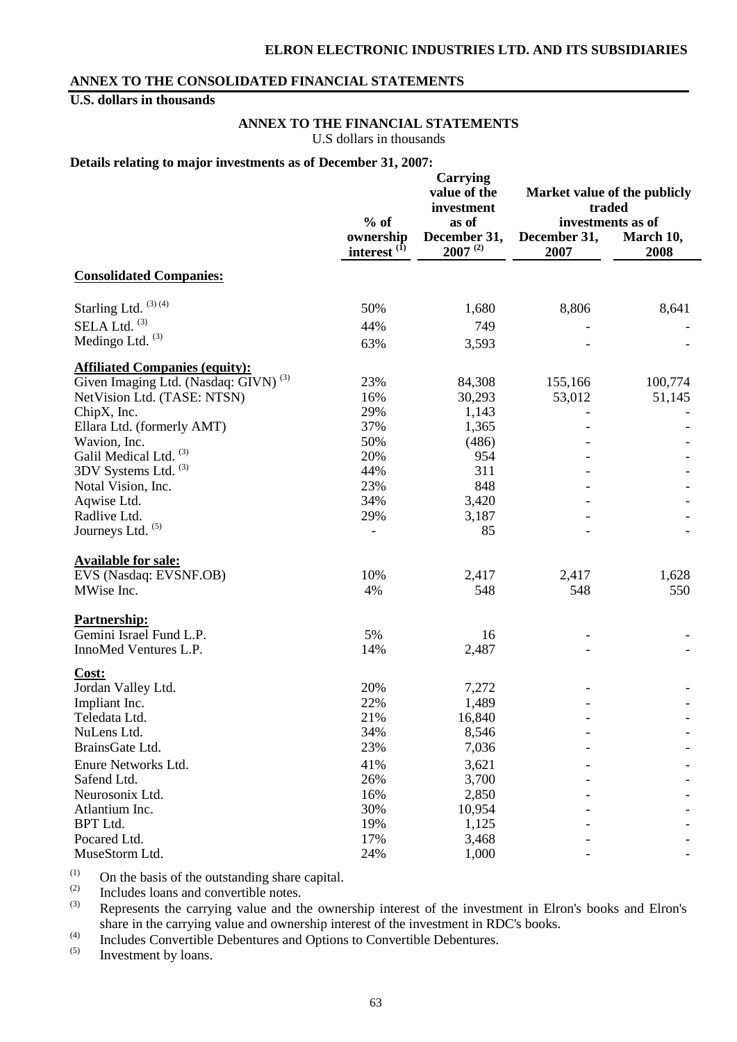## ANNEX TO THE CONSOLIDATED FINANCIAL STATEMENTS

**U.S. dollars in thousands**

### ANNEX TO THE FINANCIAL STATEMENTS

U.S dollars in thousands

**Details relating to major investments as of December 31, 2007:**

| | % of ownership interest [(1)] | Carrying value of the investment as of December 31, 2007 [(2)] | Market value of the publicly traded investments as of December 31, 2007 | March 10, 2008 |
|---|---|---|---|---|
| **Consolidated Companies:** | | | | |
| Starling Ltd. [(3) (4)] | 50% | 1,680 | 8,806 | 8,641 |
| SELA Ltd. [(3)] | 44% | 749 | - | - |
| Medingo Ltd. [(3)] | 63% | 3,593 | - | - |
| **Affiliated Companies (equity):** | | | | |
| Given Imaging Ltd. (Nasdaq: GIVN) [(3)] | 23% | 84,308 | 155,166 | 100,774 |
| NetVision Ltd. (TASE: NTSN) | 16% | 30,293 | 53,012 | 51,145 |
| ChipX, Inc. | 29% | 1,143 | - | - |
| Ellara Ltd. (formerly AMT) | 37% | 1,365 | - | - |
| Wavion, Inc. | 50% | (486) | - | - |
| Galil Medical Ltd. [(3)] | 20% | 954 | - | - |
| 3DV Systems Ltd. [(3)] | 44% | 311 | - | - |
| Notal Vision, Inc. | 23% | 848 | - | - |
| Aqwise Ltd. | 34% | 3,420 | - | - |
| Radlive Ltd. | 29% | 3,187 | - | - |
| Journeys Ltd. [(5)] | - | 85 | - | - |
| **Available for sale:** | | | | |
| EVS (Nasdaq: EVSNF.OB) | 10% | 2,417 | 2,417 | 1,628 |
| MWise Inc. | 4% | 548 | 548 | 550 |
| **Partnership:** | | | | |
| Gemini Israel Fund L.P. | 5% | 16 | - | - |
| InnoMed Ventures L.P. | 14% | 2,487 | - | - |
| **Cost:** | | | | |
| Jordan Valley Ltd. | 20% | 7,272 | - | - |
| Impliant Inc. | 22% | 1,489 | - | - |
| Teledata Ltd. | 21% | 16,840 | - | - |
| NuLens Ltd. | 34% | 8,546 | - | - |
| BrainsGate Ltd. | 23% | 7,036 | - | - |
| Enure Networks Ltd. | 41% | 3,621 | - | - |
| Safend Ltd. | 26% | 3,700 | - | - |
| Neurosonix Ltd. | 16% | 2,850 | - | - |
| Atlantium Inc. | 30% | 10,954 | - | - |
| BPT Ltd. | 19% | 1,125 | - | - |
| Pocared Ltd. | 17% | 3,468 | - | - |
| MuseStorm Ltd. | 24% | 1,000 | - | - |

(1) On the basis of the outstanding share capital.

(2) Includes loans and convertible notes.

(3) Represents the carrying value and the ownership interest of the investment in Elron's books and Elron's share in the carrying value and ownership interest of the investment in RDC's books.

(4) Includes Convertible Debentures and Options to Convertible Debentures.

(5) Investment by loans.